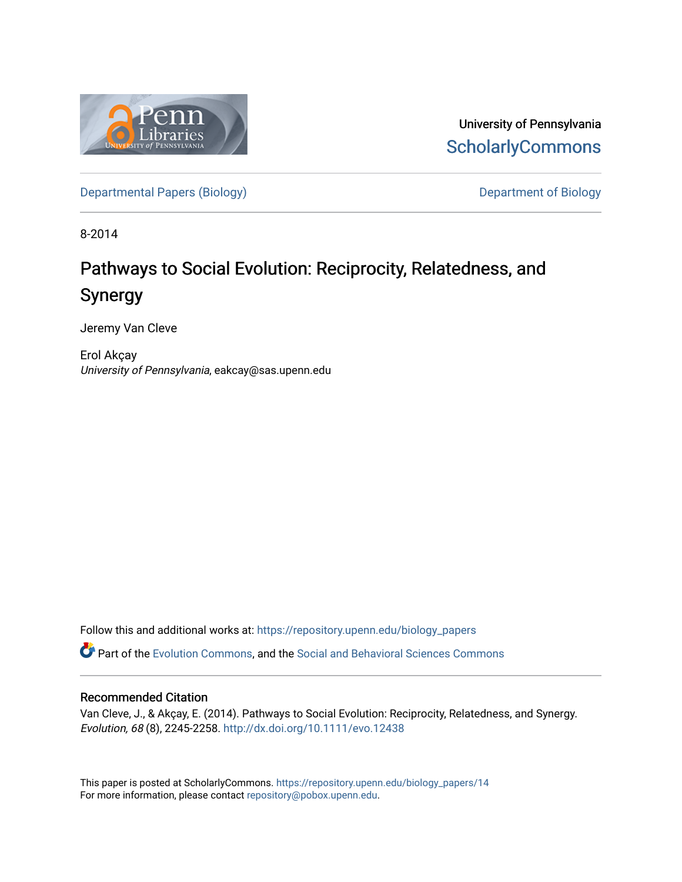University of Pennsylvania
ScholarlyCommons

Departmental Papers (Biology)

Department of Biology

8-2014

# Pathways to Social Evolution: Reciprocity, Relatedness, and Synergy

Jeremy Van Cleve

Erol Akçay
*University of Pennsylvania*, eakcay@sas.upenn.edu

Follow this and additional works at: https://repository.upenn.edu/biology_papers

Part of the Evolution Commons, and the Social and Behavioral Sciences Commons

## Recommended Citation

Van Cleve, J., & Akçay, E. (2014). Pathways to Social Evolution: Reciprocity, Relatedness, and Synergy. *Evolution, 68* (8), 2245-2258. http://dx.doi.org/10.1111/evo.12438

This paper is posted at ScholarlyCommons. https://repository.upenn.edu/biology_papers/14
For more information, please contact repository@pobox.upenn.edu.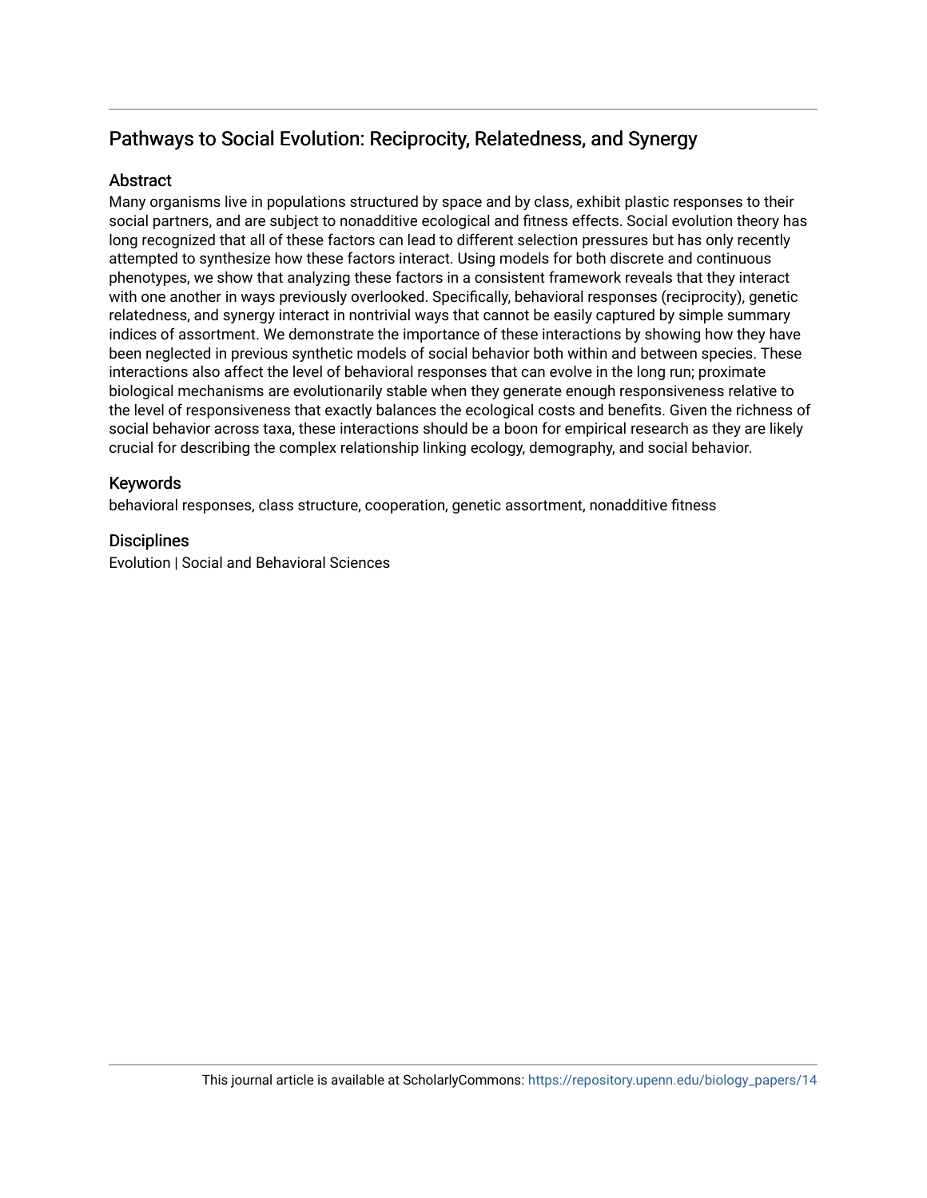## Pathways to Social Evolution: Reciprocity, Relatedness, and Synergy

### Abstract

Many organisms live in populations structured by space and by class, exhibit plastic responses to their social partners, and are subject to nonadditive ecological and fitness effects. Social evolution theory has long recognized that all of these factors can lead to different selection pressures but has only recently attempted to synthesize how these factors interact. Using models for both discrete and continuous phenotypes, we show that analyzing these factors in a consistent framework reveals that they interact with one another in ways previously overlooked. Specifically, behavioral responses (reciprocity), genetic relatedness, and synergy interact in nontrivial ways that cannot be easily captured by simple summary indices of assortment. We demonstrate the importance of these interactions by showing how they have been neglected in previous synthetic models of social behavior both within and between species. These interactions also affect the level of behavioral responses that can evolve in the long run; proximate biological mechanisms are evolutionarily stable when they generate enough responsiveness relative to the level of responsiveness that exactly balances the ecological costs and benefits. Given the richness of social behavior across taxa, these interactions should be a boon for empirical research as they are likely crucial for describing the complex relationship linking ecology, demography, and social behavior.

### Keywords

behavioral responses, class structure, cooperation, genetic assortment, nonadditive fitness

### Disciplines

Evolution | Social and Behavioral Sciences

This journal article is available at ScholarlyCommons: https://repository.upenn.edu/biology_papers/14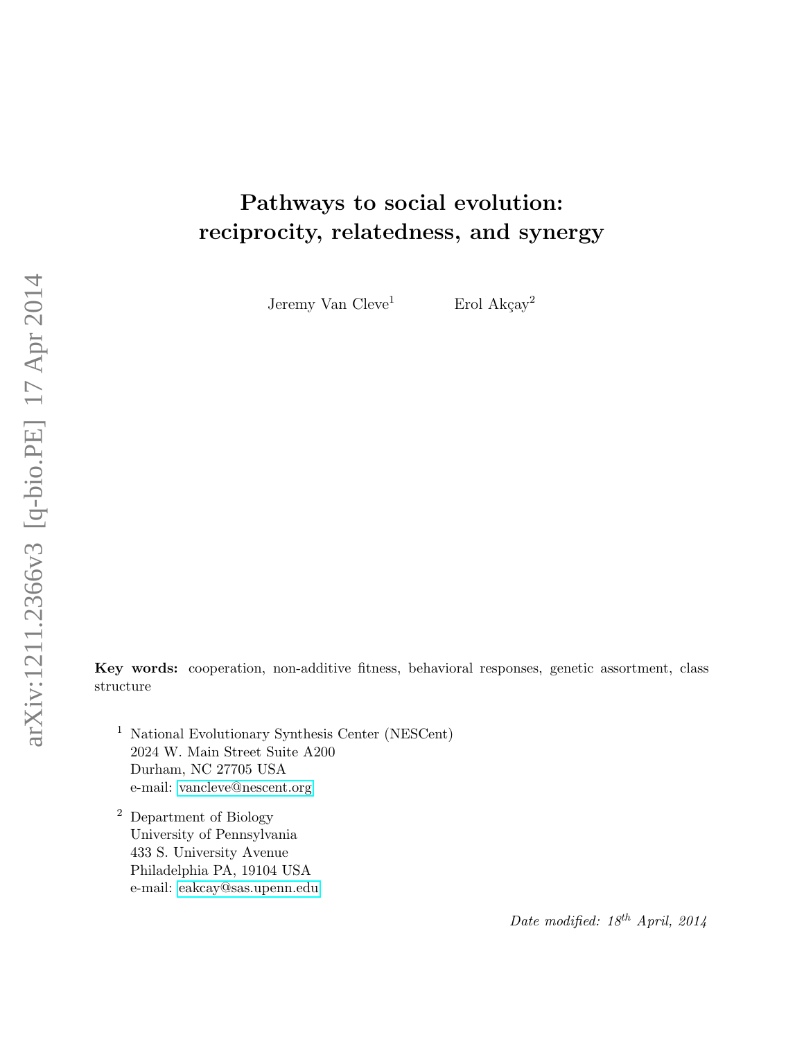# Pathways to social evolution: reciprocity, relatedness, and synergy

Jeremy Van Cleve[1]  Erol Akçay[2]

**Key words:** cooperation, non-additive fitness, behavioral responses, genetic assortment, class structure

[1] National Evolutionary Synthesis Center (NESCent)
2024 W. Main Street Suite A200
Durham, NC 27705 USA
e-mail: vancleve@nescent.org

[2] Department of Biology
University of Pennsylvania
433 S. University Avenue
Philadelphia PA, 19104 USA
e-mail: eakcay@sas.upenn.edu

*Date modified: $18^{th}$ April, 2014*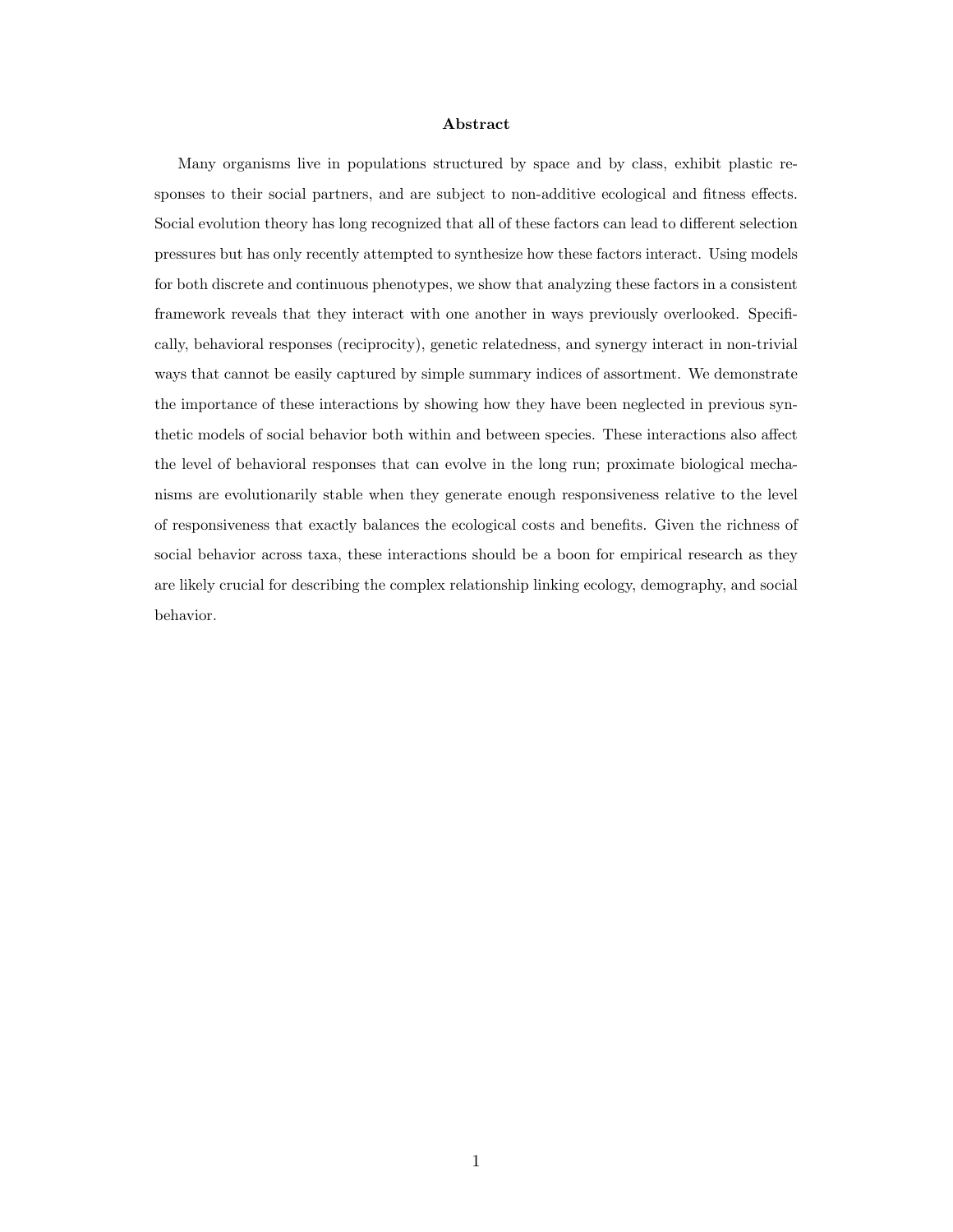## Abstract

Many organisms live in populations structured by space and by class, exhibit plastic responses to their social partners, and are subject to non-additive ecological and fitness effects. Social evolution theory has long recognized that all of these factors can lead to different selection pressures but has only recently attempted to synthesize how these factors interact. Using models for both discrete and continuous phenotypes, we show that analyzing these factors in a consistent framework reveals that they interact with one another in ways previously overlooked. Specifically, behavioral responses (reciprocity), genetic relatedness, and synergy interact in non-trivial ways that cannot be easily captured by simple summary indices of assortment. We demonstrate the importance of these interactions by showing how they have been neglected in previous synthetic models of social behavior both within and between species. These interactions also affect the level of behavioral responses that can evolve in the long run; proximate biological mechanisms are evolutionarily stable when they generate enough responsiveness relative to the level of responsiveness that exactly balances the ecological costs and benefits. Given the richness of social behavior across taxa, these interactions should be a boon for empirical research as they are likely crucial for describing the complex relationship linking ecology, demography, and social behavior.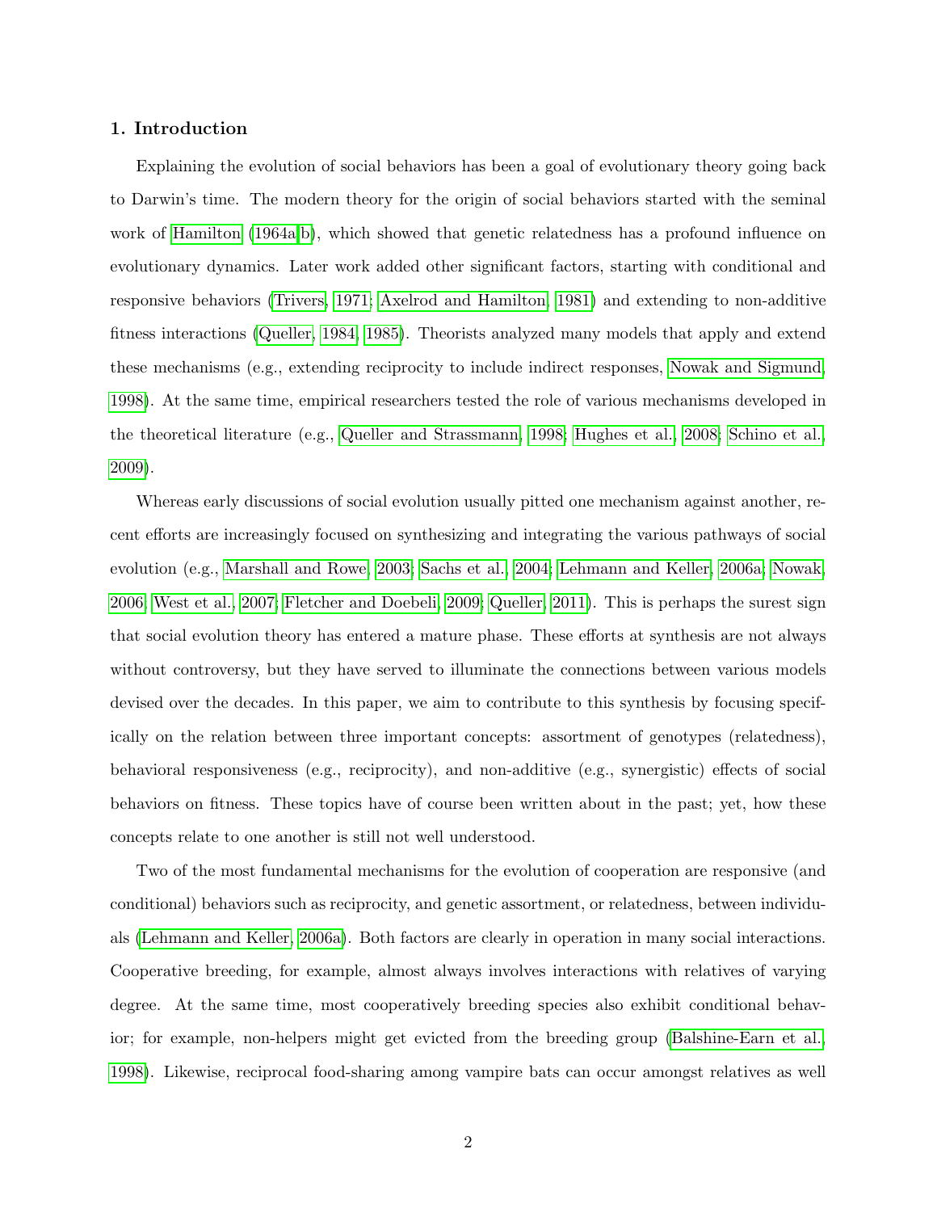## 1. Introduction

Explaining the evolution of social behaviors has been a goal of evolutionary theory going back to Darwin's time. The modern theory for the origin of social behaviors started with the seminal work of Hamilton (1964a,b), which showed that genetic relatedness has a profound influence on evolutionary dynamics. Later work added other significant factors, starting with conditional and responsive behaviors (Trivers, 1971; Axelrod and Hamilton, 1981) and extending to non-additive fitness interactions (Queller, 1984, 1985). Theorists analyzed many models that apply and extend these mechanisms (e.g., extending reciprocity to include indirect responses, Nowak and Sigmund, 1998). At the same time, empirical researchers tested the role of various mechanisms developed in the theoretical literature (e.g., Queller and Strassmann, 1998; Hughes et al., 2008; Schino et al., 2009).

Whereas early discussions of social evolution usually pitted one mechanism against another, recent efforts are increasingly focused on synthesizing and integrating the various pathways of social evolution (e.g., Marshall and Rowe, 2003; Sachs et al., 2004; Lehmann and Keller, 2006a; Nowak, 2006; West et al., 2007; Fletcher and Doebeli, 2009; Queller, 2011). This is perhaps the surest sign that social evolution theory has entered a mature phase. These efforts at synthesis are not always without controversy, but they have served to illuminate the connections between various models devised over the decades. In this paper, we aim to contribute to this synthesis by focusing specifically on the relation between three important concepts: assortment of genotypes (relatedness), behavioral responsiveness (e.g., reciprocity), and non-additive (e.g., synergistic) effects of social behaviors on fitness. These topics have of course been written about in the past; yet, how these concepts relate to one another is still not well understood.

Two of the most fundamental mechanisms for the evolution of cooperation are responsive (and conditional) behaviors such as reciprocity, and genetic assortment, or relatedness, between individuals (Lehmann and Keller, 2006a). Both factors are clearly in operation in many social interactions. Cooperative breeding, for example, almost always involves interactions with relatives of varying degree. At the same time, most cooperatively breeding species also exhibit conditional behavior; for example, non-helpers might get evicted from the breeding group (Balshine-Earn et al., 1998). Likewise, reciprocal food-sharing among vampire bats can occur amongst relatives as well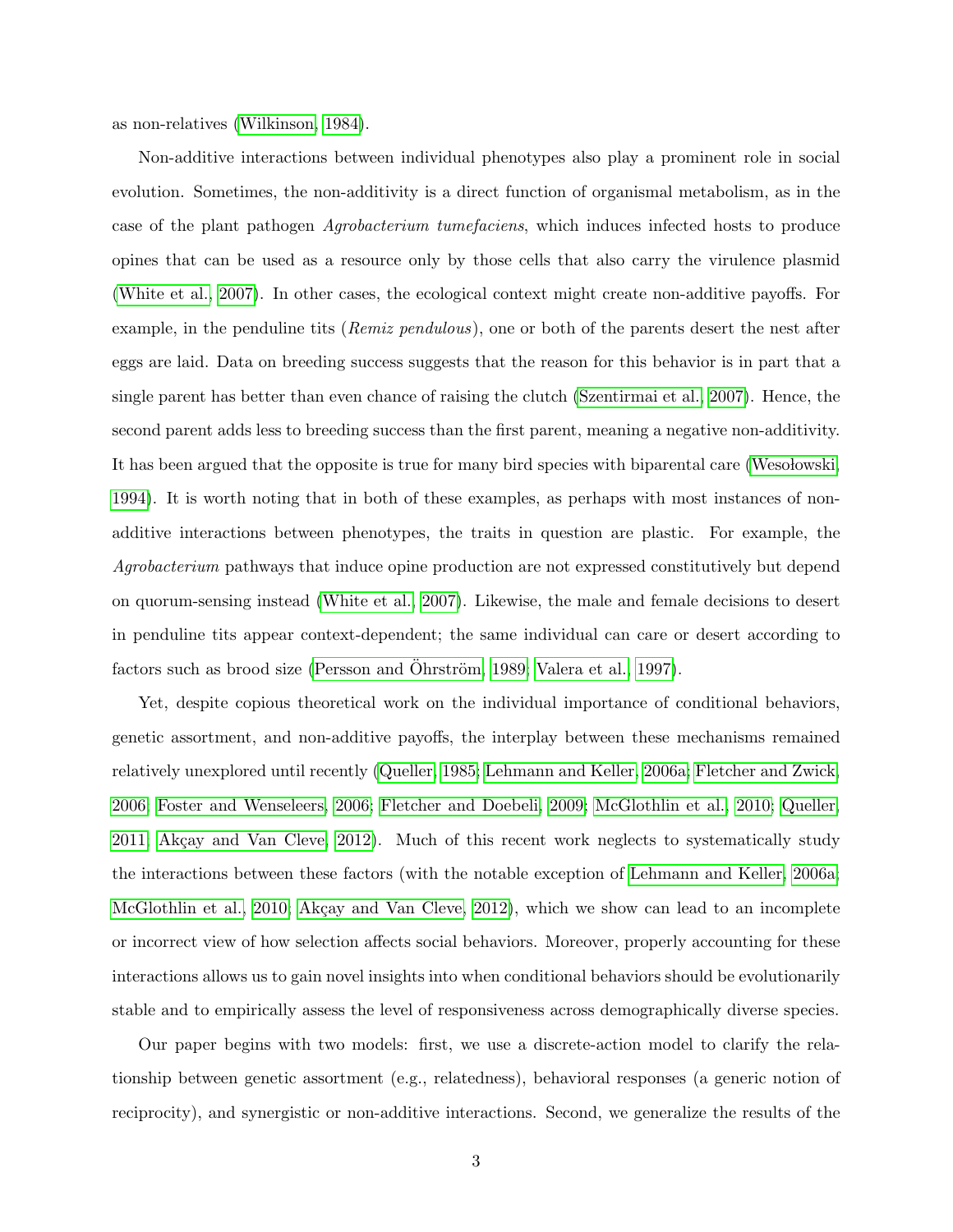as non-relatives (Wilkinson, 1984).

Non-additive interactions between individual phenotypes also play a prominent role in social evolution. Sometimes, the non-additivity is a direct function of organismal metabolism, as in the case of the plant pathogen *Agrobacterium tumefaciens*, which induces infected hosts to produce opines that can be used as a resource only by those cells that also carry the virulence plasmid (White et al., 2007). In other cases, the ecological context might create non-additive payoffs. For example, in the penduline tits (*Remiz pendulous*), one or both of the parents desert the nest after eggs are laid. Data on breeding success suggests that the reason for this behavior is in part that a single parent has better than even chance of raising the clutch (Szentirmai et al., 2007). Hence, the second parent adds less to breeding success than the first parent, meaning a negative non-additivity. It has been argued that the opposite is true for many bird species with biparental care (Wesołowski, 1994). It is worth noting that in both of these examples, as perhaps with most instances of non-additive interactions between phenotypes, the traits in question are plastic. For example, the *Agrobacterium* pathways that induce opine production are not expressed constitutively but depend on quorum-sensing instead (White et al., 2007). Likewise, the male and female decisions to desert in penduline tits appear context-dependent; the same individual can care or desert according to factors such as brood size (Persson and Öhrström, 1989; Valera et al., 1997).

Yet, despite copious theoretical work on the individual importance of conditional behaviors, genetic assortment, and non-additive payoffs, the interplay between these mechanisms remained relatively unexplored until recently (Queller, 1985; Lehmann and Keller, 2006a; Fletcher and Zwick, 2006; Foster and Wenseleers, 2006; Fletcher and Doebeli, 2009; McGlothlin et al., 2010; Queller, 2011; Akçay and Van Cleve, 2012). Much of this recent work neglects to systematically study the interactions between these factors (with the notable exception of Lehmann and Keller, 2006a; McGlothlin et al., 2010; Akçay and Van Cleve, 2012), which we show can lead to an incomplete or incorrect view of how selection affects social behaviors. Moreover, properly accounting for these interactions allows us to gain novel insights into when conditional behaviors should be evolutionarily stable and to empirically assess the level of responsiveness across demographically diverse species.

Our paper begins with two models: first, we use a discrete-action model to clarify the relationship between genetic assortment (e.g., relatedness), behavioral responses (a generic notion of reciprocity), and synergistic or non-additive interactions. Second, we generalize the results of the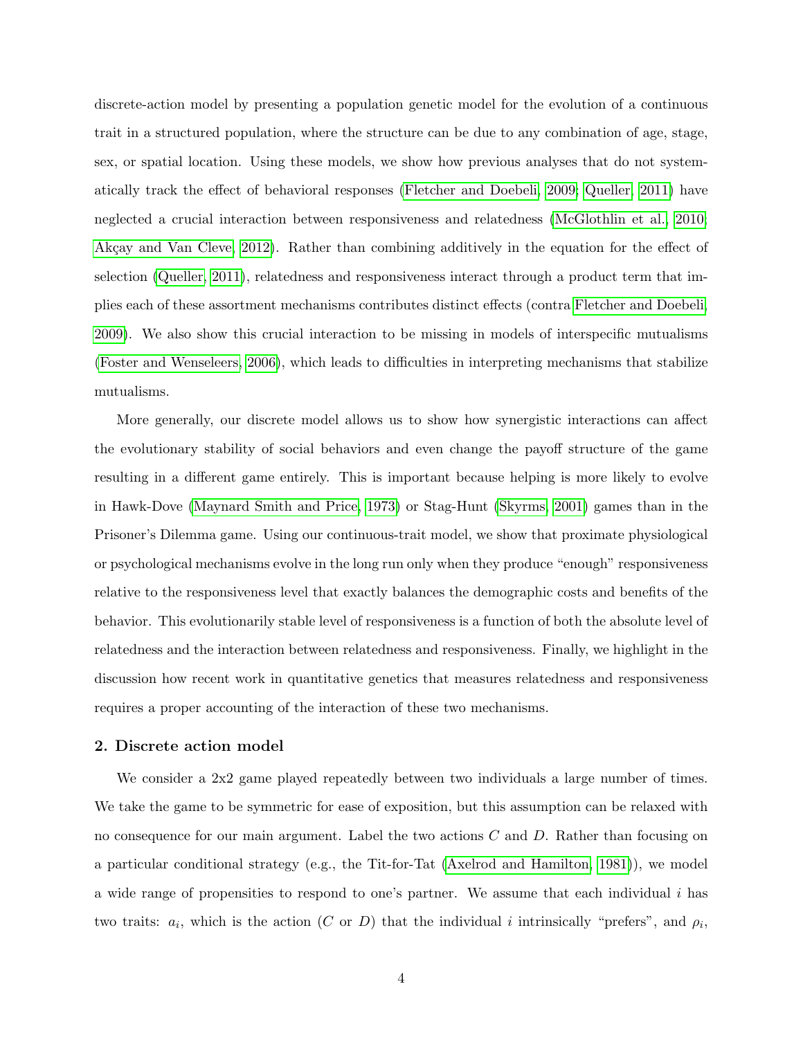discrete-action model by presenting a population genetic model for the evolution of a continuous trait in a structured population, where the structure can be due to any combination of age, stage, sex, or spatial location. Using these models, we show how previous analyses that do not systematically track the effect of behavioral responses (Fletcher and Doebeli, 2009; Queller, 2011) have neglected a crucial interaction between responsiveness and relatedness (McGlothlin et al., 2010; Akçay and Van Cleve, 2012). Rather than combining additively in the equation for the effect of selection (Queller, 2011), relatedness and responsiveness interact through a product term that implies each of these assortment mechanisms contributes distinct effects (contra Fletcher and Doebeli, 2009). We also show this crucial interaction to be missing in models of interspecific mutualisms (Foster and Wenseleers, 2006), which leads to difficulties in interpreting mechanisms that stabilize mutualisms.

More generally, our discrete model allows us to show how synergistic interactions can affect the evolutionary stability of social behaviors and even change the payoff structure of the game resulting in a different game entirely. This is important because helping is more likely to evolve in Hawk-Dove (Maynard Smith and Price, 1973) or Stag-Hunt (Skyrms, 2001) games than in the Prisoner's Dilemma game. Using our continuous-trait model, we show that proximate physiological or psychological mechanisms evolve in the long run only when they produce "enough" responsiveness relative to the responsiveness level that exactly balances the demographic costs and benefits of the behavior. This evolutionarily stable level of responsiveness is a function of both the absolute level of relatedness and the interaction between relatedness and responsiveness. Finally, we highlight in the discussion how recent work in quantitative genetics that measures relatedness and responsiveness requires a proper accounting of the interaction of these two mechanisms.

## 2. Discrete action model

We consider a 2x2 game played repeatedly between two individuals a large number of times. We take the game to be symmetric for ease of exposition, but this assumption can be relaxed with no consequence for our main argument. Label the two actions $C$ and $D$. Rather than focusing on a particular conditional strategy (e.g., the Tit-for-Tat (Axelrod and Hamilton, 1981)), we model a wide range of propensities to respond to one's partner. We assume that each individual $i$ has two traits: $a_i$, which is the action ($C$ or $D$) that the individual $i$ intrinsically "prefers", and $\rho_i$,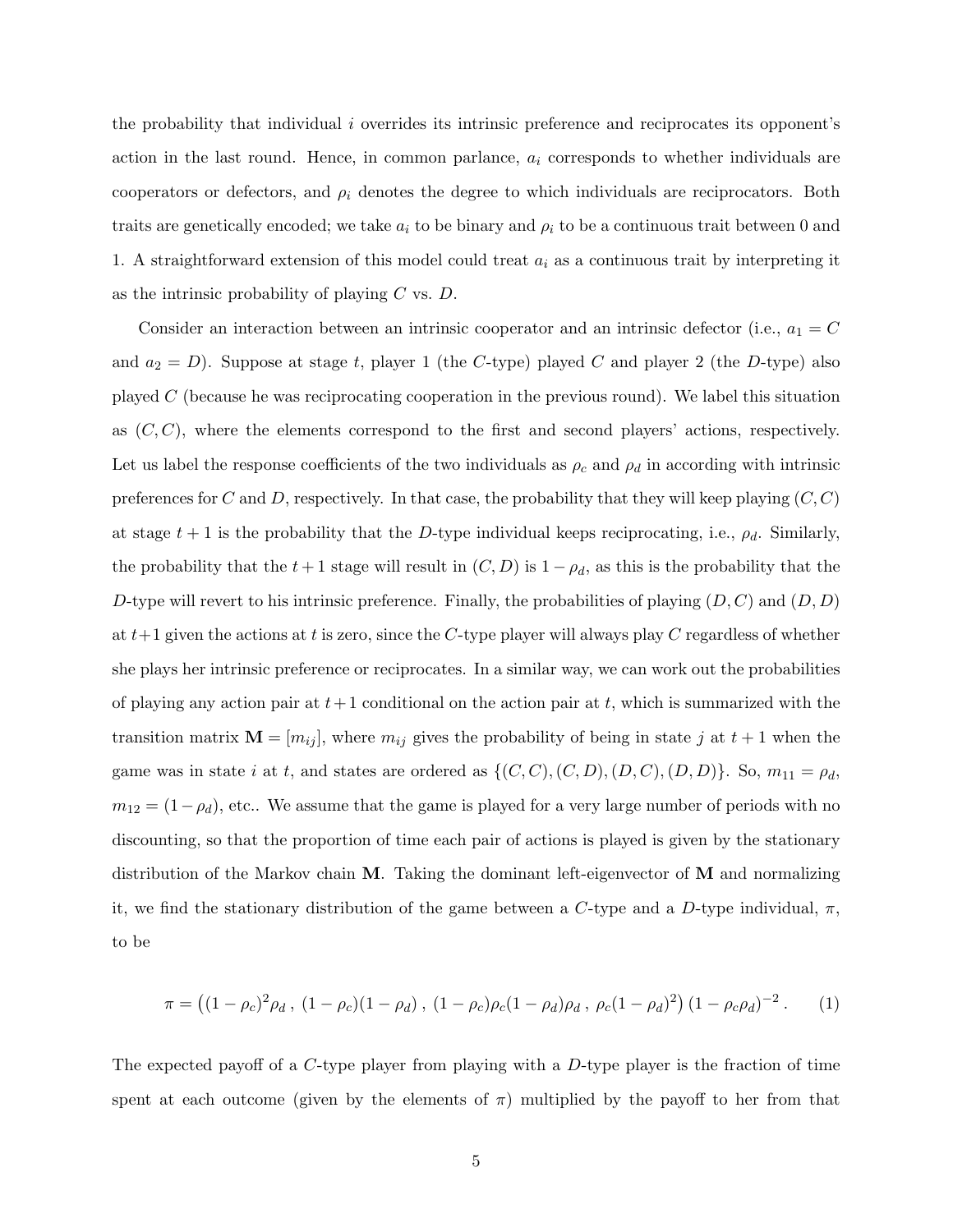the probability that individual $i$ overrides its intrinsic preference and reciprocates its opponent's action in the last round. Hence, in common parlance, $a_i$ corresponds to whether individuals are cooperators or defectors, and $\rho_i$ denotes the degree to which individuals are reciprocators. Both traits are genetically encoded; we take $a_i$ to be binary and $\rho_i$ to be a continuous trait between 0 and 1. A straightforward extension of this model could treat $a_i$ as a continuous trait by interpreting it as the intrinsic probability of playing $C$ vs. $D$.

Consider an interaction between an intrinsic cooperator and an intrinsic defector (i.e., $a_1 = C$ and $a_2 = D$). Suppose at stage $t$, player 1 (the $C$-type) played $C$ and player 2 (the $D$-type) also played $C$ (because he was reciprocating cooperation in the previous round). We label this situation as $(C, C)$, where the elements correspond to the first and second players' actions, respectively. Let us label the response coefficients of the two individuals as $\rho_c$ and $\rho_d$ in according with intrinsic preferences for $C$ and $D$, respectively. In that case, the probability that they will keep playing $(C, C)$ at stage $t + 1$ is the probability that the $D$-type individual keeps reciprocating, i.e., $\rho_d$. Similarly, the probability that the $t+1$ stage will result in $(C, D)$ is $1 - \rho_d$, as this is the probability that the $D$-type will revert to his intrinsic preference. Finally, the probabilities of playing $(D, C)$ and $(D, D)$ at $t+1$ given the actions at $t$ is zero, since the $C$-type player will always play $C$ regardless of whether she plays her intrinsic preference or reciprocates. In a similar way, we can work out the probabilities of playing any action pair at $t+1$ conditional on the action pair at $t$, which is summarized with the transition matrix $\mathbf{M} = [m_{ij}]$, where $m_{ij}$ gives the probability of being in state $j$ at $t + 1$ when the game was in state $i$ at $t$, and states are ordered as $\{(C, C), (C, D), (D, C), (D, D)\}$. So, $m_{11} = \rho_d$, $m_{12} = (1-\rho_d)$, etc.. We assume that the game is played for a very large number of periods with no discounting, so that the proportion of time each pair of actions is played is given by the stationary distribution of the Markov chain $\mathbf{M}$. Taking the dominant left-eigenvector of $\mathbf{M}$ and normalizing it, we find the stationary distribution of the game between a $C$-type and a $D$-type individual, $\pi$, to be

$$\pi = \left((1-\rho_c)^2\rho_d \,,\ (1-\rho_c)(1-\rho_d) \,,\ (1-\rho_c)\rho_c(1-\rho_d)\rho_d \,,\ \rho_c(1-\rho_d)^2\right)(1-\rho_c\rho_d)^{-2} \,. \qquad (1)$$

The expected payoff of a $C$-type player from playing with a $D$-type player is the fraction of time spent at each outcome (given by the elements of $\pi$) multiplied by the payoff to her from that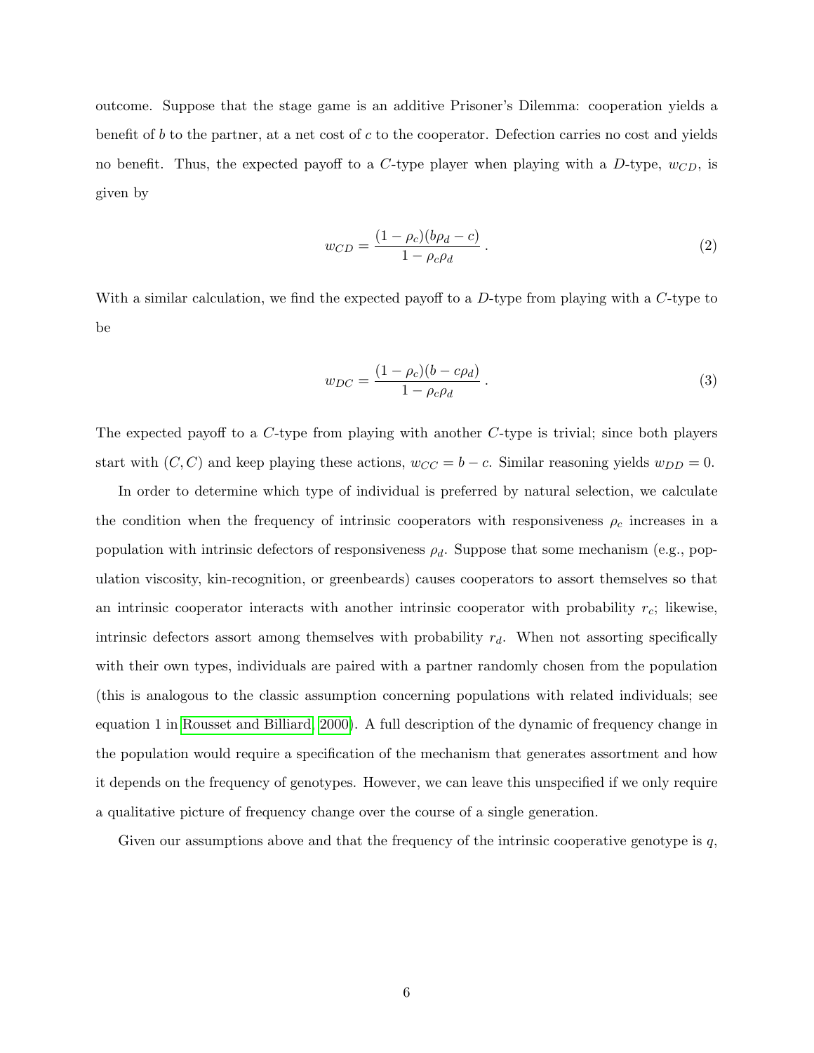outcome. Suppose that the stage game is an additive Prisoner's Dilemma: cooperation yields a benefit of $b$ to the partner, at a net cost of $c$ to the cooperator. Defection carries no cost and yields no benefit. Thus, the expected payoff to a $C$-type player when playing with a $D$-type, $w_{CD}$, is given by

$$w_{CD} = \frac{(1-\rho_c)(b\rho_d - c)}{1-\rho_c\rho_d}\,. \tag{2}$$

With a similar calculation, we find the expected payoff to a $D$-type from playing with a $C$-type to be

$$w_{DC} = \frac{(1-\rho_c)(b - c\rho_d)}{1-\rho_c\rho_d}\,. \tag{3}$$

The expected payoff to a $C$-type from playing with another $C$-type is trivial; since both players start with $(C, C)$ and keep playing these actions, $w_{CC} = b - c$. Similar reasoning yields $w_{DD} = 0$.

In order to determine which type of individual is preferred by natural selection, we calculate the condition when the frequency of intrinsic cooperators with responsiveness $\rho_c$ increases in a population with intrinsic defectors of responsiveness $\rho_d$. Suppose that some mechanism (e.g., population viscosity, kin-recognition, or greenbeards) causes cooperators to assort themselves so that an intrinsic cooperator interacts with another intrinsic cooperator with probability $r_c$; likewise, intrinsic defectors assort among themselves with probability $r_d$. When not assorting specifically with their own types, individuals are paired with a partner randomly chosen from the population (this is analogous to the classic assumption concerning populations with related individuals; see equation 1 in Rousset and Billiard, 2000). A full description of the dynamic of frequency change in the population would require a specification of the mechanism that generates assortment and how it depends on the frequency of genotypes. However, we can leave this unspecified if we only require a qualitative picture of frequency change over the course of a single generation.

Given our assumptions above and that the frequency of the intrinsic cooperative genotype is $q$,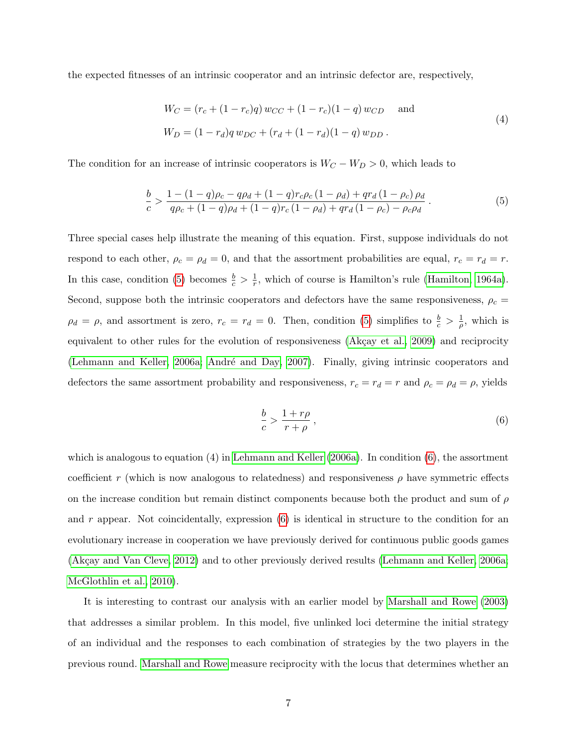the expected fitnesses of an intrinsic cooperator and an intrinsic defector are, respectively,

$$
\begin{aligned}
W_C &= (r_c + (1 - r_c)q)\, w_{CC} + (1 - r_c)(1 - q)\, w_{CD} \quad \text{ and} \\
W_D &= (1 - r_d)q\, w_{DC} + (r_d + (1 - r_d)(1 - q)\, w_{DD}\, .
\end{aligned}
\tag{4}
$$

The condition for an increase of intrinsic cooperators is $W_C - W_D > 0$, which leads to

$$
\frac{b}{c} > \frac{1 - (1-q)\rho_c - q\rho_d + (1-q)r_c\rho_c\,(1-\rho_d) + qr_d\,(1-\rho_c)\,\rho_d}{q\rho_c + (1-q)\rho_d + (1-q)r_c\,(1-\rho_d) + qr_d\,(1-\rho_c) - \rho_c\rho_d}\, . \tag{5}
$$

Three special cases help illustrate the meaning of this equation. First, suppose individuals do not respond to each other, $\rho_c = \rho_d = 0$, and that the assortment probabilities are equal, $r_c = r_d = r$. In this case, condition (5) becomes $\frac{b}{c} > \frac{1}{r}$, which of course is Hamilton's rule (Hamilton, 1964a). Second, suppose both the intrinsic cooperators and defectors have the same responsiveness, $\rho_c = \rho_d = \rho$, and assortment is zero, $r_c = r_d = 0$. Then, condition (5) simplifies to $\frac{b}{c} > \frac{1}{\rho}$, which is equivalent to other rules for the evolution of responsiveness (Akçay et al., 2009) and reciprocity (Lehmann and Keller, 2006a; André and Day, 2007). Finally, giving intrinsic cooperators and defectors the same assortment probability and responsiveness, $r_c = r_d = r$ and $\rho_c = \rho_d = \rho$, yields

$$
\frac{b}{c} > \frac{1 + r\rho}{r + \rho}\, , \tag{6}
$$

which is analogous to equation (4) in Lehmann and Keller (2006a). In condition (6), the assortment coefficient $r$ (which is now analogous to relatedness) and responsiveness $\rho$ have symmetric effects on the increase condition but remain distinct components because both the product and sum of $\rho$ and $r$ appear. Not coincidentally, expression (6) is identical in structure to the condition for an evolutionary increase in cooperation we have previously derived for continuous public goods games (Akçay and Van Cleve, 2012) and to other previously derived results (Lehmann and Keller, 2006a; McGlothlin et al., 2010).

It is interesting to contrast our analysis with an earlier model by Marshall and Rowe (2003) that addresses a similar problem. In this model, five unlinked loci determine the initial strategy of an individual and the responses to each combination of strategies by the two players in the previous round. Marshall and Rowe measure reciprocity with the locus that determines whether an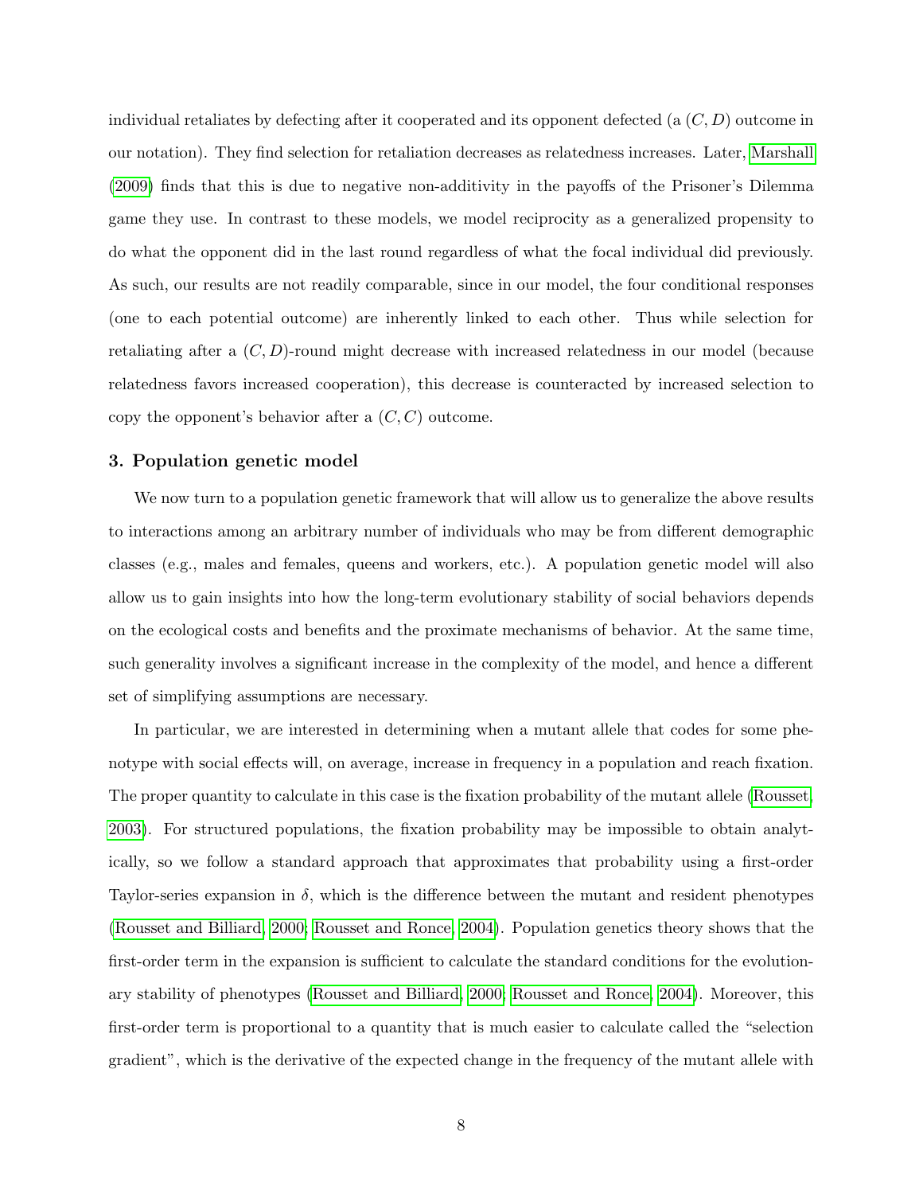individual retaliates by defecting after it cooperated and its opponent defected (a $(C, D)$ outcome in our notation). They find selection for retaliation decreases as relatedness increases. Later, Marshall (2009) finds that this is due to negative non-additivity in the payoffs of the Prisoner's Dilemma game they use. In contrast to these models, we model reciprocity as a generalized propensity to do what the opponent did in the last round regardless of what the focal individual did previously. As such, our results are not readily comparable, since in our model, the four conditional responses (one to each potential outcome) are inherently linked to each other. Thus while selection for retaliating after a $(C, D)$-round might decrease with increased relatedness in our model (because relatedness favors increased cooperation), this decrease is counteracted by increased selection to copy the opponent's behavior after a $(C, C)$ outcome.

## 3. Population genetic model

We now turn to a population genetic framework that will allow us to generalize the above results to interactions among an arbitrary number of individuals who may be from different demographic classes (e.g., males and females, queens and workers, etc.). A population genetic model will also allow us to gain insights into how the long-term evolutionary stability of social behaviors depends on the ecological costs and benefits and the proximate mechanisms of behavior. At the same time, such generality involves a significant increase in the complexity of the model, and hence a different set of simplifying assumptions are necessary.

In particular, we are interested in determining when a mutant allele that codes for some phenotype with social effects will, on average, increase in frequency in a population and reach fixation. The proper quantity to calculate in this case is the fixation probability of the mutant allele (Rousset, 2003). For structured populations, the fixation probability may be impossible to obtain analytically, so we follow a standard approach that approximates that probability using a first-order Taylor-series expansion in $\delta$, which is the difference between the mutant and resident phenotypes (Rousset and Billiard, 2000; Rousset and Ronce, 2004). Population genetics theory shows that the first-order term in the expansion is sufficient to calculate the standard conditions for the evolutionary stability of phenotypes (Rousset and Billiard, 2000; Rousset and Ronce, 2004). Moreover, this first-order term is proportional to a quantity that is much easier to calculate called the "selection gradient", which is the derivative of the expected change in the frequency of the mutant allele with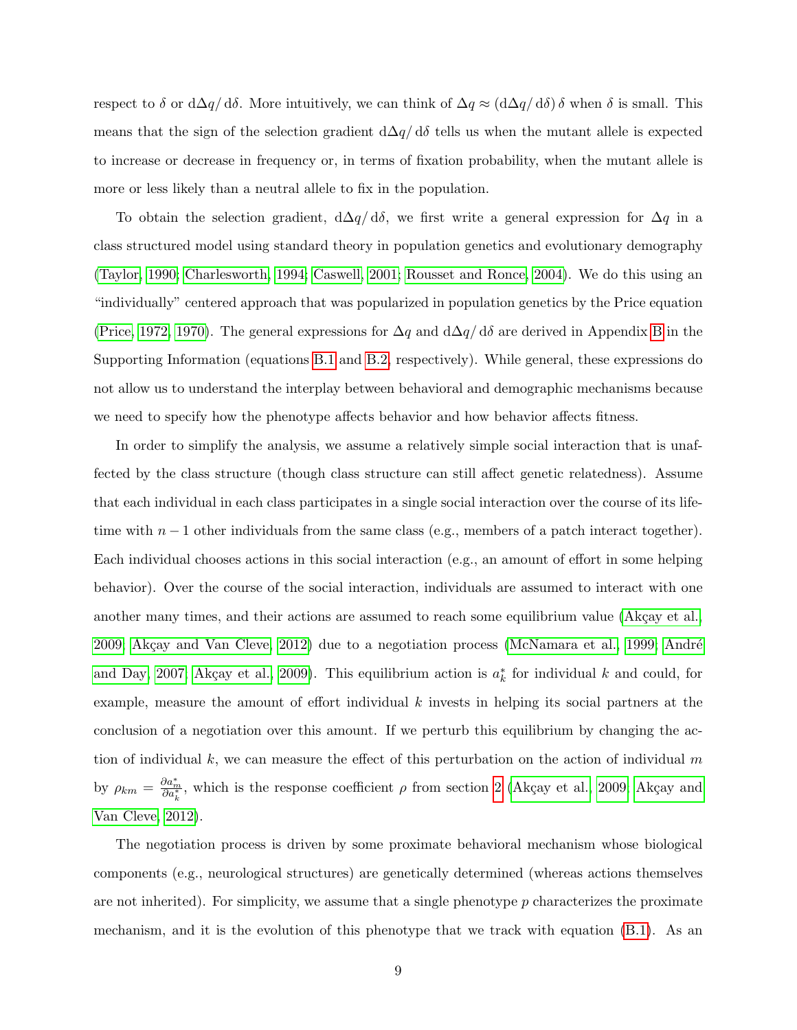respect to $\delta$ or $\mathrm{d}\Delta q/\,\mathrm{d}\delta$. More intuitively, we can think of $\Delta q \approx (\mathrm{d}\Delta q/\,\mathrm{d}\delta)\,\delta$ when $\delta$ is small. This means that the sign of the selection gradient $\mathrm{d}\Delta q/\,\mathrm{d}\delta$ tells us when the mutant allele is expected to increase or decrease in frequency or, in terms of fixation probability, when the mutant allele is more or less likely than a neutral allele to fix in the population.

To obtain the selection gradient, $\mathrm{d}\Delta q/\,\mathrm{d}\delta$, we first write a general expression for $\Delta q$ in a class structured model using standard theory in population genetics and evolutionary demography (Taylor, 1990; Charlesworth, 1994; Caswell, 2001; Rousset and Ronce, 2004). We do this using an "individually" centered approach that was popularized in population genetics by the Price equation (Price, 1972, 1970). The general expressions for $\Delta q$ and $\mathrm{d}\Delta q/\,\mathrm{d}\delta$ are derived in Appendix B in the Supporting Information (equations B.1 and B.2, respectively). While general, these expressions do not allow us to understand the interplay between behavioral and demographic mechanisms because we need to specify how the phenotype affects behavior and how behavior affects fitness.

In order to simplify the analysis, we assume a relatively simple social interaction that is unaffected by the class structure (though class structure can still affect genetic relatedness). Assume that each individual in each class participates in a single social interaction over the course of its lifetime with $n-1$ other individuals from the same class (e.g., members of a patch interact together). Each individual chooses actions in this social interaction (e.g., an amount of effort in some helping behavior). Over the course of the social interaction, individuals are assumed to interact with one another many times, and their actions are assumed to reach some equilibrium value (Akçay et al., 2009; Akçay and Van Cleve, 2012) due to a negotiation process (McNamara et al., 1999; André and Day, 2007; Akçay et al., 2009). This equilibrium action is $a_k^*$ for individual $k$ and could, for example, measure the amount of effort individual $k$ invests in helping its social partners at the conclusion of a negotiation over this amount. If we perturb this equilibrium by changing the action of individual $k$, we can measure the effect of this perturbation on the action of individual $m$ by $\rho_{km} = \frac{\partial a_m^*}{\partial a_k^*}$, which is the response coefficient $\rho$ from section 2 (Akçay et al., 2009; Akçay and Van Cleve, 2012).

The negotiation process is driven by some proximate behavioral mechanism whose biological components (e.g., neurological structures) are genetically determined (whereas actions themselves are not inherited). For simplicity, we assume that a single phenotype $p$ characterizes the proximate mechanism, and it is the evolution of this phenotype that we track with equation (B.1). As an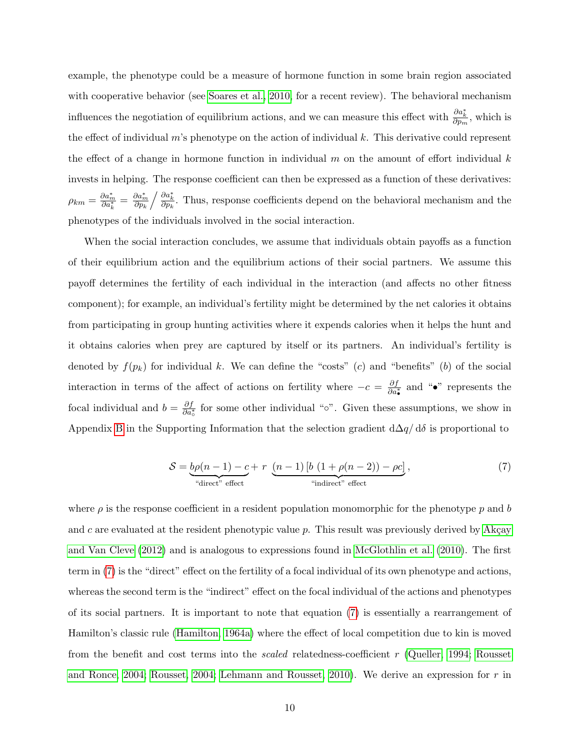example, the phenotype could be a measure of hormone function in some brain region associated with cooperative behavior (see Soares et al., 2010, for a recent review). The behavioral mechanism influences the negotiation of equilibrium actions, and we can measure this effect with $\frac{\partial a_k^*}{\partial p_m}$, which is the effect of individual $m$'s phenotype on the action of individual $k$. This derivative could represent the effect of a change in hormone function in individual $m$ on the amount of effort individual $k$ invests in helping. The response coefficient can then be expressed as a function of these derivatives: $\rho_{km} = \frac{\partial a_m^*}{\partial a_k^*} = \frac{\partial a_m^*}{\partial p_k} \Big/ \frac{\partial a_k^*}{\partial p_k}$. Thus, response coefficients depend on the behavioral mechanism and the phenotypes of the individuals involved in the social interaction.

When the social interaction concludes, we assume that individuals obtain payoffs as a function of their equilibrium action and the equilibrium actions of their social partners. We assume this payoff determines the fertility of each individual in the interaction (and affects no other fitness component); for example, an individual's fertility might be determined by the net calories it obtains from participating in group hunting activities where it expends calories when it helps the hunt and it obtains calories when prey are captured by itself or its partners. An individual's fertility is denoted by $f(p_k)$ for individual $k$. We can define the "costs" ($c$) and "benefits" ($b$) of the social interaction in terms of the affect of actions on fertility where $-c = \frac{\partial f}{\partial a_\bullet^*}$ and "$\bullet$" represents the focal individual and $b = \frac{\partial f}{\partial a_\circ^*}$ for some other individual "$\circ$". Given these assumptions, we show in Appendix B in the Supporting Information that the selection gradient $\mathrm{d}\Delta q/\,\mathrm{d}\delta$ is proportional to

$$\mathcal{S} = \underbrace{b\rho(n-1) - c}_{\text{"direct" effect}} + r \underbrace{(n-1)\left[b\,(1+\rho(n-2)) - \rho c\right]}_{\text{"indirect" effect}}, \tag{7}$$

where $\rho$ is the response coefficient in a resident population monomorphic for the phenotype $p$ and $b$ and $c$ are evaluated at the resident phenotypic value $p$. This result was previously derived by Akçay and Van Cleve (2012) and is analogous to expressions found in McGlothlin et al. (2010). The first term in (7) is the "direct" effect on the fertility of a focal individual of its own phenotype and actions, whereas the second term is the "indirect" effect on the focal individual of the actions and phenotypes of its social partners. It is important to note that equation (7) is essentially a rearrangement of Hamilton's classic rule (Hamilton, 1964a) where the effect of local competition due to kin is moved from the benefit and cost terms into the *scaled* relatedness-coefficient $r$ (Queller, 1994; Rousset and Ronce, 2004; Rousset, 2004; Lehmann and Rousset, 2010). We derive an expression for $r$ in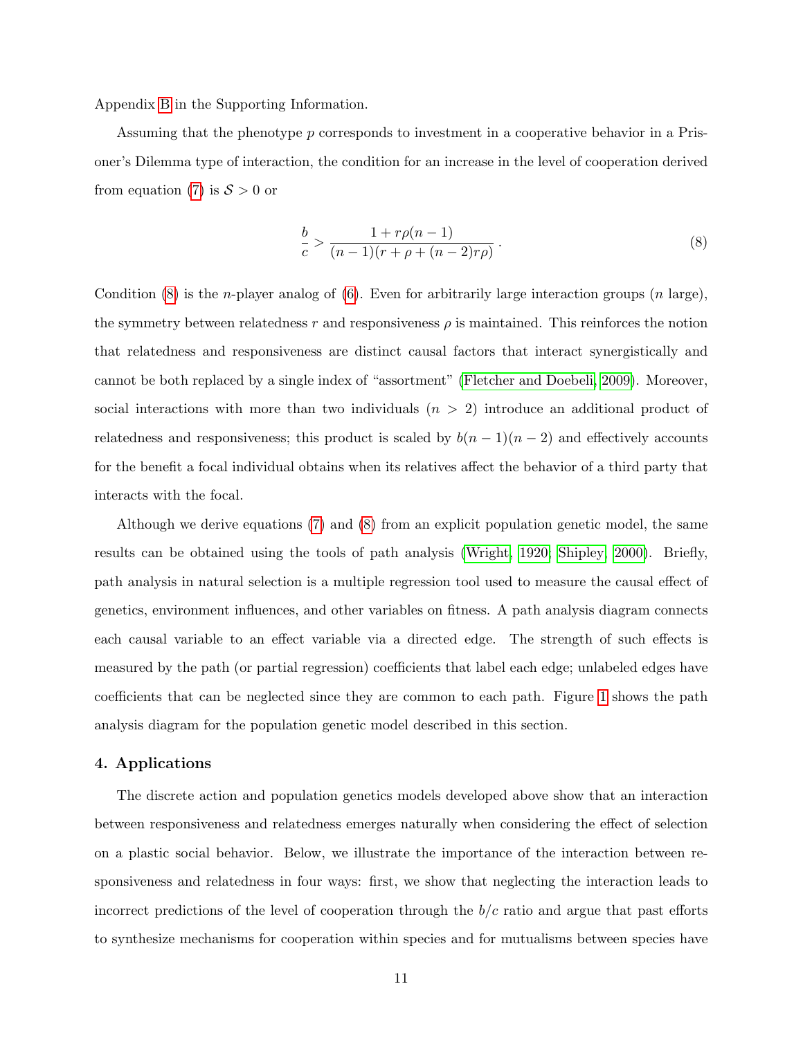Appendix B in the Supporting Information.

Assuming that the phenotype $p$ corresponds to investment in a cooperative behavior in a Prisoner's Dilemma type of interaction, the condition for an increase in the level of cooperation derived from equation (7) is $\mathcal{S} > 0$ or

$$\frac{b}{c} > \frac{1 + r\rho(n-1)}{(n-1)(r + \rho + (n-2)r\rho)} \,. \tag{8}$$

Condition (8) is the $n$-player analog of (6). Even for arbitrarily large interaction groups ($n$ large), the symmetry between relatedness $r$ and responsiveness $\rho$ is maintained. This reinforces the notion that relatedness and responsiveness are distinct causal factors that interact synergistically and cannot be both replaced by a single index of "assortment" (Fletcher and Doebeli, 2009). Moreover, social interactions with more than two individuals ($n > 2$) introduce an additional product of relatedness and responsiveness; this product is scaled by $b(n-1)(n-2)$ and effectively accounts for the benefit a focal individual obtains when its relatives affect the behavior of a third party that interacts with the focal.

Although we derive equations (7) and (8) from an explicit population genetic model, the same results can be obtained using the tools of path analysis (Wright, 1920; Shipley, 2000). Briefly, path analysis in natural selection is a multiple regression tool used to measure the causal effect of genetics, environment influences, and other variables on fitness. A path analysis diagram connects each causal variable to an effect variable via a directed edge. The strength of such effects is measured by the path (or partial regression) coefficients that label each edge; unlabeled edges have coefficients that can be neglected since they are common to each path. Figure 1 shows the path analysis diagram for the population genetic model described in this section.

## 4. Applications

The discrete action and population genetics models developed above show that an interaction between responsiveness and relatedness emerges naturally when considering the effect of selection on a plastic social behavior. Below, we illustrate the importance of the interaction between responsiveness and relatedness in four ways: first, we show that neglecting the interaction leads to incorrect predictions of the level of cooperation through the $b/c$ ratio and argue that past efforts to synthesize mechanisms for cooperation within species and for mutualisms between species have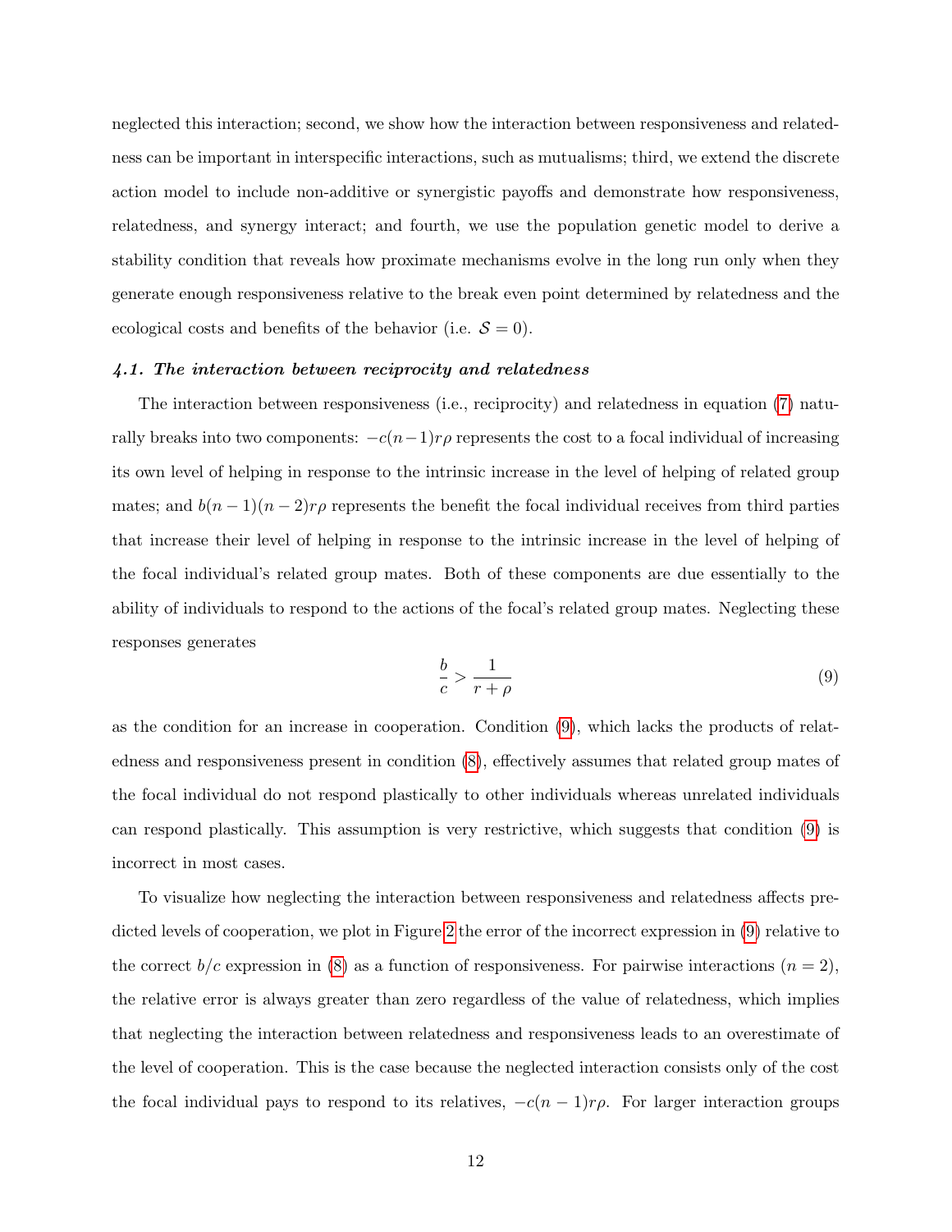neglected this interaction; second, we show how the interaction between responsiveness and relatedness can be important in interspecific interactions, such as mutualisms; third, we extend the discrete action model to include non-additive or synergistic payoffs and demonstrate how responsiveness, relatedness, and synergy interact; and fourth, we use the population genetic model to derive a stability condition that reveals how proximate mechanisms evolve in the long run only when they generate enough responsiveness relative to the break even point determined by relatedness and the ecological costs and benefits of the behavior (i.e. $\mathcal{S} = 0$).

### *4.1. The interaction between reciprocity and relatedness*

The interaction between responsiveness (i.e., reciprocity) and relatedness in equation (7) naturally breaks into two components: $-c(n-1)r\rho$ represents the cost to a focal individual of increasing its own level of helping in response to the intrinsic increase in the level of helping of related group mates; and $b(n-1)(n-2)r\rho$ represents the benefit the focal individual receives from third parties that increase their level of helping in response to the intrinsic increase in the level of helping of the focal individual's related group mates. Both of these components are due essentially to the ability of individuals to respond to the actions of the focal's related group mates. Neglecting these responses generates

$$\frac{b}{c} > \frac{1}{r + \rho} \tag{9}$$

as the condition for an increase in cooperation. Condition (9), which lacks the products of relatedness and responsiveness present in condition (8), effectively assumes that related group mates of the focal individual do not respond plastically to other individuals whereas unrelated individuals can respond plastically. This assumption is very restrictive, which suggests that condition (9) is incorrect in most cases.

To visualize how neglecting the interaction between responsiveness and relatedness affects predicted levels of cooperation, we plot in Figure 2 the error of the incorrect expression in (9) relative to the correct $b/c$ expression in (8) as a function of responsiveness. For pairwise interactions ($n = 2$), the relative error is always greater than zero regardless of the value of relatedness, which implies that neglecting the interaction between relatedness and responsiveness leads to an overestimate of the level of cooperation. This is the case because the neglected interaction consists only of the cost the focal individual pays to respond to its relatives, $-c(n-1)r\rho$. For larger interaction groups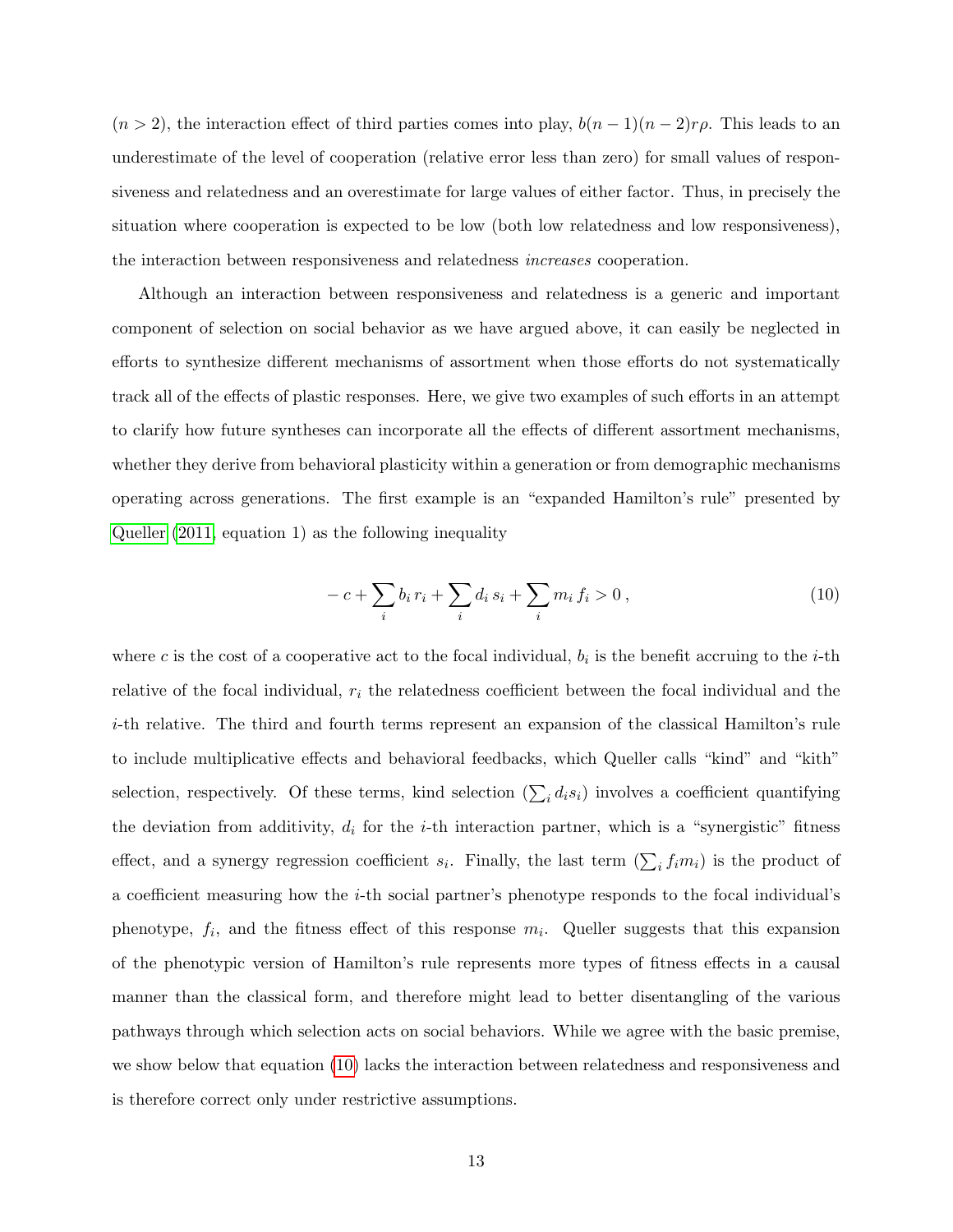($n > 2$), the interaction effect of third parties comes into play, $b(n-1)(n-2)r\rho$. This leads to an underestimate of the level of cooperation (relative error less than zero) for small values of responsiveness and relatedness and an overestimate for large values of either factor. Thus, in precisely the situation where cooperation is expected to be low (both low relatedness and low responsiveness), the interaction between responsiveness and relatedness *increases* cooperation.

Although an interaction between responsiveness and relatedness is a generic and important component of selection on social behavior as we have argued above, it can easily be neglected in efforts to synthesize different mechanisms of assortment when those efforts do not systematically track all of the effects of plastic responses. Here, we give two examples of such efforts in an attempt to clarify how future syntheses can incorporate all the effects of different assortment mechanisms, whether they derive from behavioral plasticity within a generation or from demographic mechanisms operating across generations. The first example is an "expanded Hamilton's rule" presented by Queller (2011, equation 1) as the following inequality

$$-c + \sum_i b_i\, r_i + \sum_i d_i\, s_i + \sum_i m_i\, f_i > 0\,, \tag{10}$$

where $c$ is the cost of a cooperative act to the focal individual, $b_i$ is the benefit accruing to the $i$-th relative of the focal individual, $r_i$ the relatedness coefficient between the focal individual and the $i$-th relative. The third and fourth terms represent an expansion of the classical Hamilton's rule to include multiplicative effects and behavioral feedbacks, which Queller calls "kind" and "kith" selection, respectively. Of these terms, kind selection ($\sum_i d_i s_i$) involves a coefficient quantifying the deviation from additivity, $d_i$ for the $i$-th interaction partner, which is a "synergistic" fitness effect, and a synergy regression coefficient $s_i$. Finally, the last term ($\sum_i f_i m_i$) is the product of a coefficient measuring how the $i$-th social partner's phenotype responds to the focal individual's phenotype, $f_i$, and the fitness effect of this response $m_i$. Queller suggests that this expansion of the phenotypic version of Hamilton's rule represents more types of fitness effects in a causal manner than the classical form, and therefore might lead to better disentangling of the various pathways through which selection acts on social behaviors. While we agree with the basic premise, we show below that equation (10) lacks the interaction between relatedness and responsiveness and is therefore correct only under restrictive assumptions.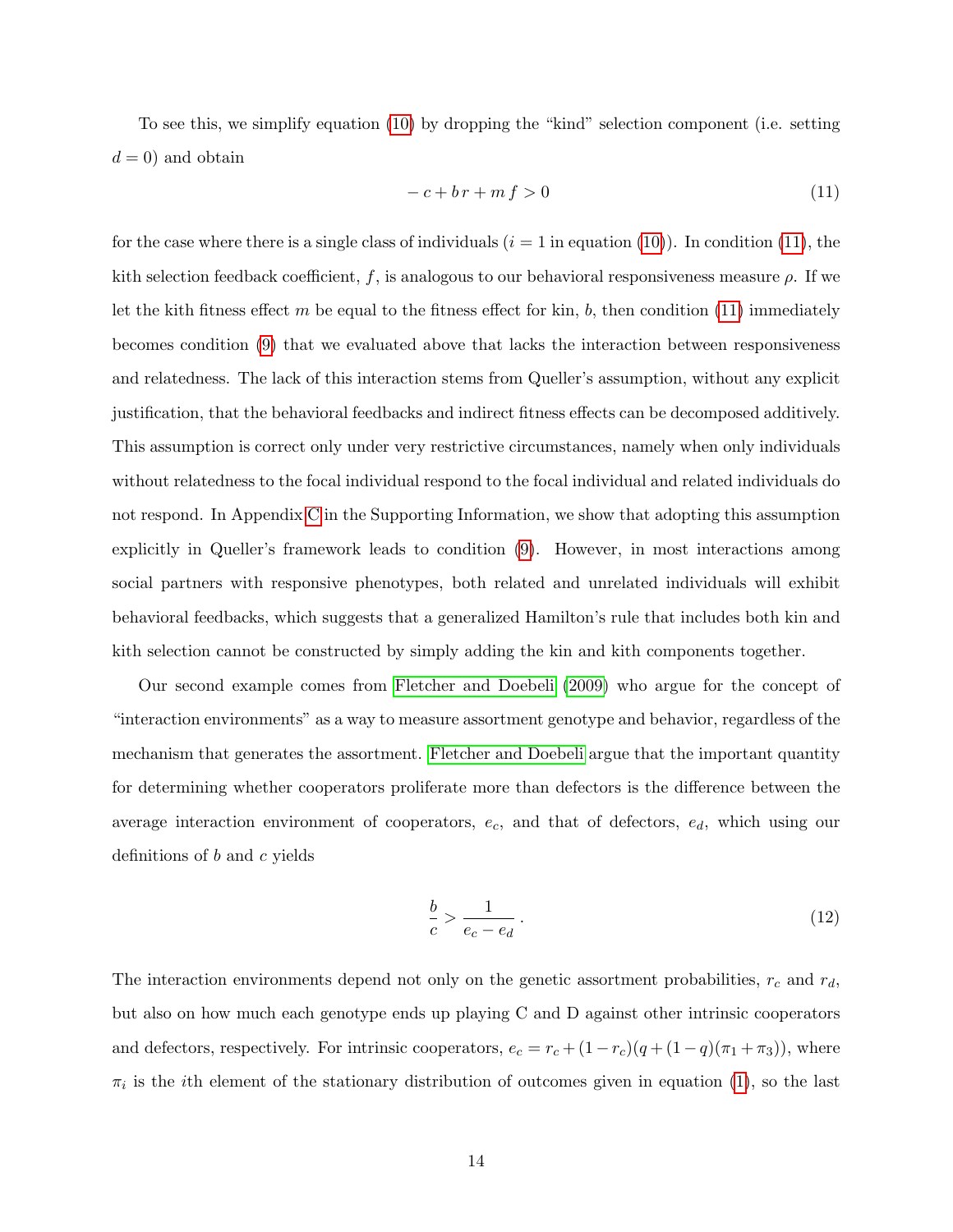To see this, we simplify equation (10) by dropping the "kind" selection component (i.e. setting $d = 0$) and obtain

$$-c + b\,r + m\,f > 0 \tag{11}$$

for the case where there is a single class of individuals ($i = 1$ in equation (10)). In condition (11), the kith selection feedback coefficient, $f$, is analogous to our behavioral responsiveness measure $\rho$. If we let the kith fitness effect $m$ be equal to the fitness effect for kin, $b$, then condition (11) immediately becomes condition (9) that we evaluated above that lacks the interaction between responsiveness and relatedness. The lack of this interaction stems from Queller's assumption, without any explicit justification, that the behavioral feedbacks and indirect fitness effects can be decomposed additively. This assumption is correct only under very restrictive circumstances, namely when only individuals without relatedness to the focal individual respond to the focal individual and related individuals do not respond. In Appendix C in the Supporting Information, we show that adopting this assumption explicitly in Queller's framework leads to condition (9). However, in most interactions among social partners with responsive phenotypes, both related and unrelated individuals will exhibit behavioral feedbacks, which suggests that a generalized Hamilton's rule that includes both kin and kith selection cannot be constructed by simply adding the kin and kith components together.

Our second example comes from Fletcher and Doebeli (2009) who argue for the concept of "interaction environments" as a way to measure assortment genotype and behavior, regardless of the mechanism that generates the assortment. Fletcher and Doebeli argue that the important quantity for determining whether cooperators proliferate more than defectors is the difference between the average interaction environment of cooperators, $e_c$, and that of defectors, $e_d$, which using our definitions of $b$ and $c$ yields

$$\frac{b}{c} > \frac{1}{e_c - e_d}\,. \tag{12}$$

The interaction environments depend not only on the genetic assortment probabilities, $r_c$ and $r_d$, but also on how much each genotype ends up playing C and D against other intrinsic cooperators and defectors, respectively. For intrinsic cooperators, $e_c = r_c + (1 - r_c)(q + (1 - q)(\pi_1 + \pi_3))$, where $\pi_i$ is the $i$th element of the stationary distribution of outcomes given in equation (1), so the last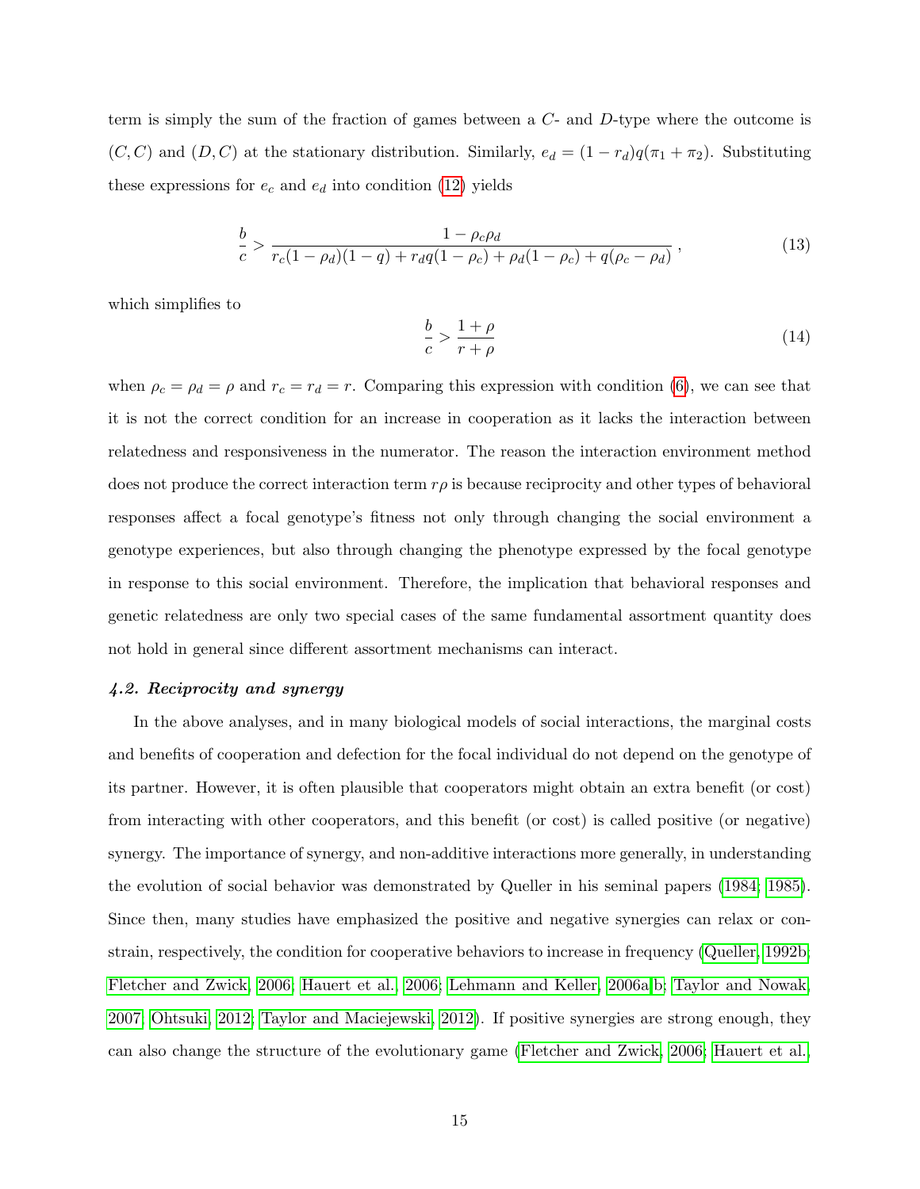term is simply the sum of the fraction of games between a $C$- and $D$-type where the outcome is $(C, C)$ and $(D, C)$ at the stationary distribution. Similarly, $e_d = (1 - r_d)q(\pi_1 + \pi_2)$. Substituting these expressions for $e_c$ and $e_d$ into condition (12) yields

$$\frac{b}{c} > \frac{1 - \rho_c \rho_d}{r_c(1 - \rho_d)(1 - q) + r_d q(1 - \rho_c) + \rho_d(1 - \rho_c) + q(\rho_c - \rho_d)} \, , \tag{13}$$

which simplifies to

$$\frac{b}{c} > \frac{1 + \rho}{r + \rho} \tag{14}$$

when $\rho_c = \rho_d = \rho$ and $r_c = r_d = r$. Comparing this expression with condition (6), we can see that it is not the correct condition for an increase in cooperation as it lacks the interaction between relatedness and responsiveness in the numerator. The reason the interaction environment method does not produce the correct interaction term $r\rho$ is because reciprocity and other types of behavioral responses affect a focal genotype's fitness not only through changing the social environment a genotype experiences, but also through changing the phenotype expressed by the focal genotype in response to this social environment. Therefore, the implication that behavioral responses and genetic relatedness are only two special cases of the same fundamental assortment quantity does not hold in general since different assortment mechanisms can interact.

### *4.2. Reciprocity and synergy*

In the above analyses, and in many biological models of social interactions, the marginal costs and benefits of cooperation and defection for the focal individual do not depend on the genotype of its partner. However, it is often plausible that cooperators might obtain an extra benefit (or cost) from interacting with other cooperators, and this benefit (or cost) is called positive (or negative) synergy. The importance of synergy, and non-additive interactions more generally, in understanding the evolution of social behavior was demonstrated by Queller in his seminal papers (1984; 1985). Since then, many studies have emphasized the positive and negative synergies can relax or constrain, respectively, the condition for cooperative behaviors to increase in frequency (Queller, 1992b; Fletcher and Zwick, 2006; Hauert et al., 2006; Lehmann and Keller, 2006a,b; Taylor and Nowak, 2007; Ohtsuki, 2012; Taylor and Maciejewski, 2012). If positive synergies are strong enough, they can also change the structure of the evolutionary game (Fletcher and Zwick, 2006; Hauert et al.,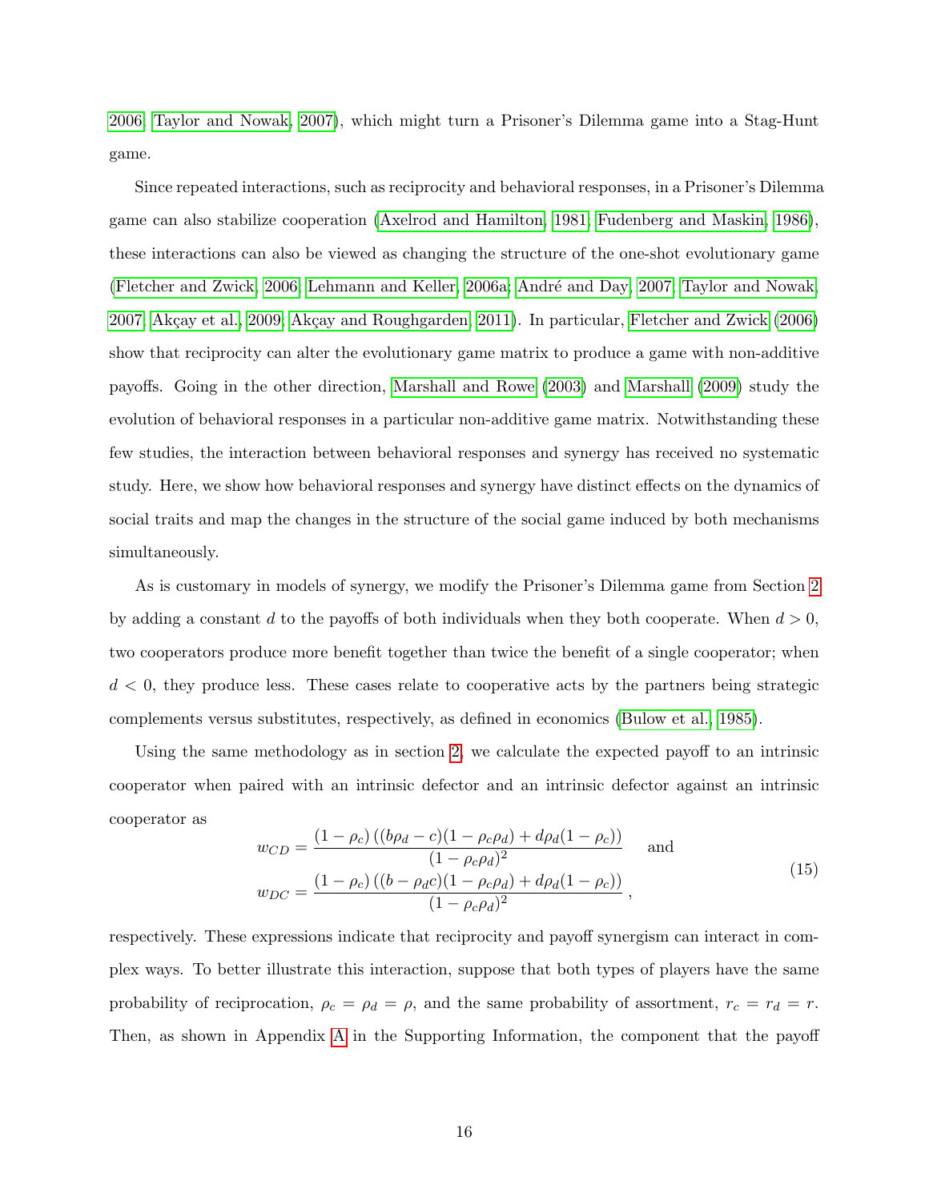2006; Taylor and Nowak, 2007), which might turn a Prisoner's Dilemma game into a Stag-Hunt game.

Since repeated interactions, such as reciprocity and behavioral responses, in a Prisoner's Dilemma game can also stabilize cooperation (Axelrod and Hamilton, 1981; Fudenberg and Maskin, 1986), these interactions can also be viewed as changing the structure of the one-shot evolutionary game (Fletcher and Zwick, 2006; Lehmann and Keller, 2006a; André and Day, 2007; Taylor and Nowak, 2007; Akçay et al., 2009; Akçay and Roughgarden, 2011). In particular, Fletcher and Zwick (2006) show that reciprocity can alter the evolutionary game matrix to produce a game with non-additive payoffs. Going in the other direction, Marshall and Rowe (2003) and Marshall (2009) study the evolution of behavioral responses in a particular non-additive game matrix. Notwithstanding these few studies, the interaction between behavioral responses and synergy has received no systematic study. Here, we show how behavioral responses and synergy have distinct effects on the dynamics of social traits and map the changes in the structure of the social game induced by both mechanisms simultaneously.

As is customary in models of synergy, we modify the Prisoner's Dilemma game from Section 2 by adding a constant $d$ to the payoffs of both individuals when they both cooperate. When $d > 0$, two cooperators produce more benefit together than twice the benefit of a single cooperator; when $d < 0$, they produce less. These cases relate to cooperative acts by the partners being strategic complements versus substitutes, respectively, as defined in economics (Bulow et al., 1985).

Using the same methodology as in section 2, we calculate the expected payoff to an intrinsic cooperator when paired with an intrinsic defector and an intrinsic defector against an intrinsic cooperator as

$$
\begin{aligned}
w_{CD} &= \frac{(1-\rho_c)\left((b\rho_d - c)(1-\rho_c\rho_d) + d\rho_d(1-\rho_c)\right)}{(1-\rho_c\rho_d)^2} \quad \text{and} \\
w_{DC} &= \frac{(1-\rho_c)\left((b - \rho_d c)(1-\rho_c\rho_d) + d\rho_d(1-\rho_c)\right)}{(1-\rho_c\rho_d)^2}\,,
\end{aligned}
\tag{15}
$$

respectively. These expressions indicate that reciprocity and payoff synergism can interact in complex ways. To better illustrate this interaction, suppose that both types of players have the same probability of reciprocation, $\rho_c = \rho_d = \rho$, and the same probability of assortment, $r_c = r_d = r$. Then, as shown in Appendix A in the Supporting Information, the component that the payoff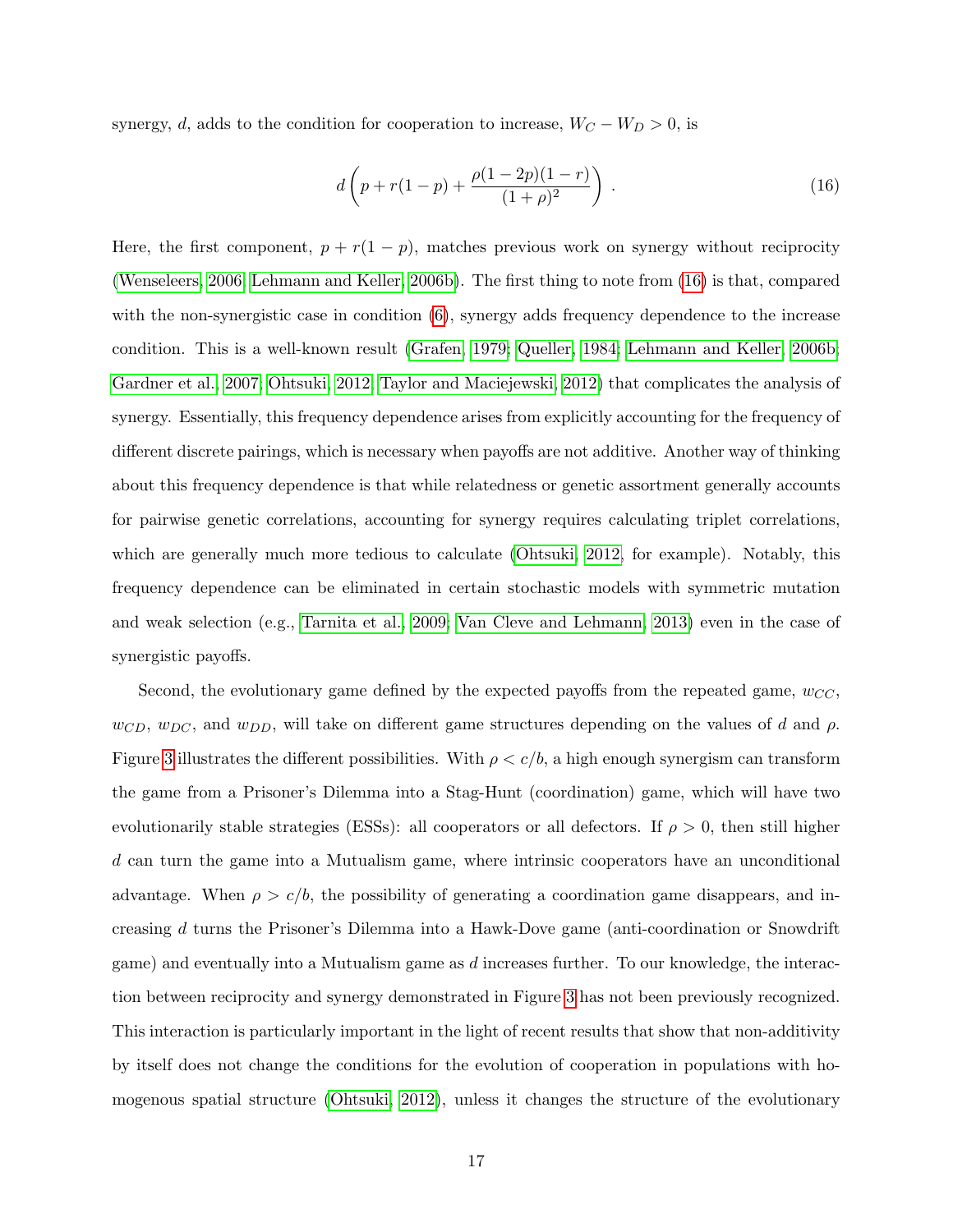synergy, $d$, adds to the condition for cooperation to increase, $W_C - W_D > 0$, is

$$d\left(p + r(1-p) + \frac{\rho(1-2p)(1-r)}{(1+\rho)^2}\right) . \tag{16}$$

Here, the first component, $p + r(1-p)$, matches previous work on synergy without reciprocity (Wenseleers, 2006; Lehmann and Keller, 2006b). The first thing to note from (16) is that, compared with the non-synergistic case in condition (6), synergy adds frequency dependence to the increase condition. This is a well-known result (Grafen, 1979; Queller, 1984; Lehmann and Keller, 2006b; Gardner et al., 2007; Ohtsuki, 2012; Taylor and Maciejewski, 2012) that complicates the analysis of synergy. Essentially, this frequency dependence arises from explicitly accounting for the frequency of different discrete pairings, which is necessary when payoffs are not additive. Another way of thinking about this frequency dependence is that while relatedness or genetic assortment generally accounts for pairwise genetic correlations, accounting for synergy requires calculating triplet correlations, which are generally much more tedious to calculate (Ohtsuki, 2012, for example). Notably, this frequency dependence can be eliminated in certain stochastic models with symmetric mutation and weak selection (e.g., Tarnita et al., 2009; Van Cleve and Lehmann, 2013) even in the case of synergistic payoffs.

Second, the evolutionary game defined by the expected payoffs from the repeated game, $w_{CC}$, $w_{CD}$, $w_{DC}$, and $w_{DD}$, will take on different game structures depending on the values of $d$ and $\rho$. Figure 3 illustrates the different possibilities. With $\rho < c/b$, a high enough synergism can transform the game from a Prisoner's Dilemma into a Stag-Hunt (coordination) game, which will have two evolutionarily stable strategies (ESSs): all cooperators or all defectors. If $\rho > 0$, then still higher $d$ can turn the game into a Mutualism game, where intrinsic cooperators have an unconditional advantage. When $\rho > c/b$, the possibility of generating a coordination game disappears, and increasing $d$ turns the Prisoner's Dilemma into a Hawk-Dove game (anti-coordination or Snowdrift game) and eventually into a Mutualism game as $d$ increases further. To our knowledge, the interaction between reciprocity and synergy demonstrated in Figure 3 has not been previously recognized. This interaction is particularly important in the light of recent results that show that non-additivity by itself does not change the conditions for the evolution of cooperation in populations with homogenous spatial structure (Ohtsuki, 2012), unless it changes the structure of the evolutionary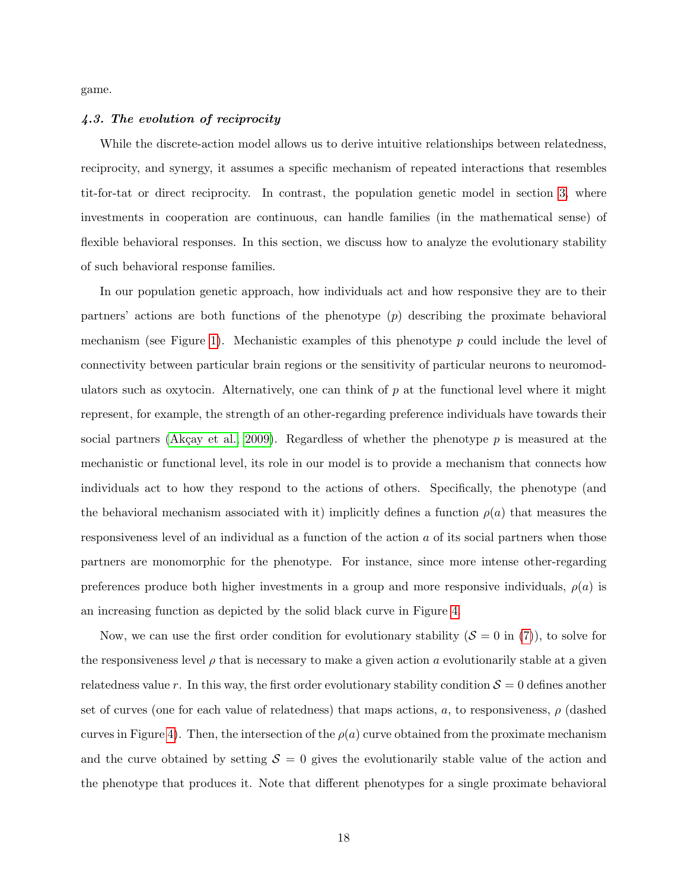game.

### *4.3. The evolution of reciprocity*

While the discrete-action model allows us to derive intuitive relationships between relatedness, reciprocity, and synergy, it assumes a specific mechanism of repeated interactions that resembles tit-for-tat or direct reciprocity. In contrast, the population genetic model in section 3, where investments in cooperation are continuous, can handle families (in the mathematical sense) of flexible behavioral responses. In this section, we discuss how to analyze the evolutionary stability of such behavioral response families.

In our population genetic approach, how individuals act and how responsive they are to their partners' actions are both functions of the phenotype ($p$) describing the proximate behavioral mechanism (see Figure 1). Mechanistic examples of this phenotype $p$ could include the level of connectivity between particular brain regions or the sensitivity of particular neurons to neuromodulators such as oxytocin. Alternatively, one can think of $p$ at the functional level where it might represent, for example, the strength of an other-regarding preference individuals have towards their social partners (Akçay et al., 2009). Regardless of whether the phenotype $p$ is measured at the mechanistic or functional level, its role in our model is to provide a mechanism that connects how individuals act to how they respond to the actions of others. Specifically, the phenotype (and the behavioral mechanism associated with it) implicitly defines a function $\rho(a)$ that measures the responsiveness level of an individual as a function of the action $a$ of its social partners when those partners are monomorphic for the phenotype. For instance, since more intense other-regarding preferences produce both higher investments in a group and more responsive individuals, $\rho(a)$ is an increasing function as depicted by the solid black curve in Figure 4.

Now, we can use the first order condition for evolutionary stability ($\mathcal{S} = 0$ in (7)), to solve for the responsiveness level $\rho$ that is necessary to make a given action $a$ evolutionarily stable at a given relatedness value $r$. In this way, the first order evolutionary stability condition $\mathcal{S} = 0$ defines another set of curves (one for each value of relatedness) that maps actions, $a$, to responsiveness, $\rho$ (dashed curves in Figure 4). Then, the intersection of the $\rho(a)$ curve obtained from the proximate mechanism and the curve obtained by setting $\mathcal{S} = 0$ gives the evolutionarily stable value of the action and the phenotype that produces it. Note that different phenotypes for a single proximate behavioral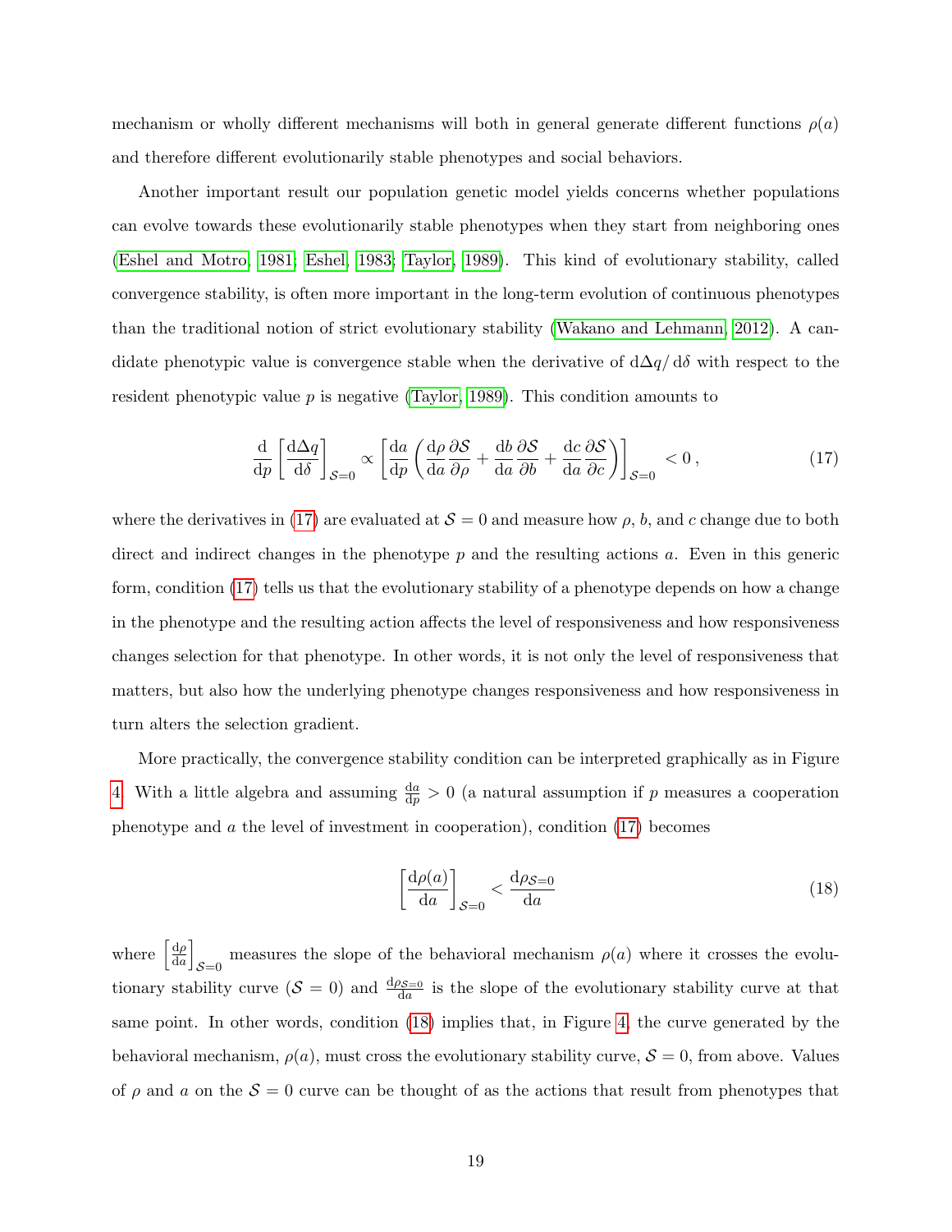mechanism or wholly different mechanisms will both in general generate different functions $\rho(a)$ and therefore different evolutionarily stable phenotypes and social behaviors.

Another important result our population genetic model yields concerns whether populations can evolve towards these evolutionarily stable phenotypes when they start from neighboring ones (Eshel and Motro, 1981; Eshel, 1983; Taylor, 1989). This kind of evolutionary stability, called convergence stability, is often more important in the long-term evolution of continuous phenotypes than the traditional notion of strict evolutionary stability (Wakano and Lehmann, 2012). A candidate phenotypic value is convergence stable when the derivative of $\mathrm{d}\Delta q/\,\mathrm{d}\delta$ with respect to the resident phenotypic value $p$ is negative (Taylor, 1989). This condition amounts to

$$\frac{\mathrm{d}}{\mathrm{d}p}\left[\frac{\mathrm{d}\Delta q}{\mathrm{d}\delta}\right]_{\mathcal{S}=0} \propto \left[\frac{\mathrm{d}a}{\mathrm{d}p}\left(\frac{\mathrm{d}\rho}{\mathrm{d}a}\frac{\partial \mathcal{S}}{\partial \rho} + \frac{\mathrm{d}b}{\mathrm{d}a}\frac{\partial \mathcal{S}}{\partial b} + \frac{\mathrm{d}c}{\mathrm{d}a}\frac{\partial \mathcal{S}}{\partial c}\right)\right]_{\mathcal{S}=0} < 0\,, \tag{17}$$

where the derivatives in (17) are evaluated at $\mathcal{S} = 0$ and measure how $\rho$, $b$, and $c$ change due to both direct and indirect changes in the phenotype $p$ and the resulting actions $a$. Even in this generic form, condition (17) tells us that the evolutionary stability of a phenotype depends on how a change in the phenotype and the resulting action affects the level of responsiveness and how responsiveness changes selection for that phenotype. In other words, it is not only the level of responsiveness that matters, but also how the underlying phenotype changes responsiveness and how responsiveness in turn alters the selection gradient.

More practically, the convergence stability condition can be interpreted graphically as in Figure 4. With a little algebra and assuming $\frac{\mathrm{d}a}{\mathrm{d}p} > 0$ (a natural assumption if $p$ measures a cooperation phenotype and $a$ the level of investment in cooperation), condition (17) becomes

$$\left[\frac{\mathrm{d}\rho(a)}{\mathrm{d}a}\right]_{\mathcal{S}=0} < \frac{\mathrm{d}\rho_{\mathcal{S}=0}}{\mathrm{d}a} \tag{18}$$

where $\left[\frac{\mathrm{d}\rho}{\mathrm{d}a}\right]_{\mathcal{S}=0}$ measures the slope of the behavioral mechanism $\rho(a)$ where it crosses the evolutionary stability curve ($\mathcal{S} = 0$) and $\frac{\mathrm{d}\rho_{\mathcal{S}=0}}{\mathrm{d}a}$ is the slope of the evolutionary stability curve at that same point. In other words, condition (18) implies that, in Figure 4, the curve generated by the behavioral mechanism, $\rho(a)$, must cross the evolutionary stability curve, $\mathcal{S} = 0$, from above. Values of $\rho$ and $a$ on the $\mathcal{S} = 0$ curve can be thought of as the actions that result from phenotypes that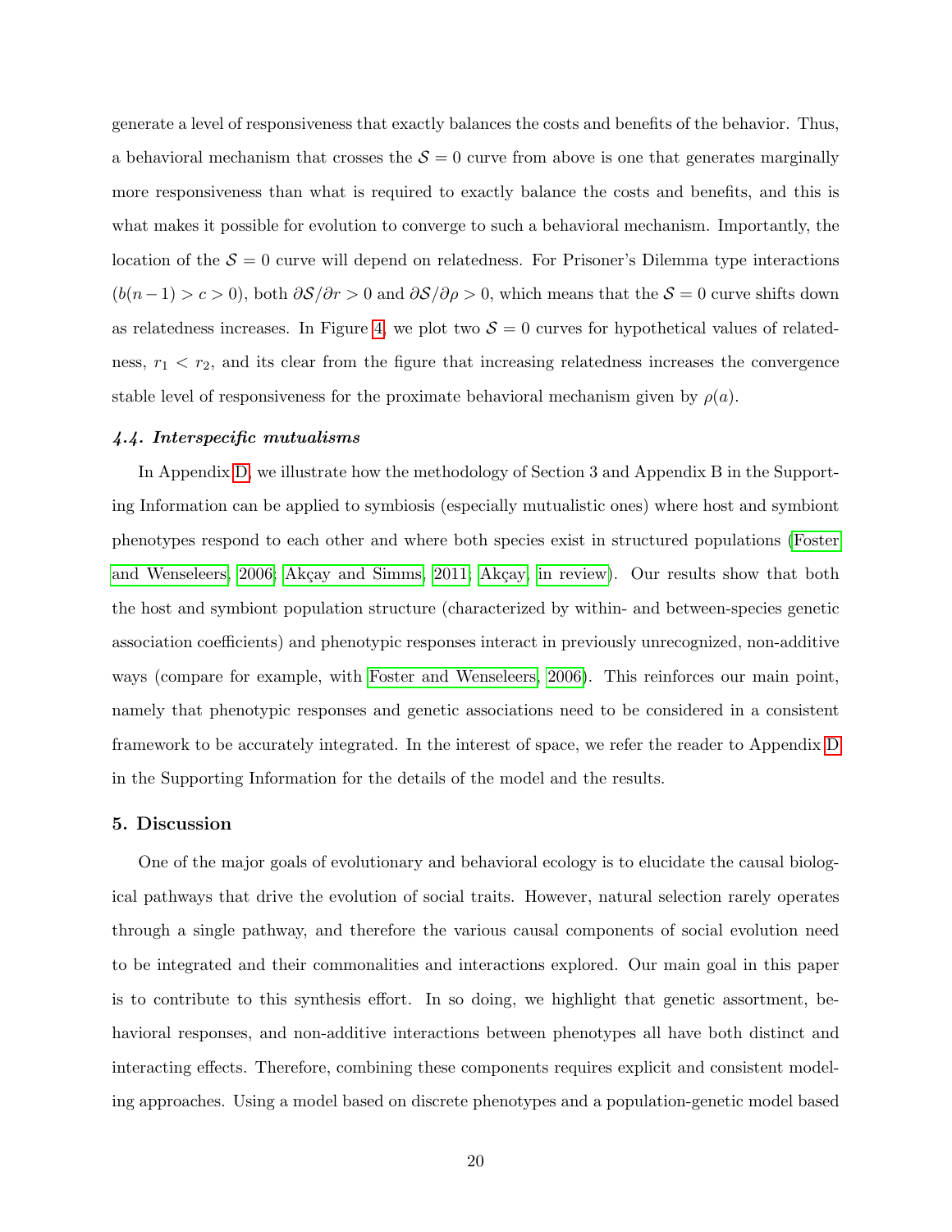generate a level of responsiveness that exactly balances the costs and benefits of the behavior. Thus, a behavioral mechanism that crosses the $\mathcal{S} = 0$ curve from above is one that generates marginally more responsiveness than what is required to exactly balance the costs and benefits, and this is what makes it possible for evolution to converge to such a behavioral mechanism. Importantly, the location of the $\mathcal{S} = 0$ curve will depend on relatedness. For Prisoner's Dilemma type interactions ($b(n-1) > c > 0$), both $\partial\mathcal{S}/\partial r > 0$ and $\partial\mathcal{S}/\partial\rho > 0$, which means that the $\mathcal{S} = 0$ curve shifts down as relatedness increases. In Figure 4, we plot two $\mathcal{S} = 0$ curves for hypothetical values of relatedness, $r_1 < r_2$, and its clear from the figure that increasing relatedness increases the convergence stable level of responsiveness for the proximate behavioral mechanism given by $\rho(a)$.

### *4.4. Interspecific mutualisms*

In Appendix D, we illustrate how the methodology of Section 3 and Appendix B in the Supporting Information can be applied to symbiosis (especially mutualistic ones) where host and symbiont phenotypes respond to each other and where both species exist in structured populations (Foster and Wenseleers, 2006; Akçay and Simms, 2011; Akçay, in review). Our results show that both the host and symbiont population structure (characterized by within- and between-species genetic association coefficients) and phenotypic responses interact in previously unrecognized, non-additive ways (compare for example, with Foster and Wenseleers, 2006). This reinforces our main point, namely that phenotypic responses and genetic associations need to be considered in a consistent framework to be accurately integrated. In the interest of space, we refer the reader to Appendix D in the Supporting Information for the details of the model and the results.

## 5. Discussion

One of the major goals of evolutionary and behavioral ecology is to elucidate the causal biological pathways that drive the evolution of social traits. However, natural selection rarely operates through a single pathway, and therefore the various causal components of social evolution need to be integrated and their commonalities and interactions explored. Our main goal in this paper is to contribute to this synthesis effort. In so doing, we highlight that genetic assortment, behavioral responses, and non-additive interactions between phenotypes all have both distinct and interacting effects. Therefore, combining these components requires explicit and consistent modeling approaches. Using a model based on discrete phenotypes and a population-genetic model based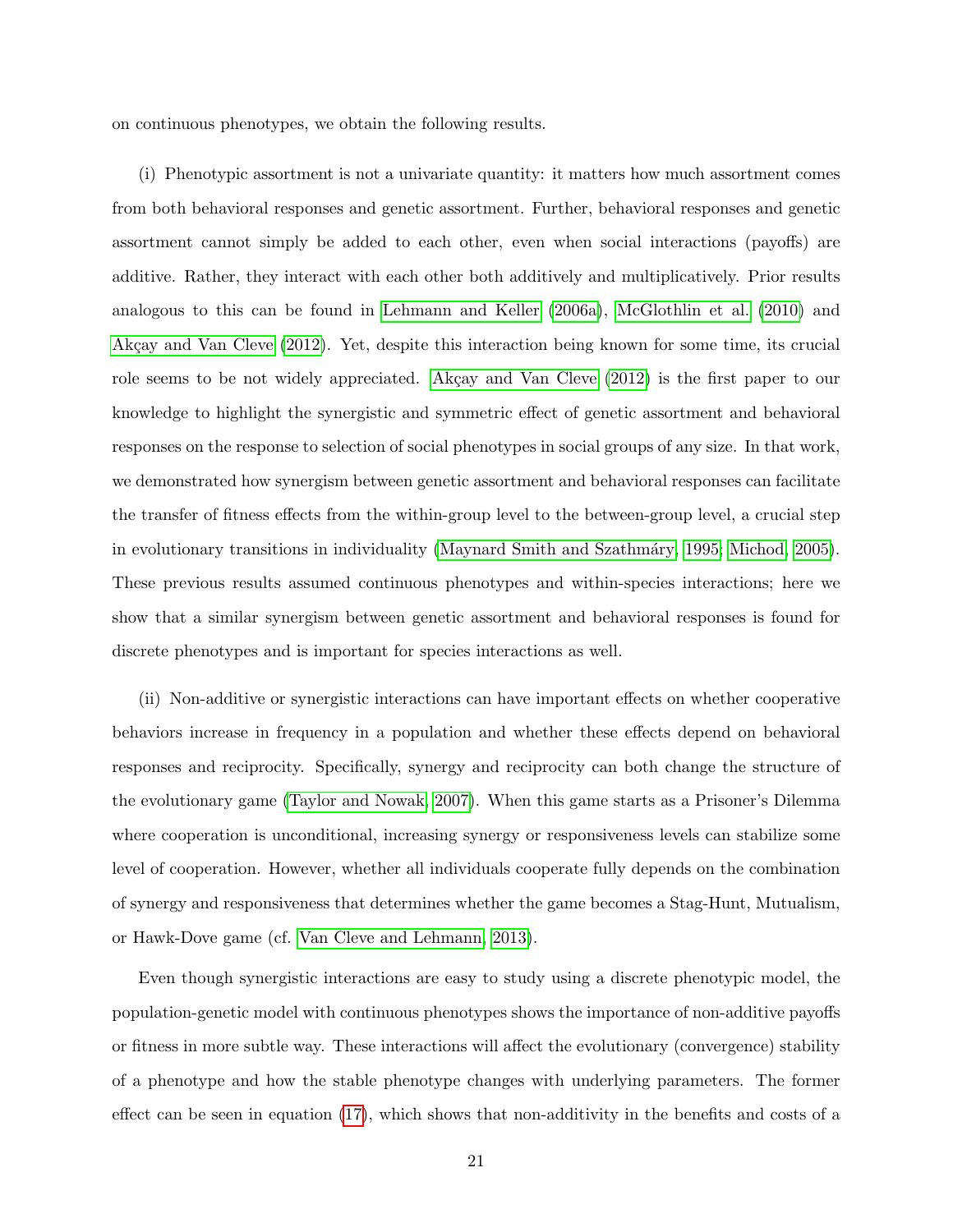on continuous phenotypes, we obtain the following results.

(i) Phenotypic assortment is not a univariate quantity: it matters how much assortment comes from both behavioral responses and genetic assortment. Further, behavioral responses and genetic assortment cannot simply be added to each other, even when social interactions (payoffs) are additive. Rather, they interact with each other both additively and multiplicatively. Prior results analogous to this can be found in Lehmann and Keller (2006a), McGlothlin et al. (2010) and Akçay and Van Cleve (2012). Yet, despite this interaction being known for some time, its crucial role seems to be not widely appreciated. Akçay and Van Cleve (2012) is the first paper to our knowledge to highlight the synergistic and symmetric effect of genetic assortment and behavioral responses on the response to selection of social phenotypes in social groups of any size. In that work, we demonstrated how synergism between genetic assortment and behavioral responses can facilitate the transfer of fitness effects from the within-group level to the between-group level, a crucial step in evolutionary transitions in individuality (Maynard Smith and Szathmáry, 1995; Michod, 2005). These previous results assumed continuous phenotypes and within-species interactions; here we show that a similar synergism between genetic assortment and behavioral responses is found for discrete phenotypes and is important for species interactions as well.

(ii) Non-additive or synergistic interactions can have important effects on whether cooperative behaviors increase in frequency in a population and whether these effects depend on behavioral responses and reciprocity. Specifically, synergy and reciprocity can both change the structure of the evolutionary game (Taylor and Nowak, 2007). When this game starts as a Prisoner's Dilemma where cooperation is unconditional, increasing synergy or responsiveness levels can stabilize some level of cooperation. However, whether all individuals cooperate fully depends on the combination of synergy and responsiveness that determines whether the game becomes a Stag-Hunt, Mutualism, or Hawk-Dove game (cf. Van Cleve and Lehmann, 2013).

Even though synergistic interactions are easy to study using a discrete phenotypic model, the population-genetic model with continuous phenotypes shows the importance of non-additive payoffs or fitness in more subtle way. These interactions will affect the evolutionary (convergence) stability of a phenotype and how the stable phenotype changes with underlying parameters. The former effect can be seen in equation (17), which shows that non-additivity in the benefits and costs of a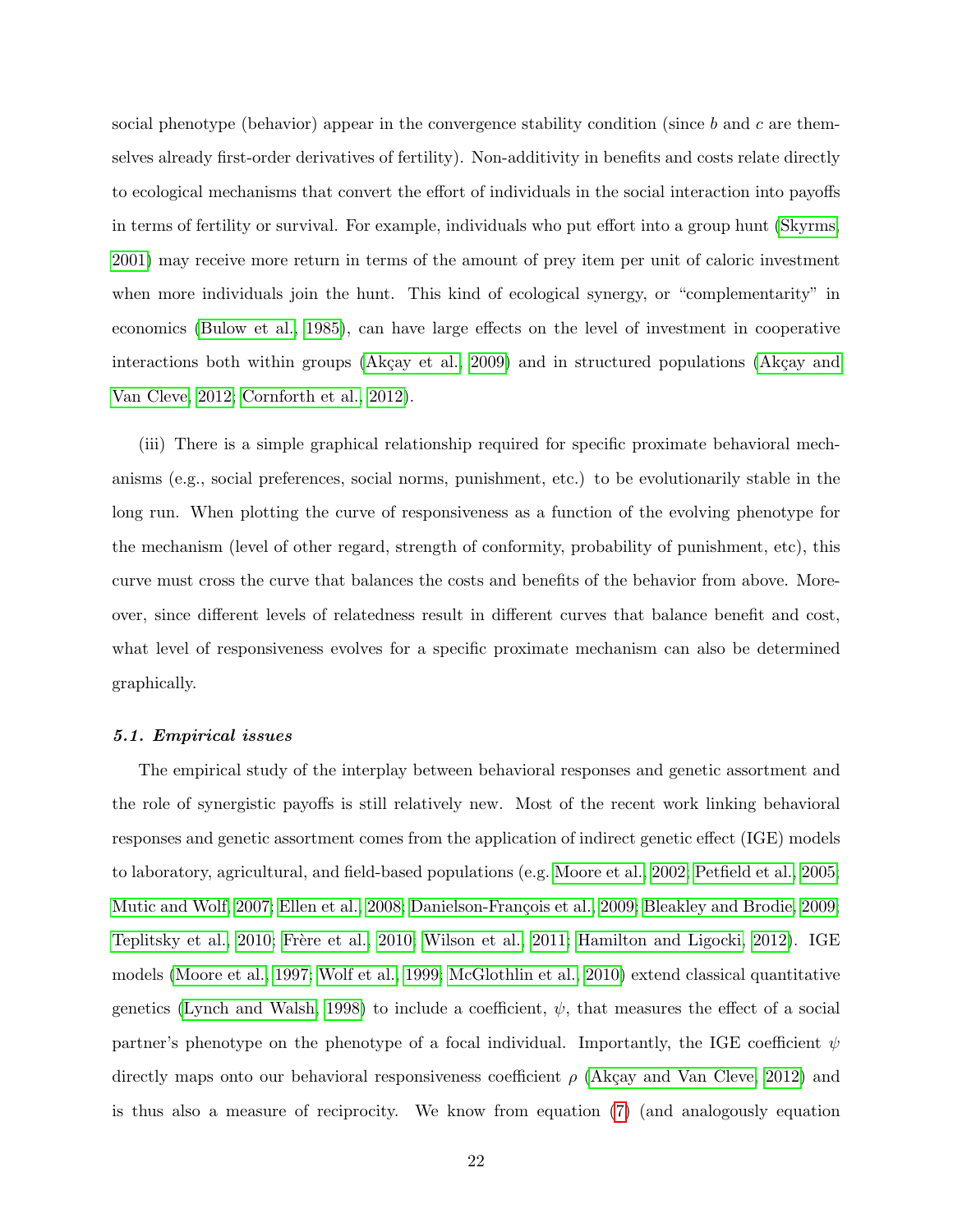social phenotype (behavior) appear in the convergence stability condition (since $b$ and $c$ are themselves already first-order derivatives of fertility). Non-additivity in benefits and costs relate directly to ecological mechanisms that convert the effort of individuals in the social interaction into payoffs in terms of fertility or survival. For example, individuals who put effort into a group hunt (Skyrms, 2001) may receive more return in terms of the amount of prey item per unit of caloric investment when more individuals join the hunt. This kind of ecological synergy, or "complementarity" in economics (Bulow et al., 1985), can have large effects on the level of investment in cooperative interactions both within groups (Akçay et al., 2009) and in structured populations (Akçay and Van Cleve, 2012; Cornforth et al., 2012).

(iii) There is a simple graphical relationship required for specific proximate behavioral mechanisms (e.g., social preferences, social norms, punishment, etc.) to be evolutionarily stable in the long run. When plotting the curve of responsiveness as a function of the evolving phenotype for the mechanism (level of other regard, strength of conformity, probability of punishment, etc), this curve must cross the curve that balances the costs and benefits of the behavior from above. Moreover, since different levels of relatedness result in different curves that balance benefit and cost, what level of responsiveness evolves for a specific proximate mechanism can also be determined graphically.

### *5.1. Empirical issues*

The empirical study of the interplay between behavioral responses and genetic assortment and the role of synergistic payoffs is still relatively new. Most of the recent work linking behavioral responses and genetic assortment comes from the application of indirect genetic effect (IGE) models to laboratory, agricultural, and field-based populations (e.g. Moore et al., 2002; Petfield et al., 2005; Mutic and Wolf, 2007; Ellen et al., 2008; Danielson-François et al., 2009; Bleakley and Brodie, 2009; Teplitsky et al., 2010; Frère et al., 2010; Wilson et al., 2011; Hamilton and Ligocki, 2012). IGE models (Moore et al., 1997; Wolf et al., 1999; McGlothlin et al., 2010) extend classical quantitative genetics (Lynch and Walsh, 1998) to include a coefficient, $\psi$, that measures the effect of a social partner's phenotype on the phenotype of a focal individual. Importantly, the IGE coefficient $\psi$ directly maps onto our behavioral responsiveness coefficient $\rho$ (Akçay and Van Cleve, 2012) and is thus also a measure of reciprocity. We know from equation (7) (and analogously equation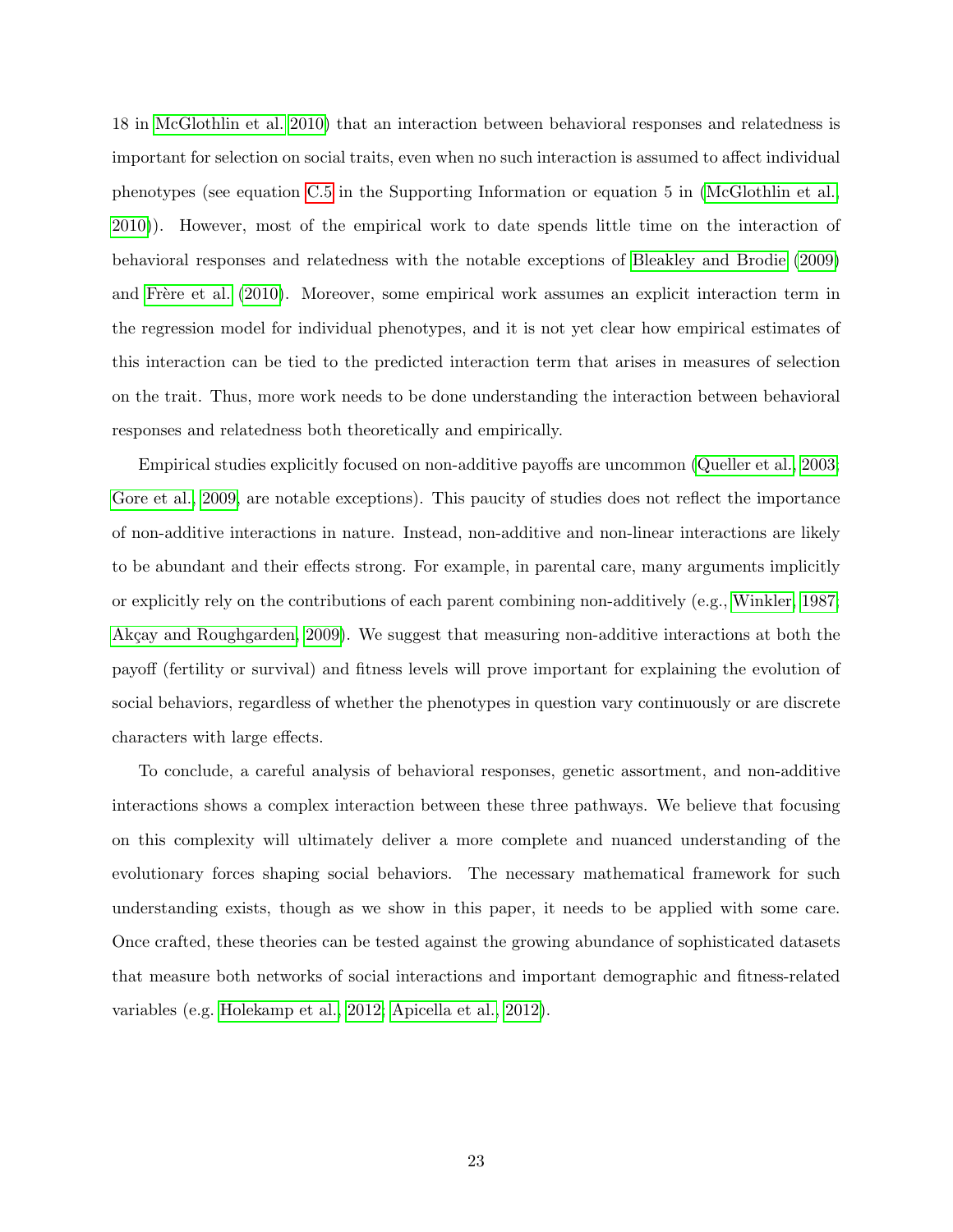18 in McGlothlin et al. 2010) that an interaction between behavioral responses and relatedness is important for selection on social traits, even when no such interaction is assumed to affect individual phenotypes (see equation C.5 in the Supporting Information or equation 5 in (McGlothlin et al., 2010)). However, most of the empirical work to date spends little time on the interaction of behavioral responses and relatedness with the notable exceptions of Bleakley and Brodie (2009) and Frère et al. (2010). Moreover, some empirical work assumes an explicit interaction term in the regression model for individual phenotypes, and it is not yet clear how empirical estimates of this interaction can be tied to the predicted interaction term that arises in measures of selection on the trait. Thus, more work needs to be done understanding the interaction between behavioral responses and relatedness both theoretically and empirically.

Empirical studies explicitly focused on non-additive payoffs are uncommon (Queller et al., 2003; Gore et al., 2009, are notable exceptions). This paucity of studies does not reflect the importance of non-additive interactions in nature. Instead, non-additive and non-linear interactions are likely to be abundant and their effects strong. For example, in parental care, many arguments implicitly or explicitly rely on the contributions of each parent combining non-additively (e.g., Winkler, 1987; Akçay and Roughgarden, 2009). We suggest that measuring non-additive interactions at both the payoff (fertility or survival) and fitness levels will prove important for explaining the evolution of social behaviors, regardless of whether the phenotypes in question vary continuously or are discrete characters with large effects.

To conclude, a careful analysis of behavioral responses, genetic assortment, and non-additive interactions shows a complex interaction between these three pathways. We believe that focusing on this complexity will ultimately deliver a more complete and nuanced understanding of the evolutionary forces shaping social behaviors. The necessary mathematical framework for such understanding exists, though as we show in this paper, it needs to be applied with some care. Once crafted, these theories can be tested against the growing abundance of sophisticated datasets that measure both networks of social interactions and important demographic and fitness-related variables (e.g. Holekamp et al., 2012; Apicella et al., 2012).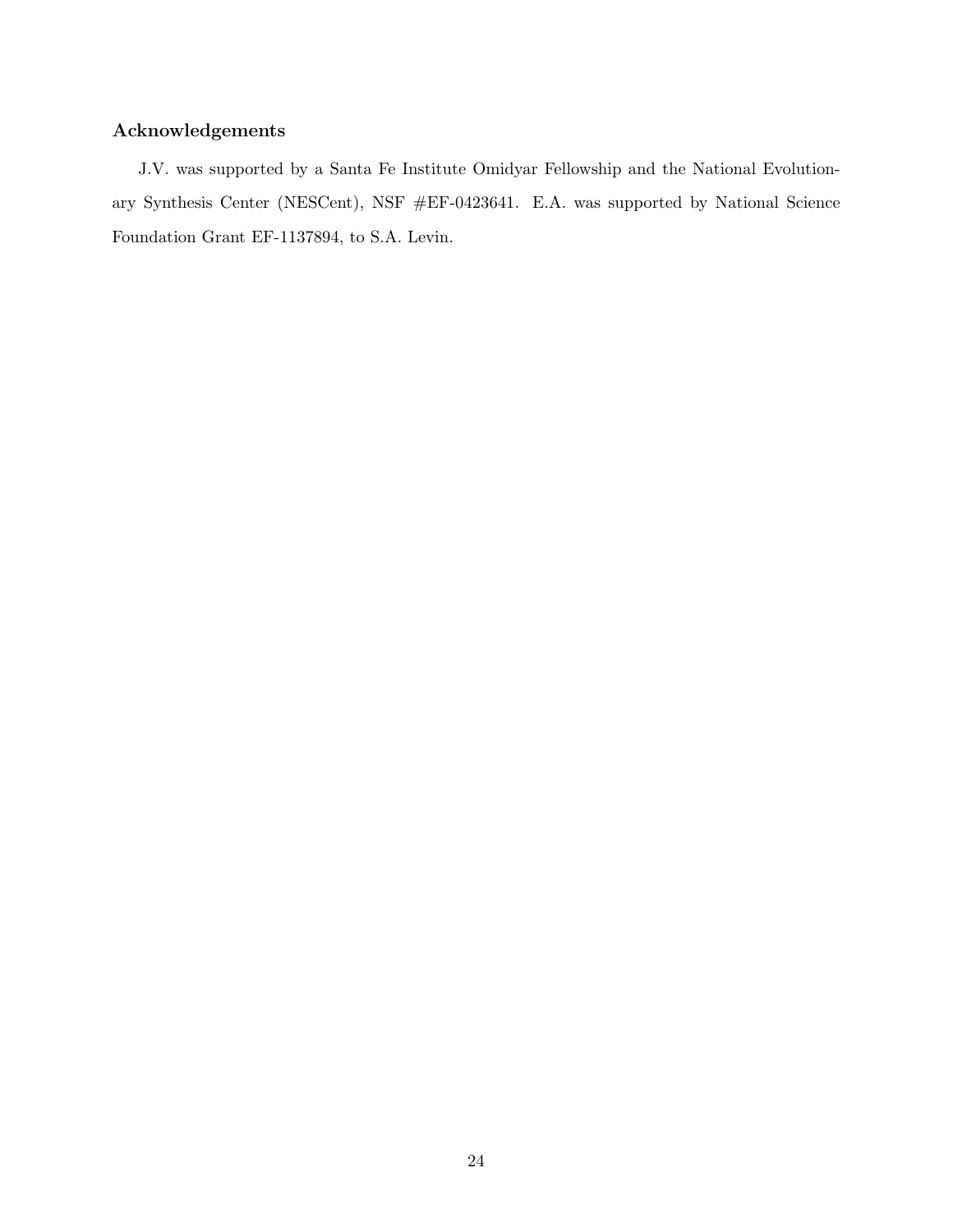## Acknowledgements

J.V. was supported by a Santa Fe Institute Omidyar Fellowship and the National Evolutionary Synthesis Center (NESCent), NSF #EF-0423641. E.A. was supported by National Science Foundation Grant EF-1137894, to S.A. Levin.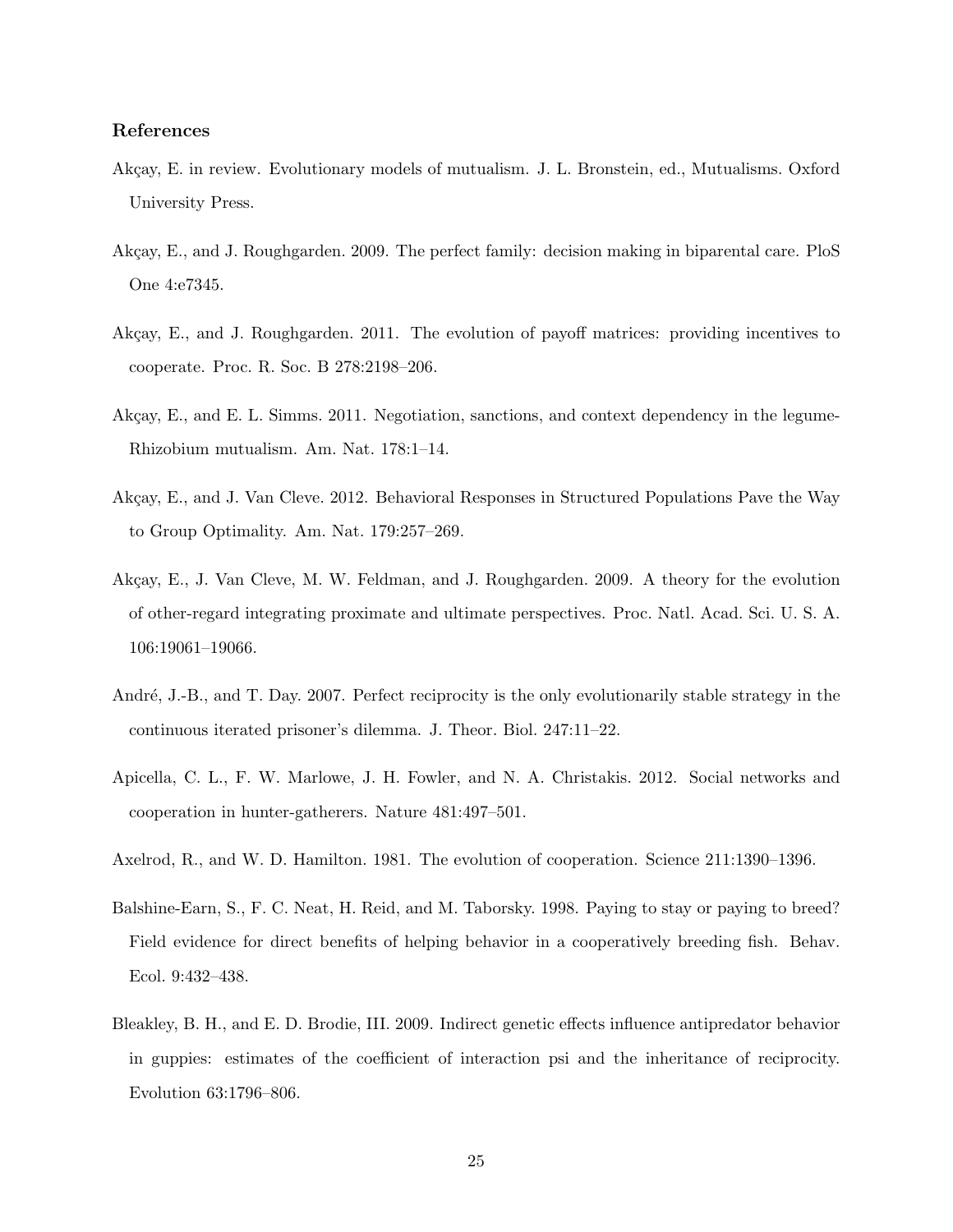### References

Akçay, E. in review. Evolutionary models of mutualism. J. L. Bronstein, ed., Mutualisms. Oxford University Press.

Akçay, E., and J. Roughgarden. 2009. The perfect family: decision making in biparental care. PloS One 4:e7345.

Akçay, E., and J. Roughgarden. 2011. The evolution of payoff matrices: providing incentives to cooperate. Proc. R. Soc. B 278:2198–206.

Akçay, E., and E. L. Simms. 2011. Negotiation, sanctions, and context dependency in the legume-Rhizobium mutualism. Am. Nat. 178:1–14.

Akçay, E., and J. Van Cleve. 2012. Behavioral Responses in Structured Populations Pave the Way to Group Optimality. Am. Nat. 179:257–269.

Akçay, E., J. Van Cleve, M. W. Feldman, and J. Roughgarden. 2009. A theory for the evolution of other-regard integrating proximate and ultimate perspectives. Proc. Natl. Acad. Sci. U. S. A. 106:19061–19066.

André, J.-B., and T. Day. 2007. Perfect reciprocity is the only evolutionarily stable strategy in the continuous iterated prisoner's dilemma. J. Theor. Biol. 247:11–22.

Apicella, C. L., F. W. Marlowe, J. H. Fowler, and N. A. Christakis. 2012. Social networks and cooperation in hunter-gatherers. Nature 481:497–501.

Axelrod, R., and W. D. Hamilton. 1981. The evolution of cooperation. Science 211:1390–1396.

Balshine-Earn, S., F. C. Neat, H. Reid, and M. Taborsky. 1998. Paying to stay or paying to breed? Field evidence for direct benefits of helping behavior in a cooperatively breeding fish. Behav. Ecol. 9:432–438.

Bleakley, B. H., and E. D. Brodie, III. 2009. Indirect genetic effects influence antipredator behavior in guppies: estimates of the coefficient of interaction psi and the inheritance of reciprocity. Evolution 63:1796–806.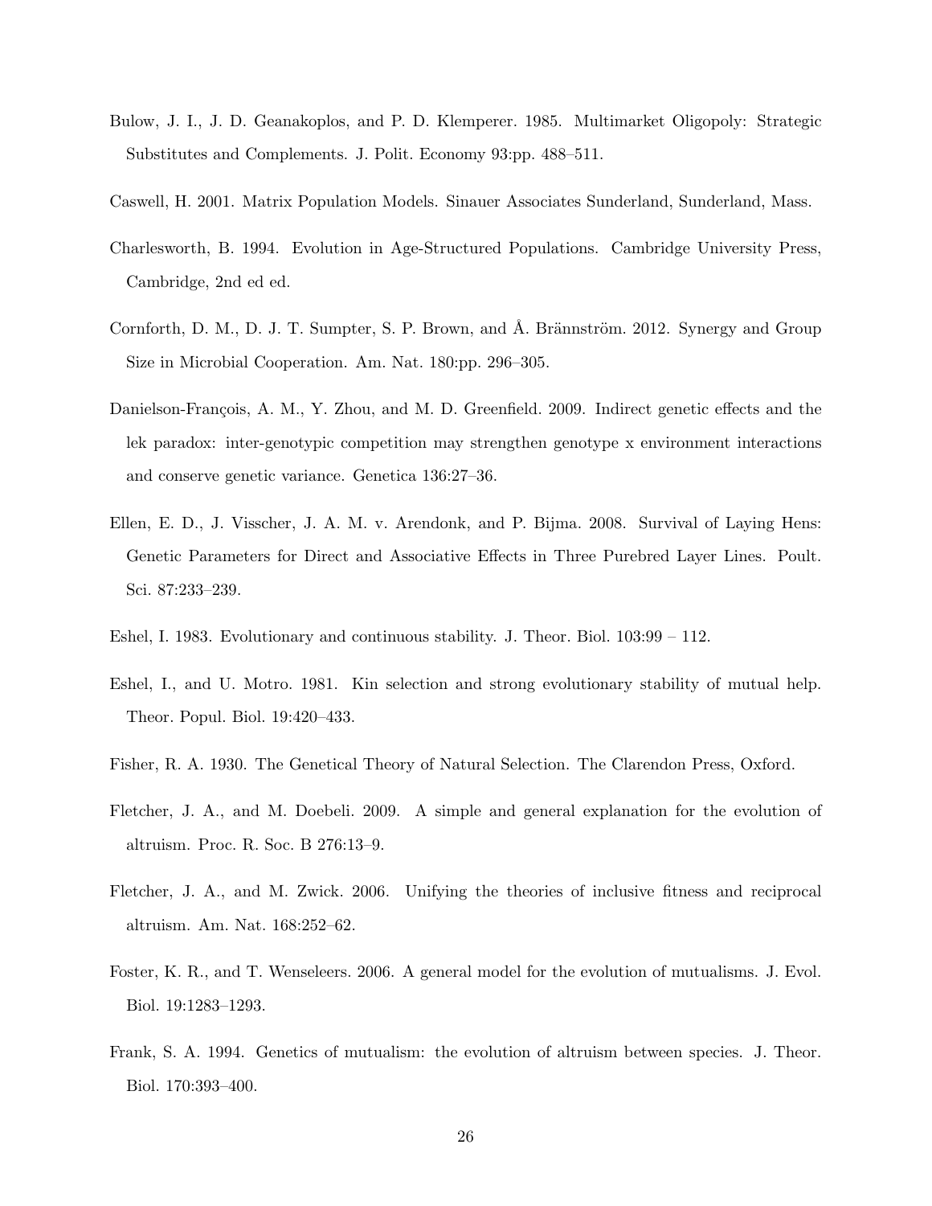Bulow, J. I., J. D. Geanakoplos, and P. D. Klemperer. 1985. Multimarket Oligopoly: Strategic Substitutes and Complements. J. Polit. Economy 93:pp. 488–511.

Caswell, H. 2001. Matrix Population Models. Sinauer Associates Sunderland, Sunderland, Mass.

Charlesworth, B. 1994. Evolution in Age-Structured Populations. Cambridge University Press, Cambridge, 2nd ed ed.

Cornforth, D. M., D. J. T. Sumpter, S. P. Brown, and Å. Brännström. 2012. Synergy and Group Size in Microbial Cooperation. Am. Nat. 180:pp. 296–305.

Danielson-François, A. M., Y. Zhou, and M. D. Greenfield. 2009. Indirect genetic effects and the lek paradox: inter-genotypic competition may strengthen genotype x environment interactions and conserve genetic variance. Genetica 136:27–36.

Ellen, E. D., J. Visscher, J. A. M. v. Arendonk, and P. Bijma. 2008. Survival of Laying Hens: Genetic Parameters for Direct and Associative Effects in Three Purebred Layer Lines. Poult. Sci. 87:233–239.

Eshel, I. 1983. Evolutionary and continuous stability. J. Theor. Biol. 103:99 – 112.

Eshel, I., and U. Motro. 1981. Kin selection and strong evolutionary stability of mutual help. Theor. Popul. Biol. 19:420–433.

Fisher, R. A. 1930. The Genetical Theory of Natural Selection. The Clarendon Press, Oxford.

Fletcher, J. A., and M. Doebeli. 2009. A simple and general explanation for the evolution of altruism. Proc. R. Soc. B 276:13–9.

Fletcher, J. A., and M. Zwick. 2006. Unifying the theories of inclusive fitness and reciprocal altruism. Am. Nat. 168:252–62.

Foster, K. R., and T. Wenseleers. 2006. A general model for the evolution of mutualisms. J. Evol. Biol. 19:1283–1293.

Frank, S. A. 1994. Genetics of mutualism: the evolution of altruism between species. J. Theor. Biol. 170:393–400.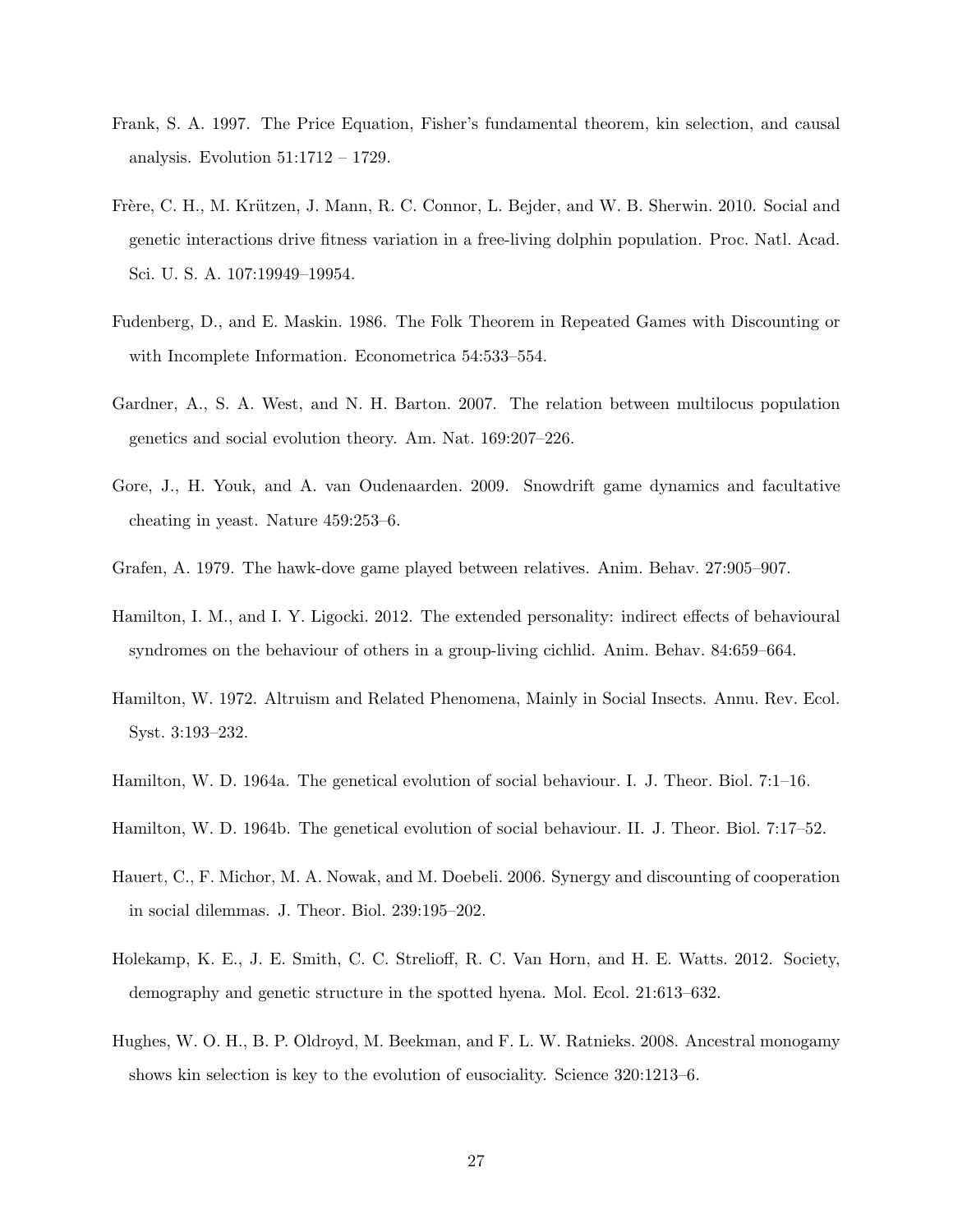Frank, S. A. 1997. The Price Equation, Fisher's fundamental theorem, kin selection, and causal analysis. Evolution 51:1712 – 1729.

Frère, C. H., M. Krützen, J. Mann, R. C. Connor, L. Bejder, and W. B. Sherwin. 2010. Social and genetic interactions drive fitness variation in a free-living dolphin population. Proc. Natl. Acad. Sci. U. S. A. 107:19949–19954.

Fudenberg, D., and E. Maskin. 1986. The Folk Theorem in Repeated Games with Discounting or with Incomplete Information. Econometrica 54:533–554.

Gardner, A., S. A. West, and N. H. Barton. 2007. The relation between multilocus population genetics and social evolution theory. Am. Nat. 169:207–226.

Gore, J., H. Youk, and A. van Oudenaarden. 2009. Snowdrift game dynamics and facultative cheating in yeast. Nature 459:253–6.

Grafen, A. 1979. The hawk-dove game played between relatives. Anim. Behav. 27:905–907.

Hamilton, I. M., and I. Y. Ligocki. 2012. The extended personality: indirect effects of behavioural syndromes on the behaviour of others in a group-living cichlid. Anim. Behav. 84:659–664.

Hamilton, W. 1972. Altruism and Related Phenomena, Mainly in Social Insects. Annu. Rev. Ecol. Syst. 3:193–232.

Hamilton, W. D. 1964a. The genetical evolution of social behaviour. I. J. Theor. Biol. 7:1–16.

Hamilton, W. D. 1964b. The genetical evolution of social behaviour. II. J. Theor. Biol. 7:17–52.

Hauert, C., F. Michor, M. A. Nowak, and M. Doebeli. 2006. Synergy and discounting of cooperation in social dilemmas. J. Theor. Biol. 239:195–202.

Holekamp, K. E., J. E. Smith, C. C. Strelioff, R. C. Van Horn, and H. E. Watts. 2012. Society, demography and genetic structure in the spotted hyena. Mol. Ecol. 21:613–632.

Hughes, W. O. H., B. P. Oldroyd, M. Beekman, and F. L. W. Ratnieks. 2008. Ancestral monogamy shows kin selection is key to the evolution of eusociality. Science 320:1213–6.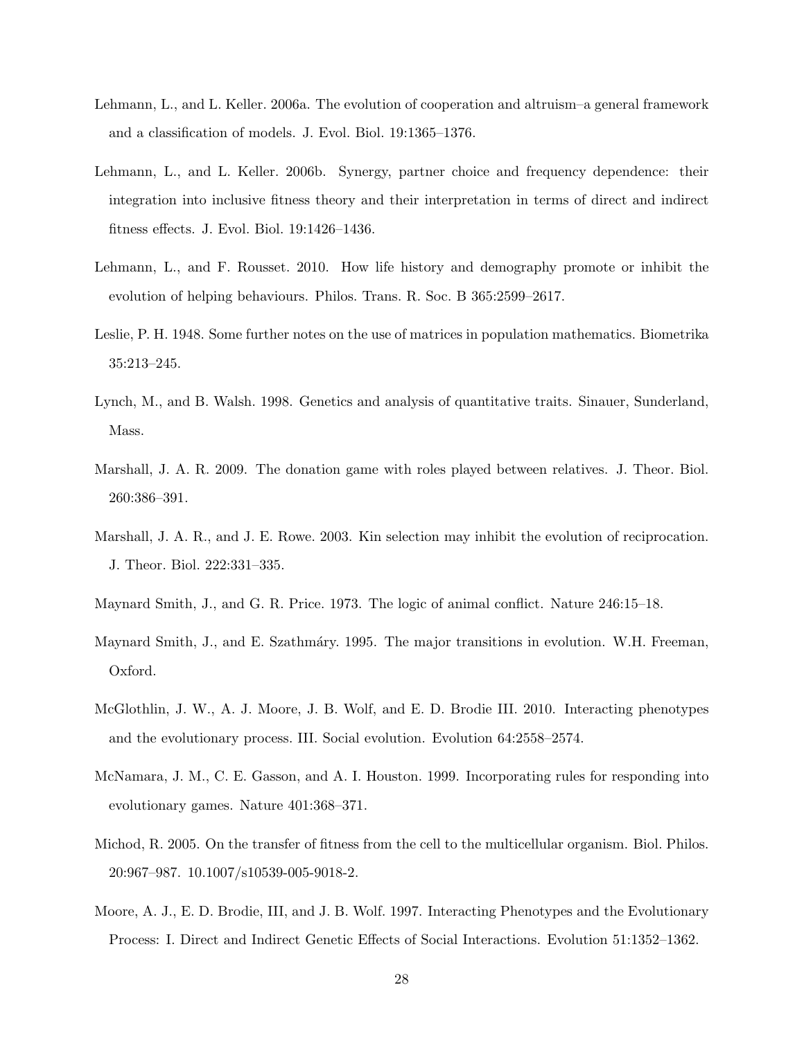Lehmann, L., and L. Keller. 2006a. The evolution of cooperation and altruism–a general framework and a classification of models. J. Evol. Biol. 19:1365–1376.

Lehmann, L., and L. Keller. 2006b. Synergy, partner choice and frequency dependence: their integration into inclusive fitness theory and their interpretation in terms of direct and indirect fitness effects. J. Evol. Biol. 19:1426–1436.

Lehmann, L., and F. Rousset. 2010. How life history and demography promote or inhibit the evolution of helping behaviours. Philos. Trans. R. Soc. B 365:2599–2617.

Leslie, P. H. 1948. Some further notes on the use of matrices in population mathematics. Biometrika 35:213–245.

Lynch, M., and B. Walsh. 1998. Genetics and analysis of quantitative traits. Sinauer, Sunderland, Mass.

Marshall, J. A. R. 2009. The donation game with roles played between relatives. J. Theor. Biol. 260:386–391.

Marshall, J. A. R., and J. E. Rowe. 2003. Kin selection may inhibit the evolution of reciprocation. J. Theor. Biol. 222:331–335.

Maynard Smith, J., and G. R. Price. 1973. The logic of animal conflict. Nature 246:15–18.

Maynard Smith, J., and E. Szathmáry. 1995. The major transitions in evolution. W.H. Freeman, Oxford.

McGlothlin, J. W., A. J. Moore, J. B. Wolf, and E. D. Brodie III. 2010. Interacting phenotypes and the evolutionary process. III. Social evolution. Evolution 64:2558–2574.

McNamara, J. M., C. E. Gasson, and A. I. Houston. 1999. Incorporating rules for responding into evolutionary games. Nature 401:368–371.

Michod, R. 2005. On the transfer of fitness from the cell to the multicellular organism. Biol. Philos. 20:967–987. 10.1007/s10539-005-9018-2.

Moore, A. J., E. D. Brodie, III, and J. B. Wolf. 1997. Interacting Phenotypes and the Evolutionary Process: I. Direct and Indirect Genetic Effects of Social Interactions. Evolution 51:1352–1362.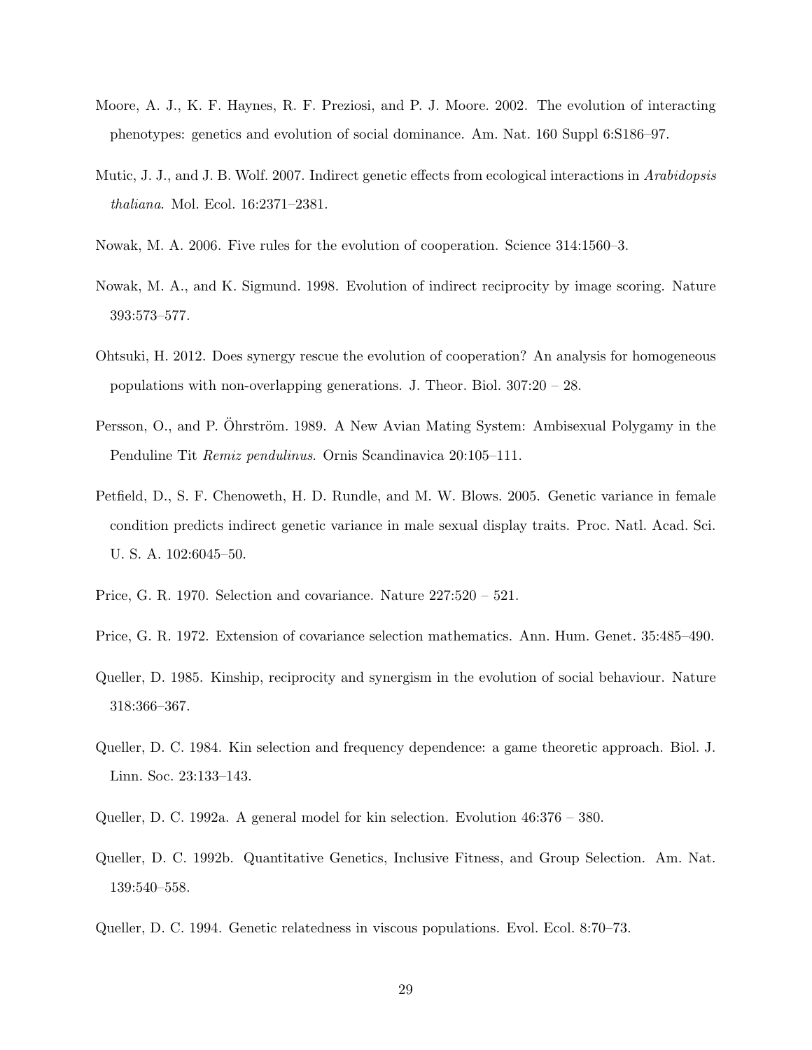Moore, A. J., K. F. Haynes, R. F. Preziosi, and P. J. Moore. 2002. The evolution of interacting phenotypes: genetics and evolution of social dominance. Am. Nat. 160 Suppl 6:S186–97.

Mutic, J. J., and J. B. Wolf. 2007. Indirect genetic effects from ecological interactions in *Arabidopsis thaliana*. Mol. Ecol. 16:2371–2381.

Nowak, M. A. 2006. Five rules for the evolution of cooperation. Science 314:1560–3.

Nowak, M. A., and K. Sigmund. 1998. Evolution of indirect reciprocity by image scoring. Nature 393:573–577.

Ohtsuki, H. 2012. Does synergy rescue the evolution of cooperation? An analysis for homogeneous populations with non-overlapping generations. J. Theor. Biol. 307:20 – 28.

Persson, O., and P. Öhrström. 1989. A New Avian Mating System: Ambisexual Polygamy in the Penduline Tit *Remiz pendulinus*. Ornis Scandinavica 20:105–111.

Petfield, D., S. F. Chenoweth, H. D. Rundle, and M. W. Blows. 2005. Genetic variance in female condition predicts indirect genetic variance in male sexual display traits. Proc. Natl. Acad. Sci. U. S. A. 102:6045–50.

Price, G. R. 1970. Selection and covariance. Nature 227:520 – 521.

Price, G. R. 1972. Extension of covariance selection mathematics. Ann. Hum. Genet. 35:485–490.

Queller, D. 1985. Kinship, reciprocity and synergism in the evolution of social behaviour. Nature 318:366–367.

Queller, D. C. 1984. Kin selection and frequency dependence: a game theoretic approach. Biol. J. Linn. Soc. 23:133–143.

Queller, D. C. 1992a. A general model for kin selection. Evolution 46:376 – 380.

Queller, D. C. 1992b. Quantitative Genetics, Inclusive Fitness, and Group Selection. Am. Nat. 139:540–558.

Queller, D. C. 1994. Genetic relatedness in viscous populations. Evol. Ecol. 8:70–73.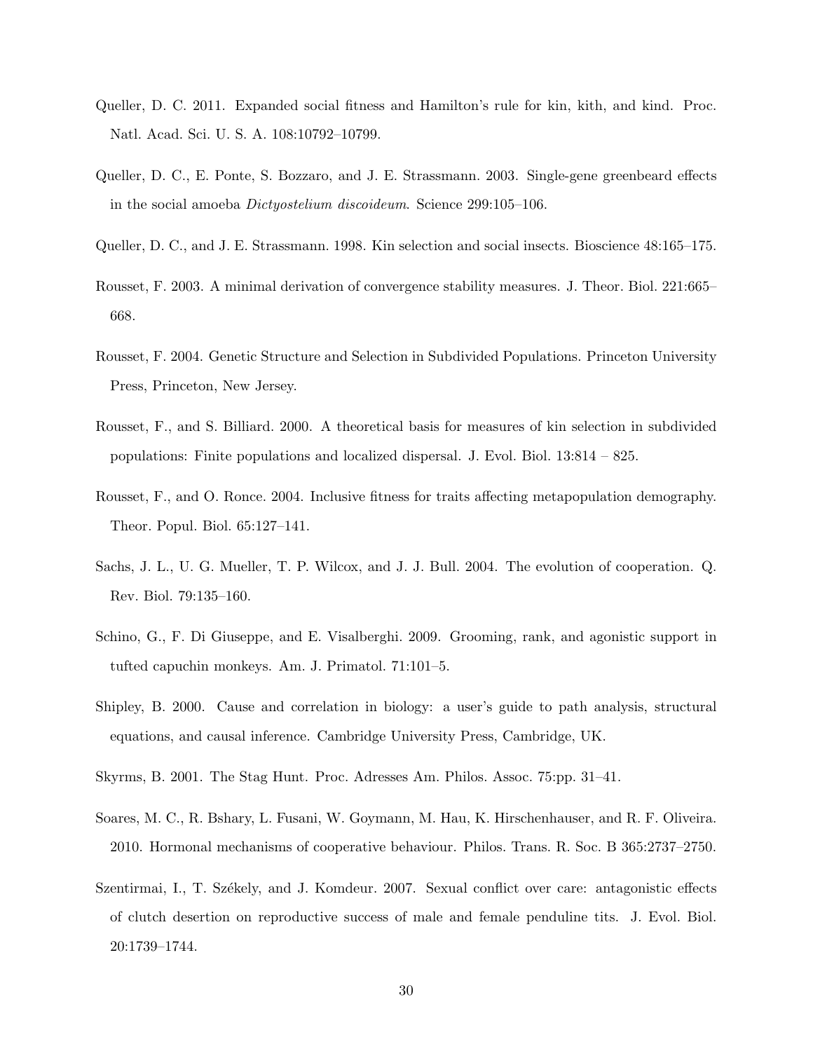Queller, D. C. 2011. Expanded social fitness and Hamilton's rule for kin, kith, and kind. Proc. Natl. Acad. Sci. U. S. A. 108:10792–10799.

Queller, D. C., E. Ponte, S. Bozzaro, and J. E. Strassmann. 2003. Single-gene greenbeard effects in the social amoeba *Dictyostelium discoideum*. Science 299:105–106.

Queller, D. C., and J. E. Strassmann. 1998. Kin selection and social insects. Bioscience 48:165–175.

Rousset, F. 2003. A minimal derivation of convergence stability measures. J. Theor. Biol. 221:665–668.

Rousset, F. 2004. Genetic Structure and Selection in Subdivided Populations. Princeton University Press, Princeton, New Jersey.

Rousset, F., and S. Billiard. 2000. A theoretical basis for measures of kin selection in subdivided populations: Finite populations and localized dispersal. J. Evol. Biol. 13:814 – 825.

Rousset, F., and O. Ronce. 2004. Inclusive fitness for traits affecting metapopulation demography. Theor. Popul. Biol. 65:127–141.

Sachs, J. L., U. G. Mueller, T. P. Wilcox, and J. J. Bull. 2004. The evolution of cooperation. Q. Rev. Biol. 79:135–160.

Schino, G., F. Di Giuseppe, and E. Visalberghi. 2009. Grooming, rank, and agonistic support in tufted capuchin monkeys. Am. J. Primatol. 71:101–5.

Shipley, B. 2000. Cause and correlation in biology: a user's guide to path analysis, structural equations, and causal inference. Cambridge University Press, Cambridge, UK.

Skyrms, B. 2001. The Stag Hunt. Proc. Adresses Am. Philos. Assoc. 75:pp. 31–41.

Soares, M. C., R. Bshary, L. Fusani, W. Goymann, M. Hau, K. Hirschenhauser, and R. F. Oliveira. 2010. Hormonal mechanisms of cooperative behaviour. Philos. Trans. R. Soc. B 365:2737–2750.

Szentirmai, I., T. Székely, and J. Komdeur. 2007. Sexual conflict over care: antagonistic effects of clutch desertion on reproductive success of male and female penduline tits. J. Evol. Biol. 20:1739–1744.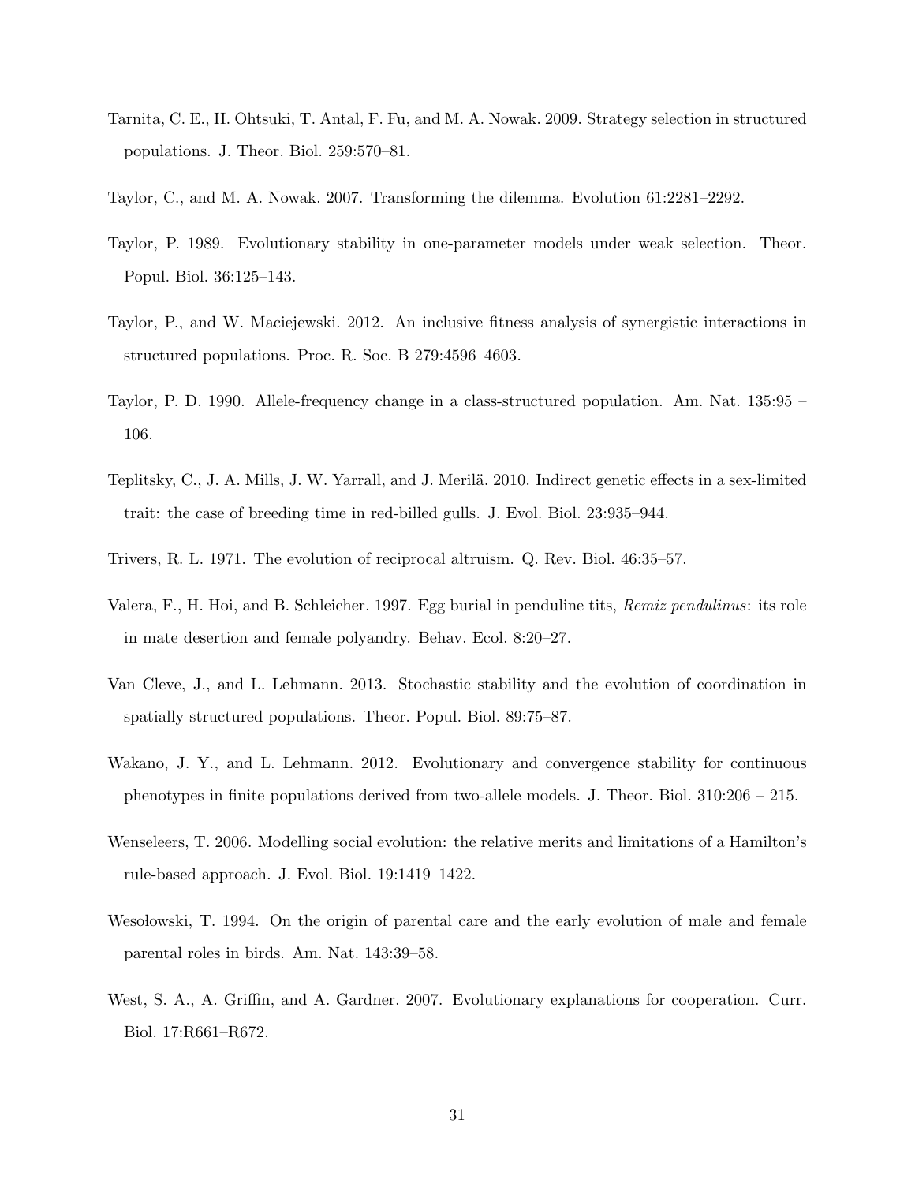Tarnita, C. E., H. Ohtsuki, T. Antal, F. Fu, and M. A. Nowak. 2009. Strategy selection in structured populations. J. Theor. Biol. 259:570–81.

Taylor, C., and M. A. Nowak. 2007. Transforming the dilemma. Evolution 61:2281–2292.

Taylor, P. 1989. Evolutionary stability in one-parameter models under weak selection. Theor. Popul. Biol. 36:125–143.

Taylor, P., and W. Maciejewski. 2012. An inclusive fitness analysis of synergistic interactions in structured populations. Proc. R. Soc. B 279:4596–4603.

Taylor, P. D. 1990. Allele-frequency change in a class-structured population. Am. Nat. 135:95 – 106.

Teplitsky, C., J. A. Mills, J. W. Yarrall, and J. Merilä. 2010. Indirect genetic effects in a sex-limited trait: the case of breeding time in red-billed gulls. J. Evol. Biol. 23:935–944.

Trivers, R. L. 1971. The evolution of reciprocal altruism. Q. Rev. Biol. 46:35–57.

Valera, F., H. Hoi, and B. Schleicher. 1997. Egg burial in penduline tits, *Remiz pendulinus*: its role in mate desertion and female polyandry. Behav. Ecol. 8:20–27.

Van Cleve, J., and L. Lehmann. 2013. Stochastic stability and the evolution of coordination in spatially structured populations. Theor. Popul. Biol. 89:75–87.

Wakano, J. Y., and L. Lehmann. 2012. Evolutionary and convergence stability for continuous phenotypes in finite populations derived from two-allele models. J. Theor. Biol. 310:206 – 215.

Wenseleers, T. 2006. Modelling social evolution: the relative merits and limitations of a Hamilton's rule-based approach. J. Evol. Biol. 19:1419–1422.

Wesołowski, T. 1994. On the origin of parental care and the early evolution of male and female parental roles in birds. Am. Nat. 143:39–58.

West, S. A., A. Griffin, and A. Gardner. 2007. Evolutionary explanations for cooperation. Curr. Biol. 17:R661–R672.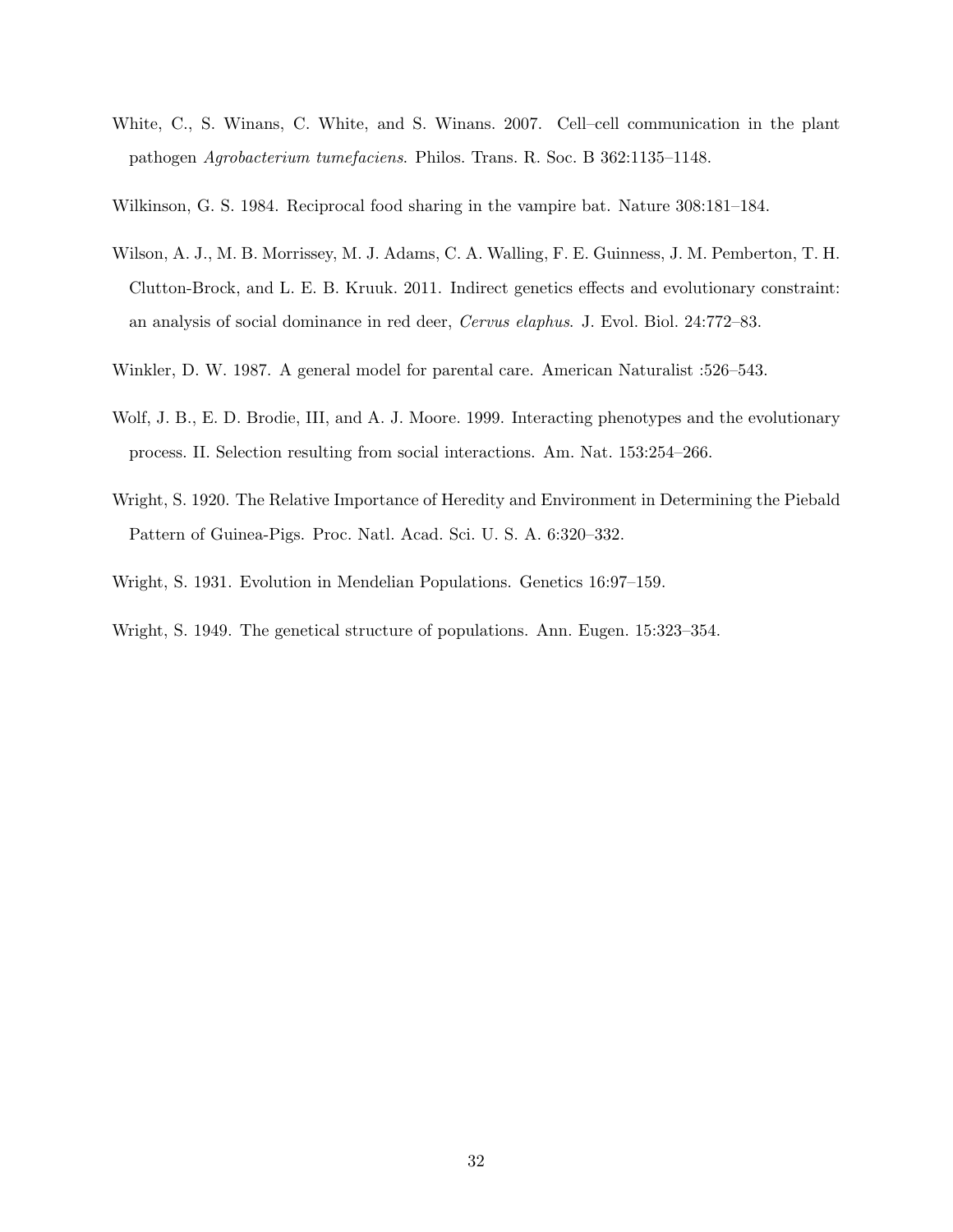White, C., S. Winans, C. White, and S. Winans. 2007. Cell–cell communication in the plant pathogen *Agrobacterium tumefaciens*. Philos. Trans. R. Soc. B 362:1135–1148.

Wilkinson, G. S. 1984. Reciprocal food sharing in the vampire bat. Nature 308:181–184.

Wilson, A. J., M. B. Morrissey, M. J. Adams, C. A. Walling, F. E. Guinness, J. M. Pemberton, T. H. Clutton-Brock, and L. E. B. Kruuk. 2011. Indirect genetics effects and evolutionary constraint: an analysis of social dominance in red deer, *Cervus elaphus*. J. Evol. Biol. 24:772–83.

Winkler, D. W. 1987. A general model for parental care. American Naturalist :526–543.

Wolf, J. B., E. D. Brodie, III, and A. J. Moore. 1999. Interacting phenotypes and the evolutionary process. II. Selection resulting from social interactions. Am. Nat. 153:254–266.

Wright, S. 1920. The Relative Importance of Heredity and Environment in Determining the Piebald Pattern of Guinea-Pigs. Proc. Natl. Acad. Sci. U. S. A. 6:320–332.

Wright, S. 1931. Evolution in Mendelian Populations. Genetics 16:97–159.

Wright, S. 1949. The genetical structure of populations. Ann. Eugen. 15:323–354.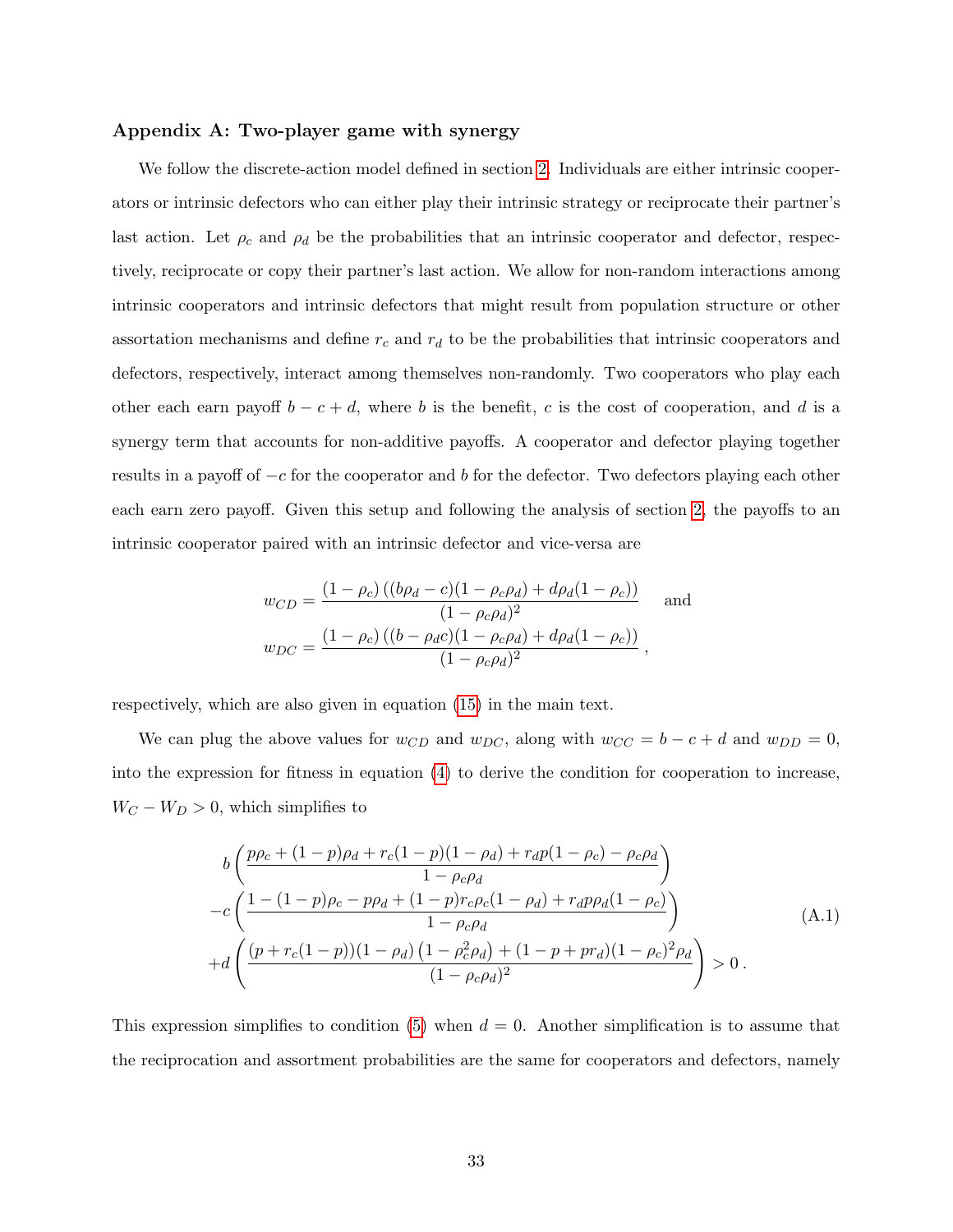### Appendix A: Two-player game with synergy

We follow the discrete-action model defined in section 2. Individuals are either intrinsic cooperators or intrinsic defectors who can either play their intrinsic strategy or reciprocate their partner's last action. Let $\rho_c$ and $\rho_d$ be the probabilities that an intrinsic cooperator and defector, respectively, reciprocate or copy their partner's last action. We allow for non-random interactions among intrinsic cooperators and intrinsic defectors that might result from population structure or other assortation mechanisms and define $r_c$ and $r_d$ to be the probabilities that intrinsic cooperators and defectors, respectively, interact among themselves non-randomly. Two cooperators who play each other each earn payoff $b - c + d$, where $b$ is the benefit, $c$ is the cost of cooperation, and $d$ is a synergy term that accounts for non-additive payoffs. A cooperator and defector playing together results in a payoff of $-c$ for the cooperator and $b$ for the defector. Two defectors playing each other each earn zero payoff. Given this setup and following the analysis of section 2, the payoffs to an intrinsic cooperator paired with an intrinsic defector and vice-versa are

$$
w_{CD} = \frac{(1-\rho_c)\left((b\rho_d - c)(1-\rho_c\rho_d) + d\rho_d(1-\rho_c)\right)}{(1-\rho_c\rho_d)^2} \quad \text{and}
$$

$$
w_{DC} = \frac{(1-\rho_c)\left((b - \rho_d c)(1-\rho_c\rho_d) + d\rho_d(1-\rho_c)\right)}{(1-\rho_c\rho_d)^2}\,,
$$

respectively, which are also given in equation (15) in the main text.

We can plug the above values for $w_{CD}$ and $w_{DC}$, along with $w_{CC} = b - c + d$ and $w_{DD} = 0$, into the expression for fitness in equation (4) to derive the condition for cooperation to increase, $W_C - W_D > 0$, which simplifies to

$$
\begin{aligned}
&b\left(\frac{p\rho_c + (1-p)\rho_d + r_c(1-p)(1-\rho_d) + r_d p(1-\rho_c) - \rho_c\rho_d}{1-\rho_c\rho_d}\right) \\
&-c\left(\frac{1-(1-p)\rho_c - p\rho_d + (1-p)r_c\rho_c(1-\rho_d) + r_d p\rho_d(1-\rho_c)}{1-\rho_c\rho_d}\right) \\
&+d\left(\frac{(p + r_c(1-p))(1-\rho_d)\left(1-\rho_c^2\rho_d\right) + (1-p+pr_d)(1-\rho_c)^2\rho_d}{(1-\rho_c\rho_d)^2}\right) > 0\,.
\end{aligned}
\tag{A.1}
$$

This expression simplifies to condition (5) when $d = 0$. Another simplification is to assume that the reciprocation and assortment probabilities are the same for cooperators and defectors, namely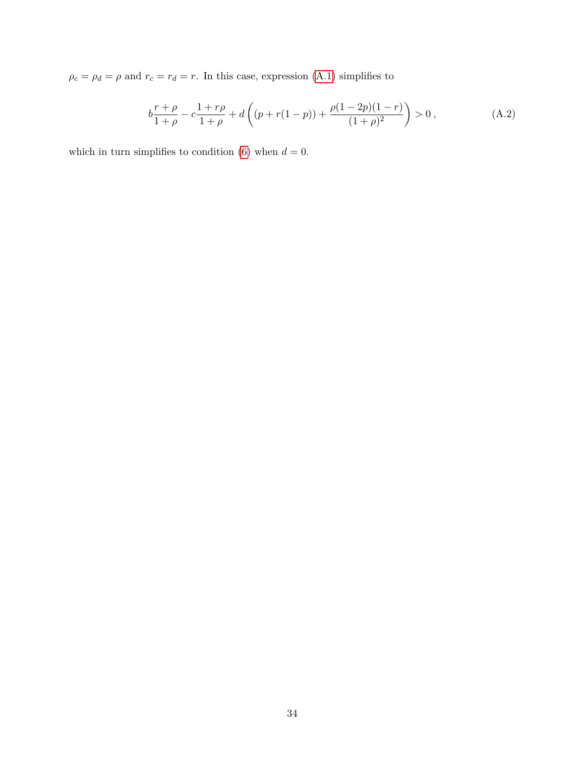$\rho_c = \rho_d = \rho$ and $r_c = r_d = r$. In this case, expression (A.1) simplifies to

$$b\frac{r+\rho}{1+\rho} - c\frac{1+r\rho}{1+\rho} + d\left((p + r(1-p)) + \frac{\rho(1-2p)(1-r)}{(1+\rho)^2}\right) > 0\,, \tag{A.2}$$

which in turn simplifies to condition (6) when $d = 0$.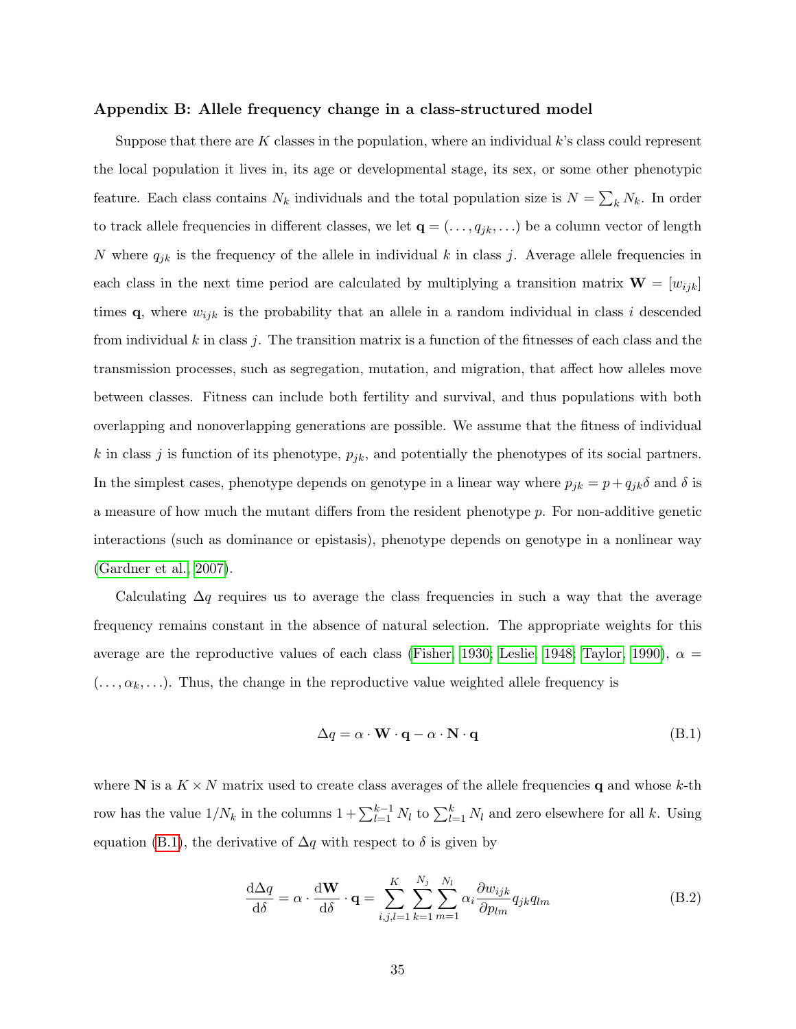## Appendix B: Allele frequency change in a class-structured model

Suppose that there are $K$ classes in the population, where an individual $k$'s class could represent the local population it lives in, its age or developmental stage, its sex, or some other phenotypic feature. Each class contains $N_k$ individuals and the total population size is $N = \sum_k N_k$. In order to track allele frequencies in different classes, we let $\mathbf{q} = (\ldots, q_{jk}, \ldots)$ be a column vector of length $N$ where $q_{jk}$ is the frequency of the allele in individual $k$ in class $j$. Average allele frequencies in each class in the next time period are calculated by multiplying a transition matrix $\mathbf{W} = [w_{ijk}]$ times $\mathbf{q}$, where $w_{ijk}$ is the probability that an allele in a random individual in class $i$ descended from individual $k$ in class $j$. The transition matrix is a function of the fitnesses of each class and the transmission processes, such as segregation, mutation, and migration, that affect how alleles move between classes. Fitness can include both fertility and survival, and thus populations with both overlapping and nonoverlapping generations are possible. We assume that the fitness of individual $k$ in class $j$ is function of its phenotype, $p_{jk}$, and potentially the phenotypes of its social partners. In the simplest cases, phenotype depends on genotype in a linear way where $p_{jk} = p + q_{jk}\delta$ and $\delta$ is a measure of how much the mutant differs from the resident phenotype $p$. For non-additive genetic interactions (such as dominance or epistasis), phenotype depends on genotype in a nonlinear way (Gardner et al., 2007).

Calculating $\Delta q$ requires us to average the class frequencies in such a way that the average frequency remains constant in the absence of natural selection. The appropriate weights for this average are the reproductive values of each class (Fisher, 1930; Leslie, 1948; Taylor, 1990), $\alpha = (\ldots, \alpha_k, \ldots)$. Thus, the change in the reproductive value weighted allele frequency is

$$\Delta q = \alpha \cdot \mathbf{W} \cdot \mathbf{q} - \alpha \cdot \mathbf{N} \cdot \mathbf{q} \tag{B.1}$$

where $\mathbf{N}$ is a $K \times N$ matrix used to create class averages of the allele frequencies $\mathbf{q}$ and whose $k$-th row has the value $1/N_k$ in the columns $1 + \sum_{l=1}^{k-1} N_l$ to $\sum_{l=1}^{k} N_l$ and zero elsewhere for all $k$. Using equation (B.1), the derivative of $\Delta q$ with respect to $\delta$ is given by

$$\frac{\mathrm{d}\Delta q}{\mathrm{d}\delta} = \alpha \cdot \frac{\mathrm{d}\mathbf{W}}{\mathrm{d}\delta} \cdot \mathbf{q} = \sum_{i,j,l=1}^{K} \sum_{k=1}^{N_j} \sum_{m=1}^{N_l} \alpha_i \frac{\partial w_{ijk}}{\partial p_{lm}} q_{jk} q_{lm} \tag{B.2}$$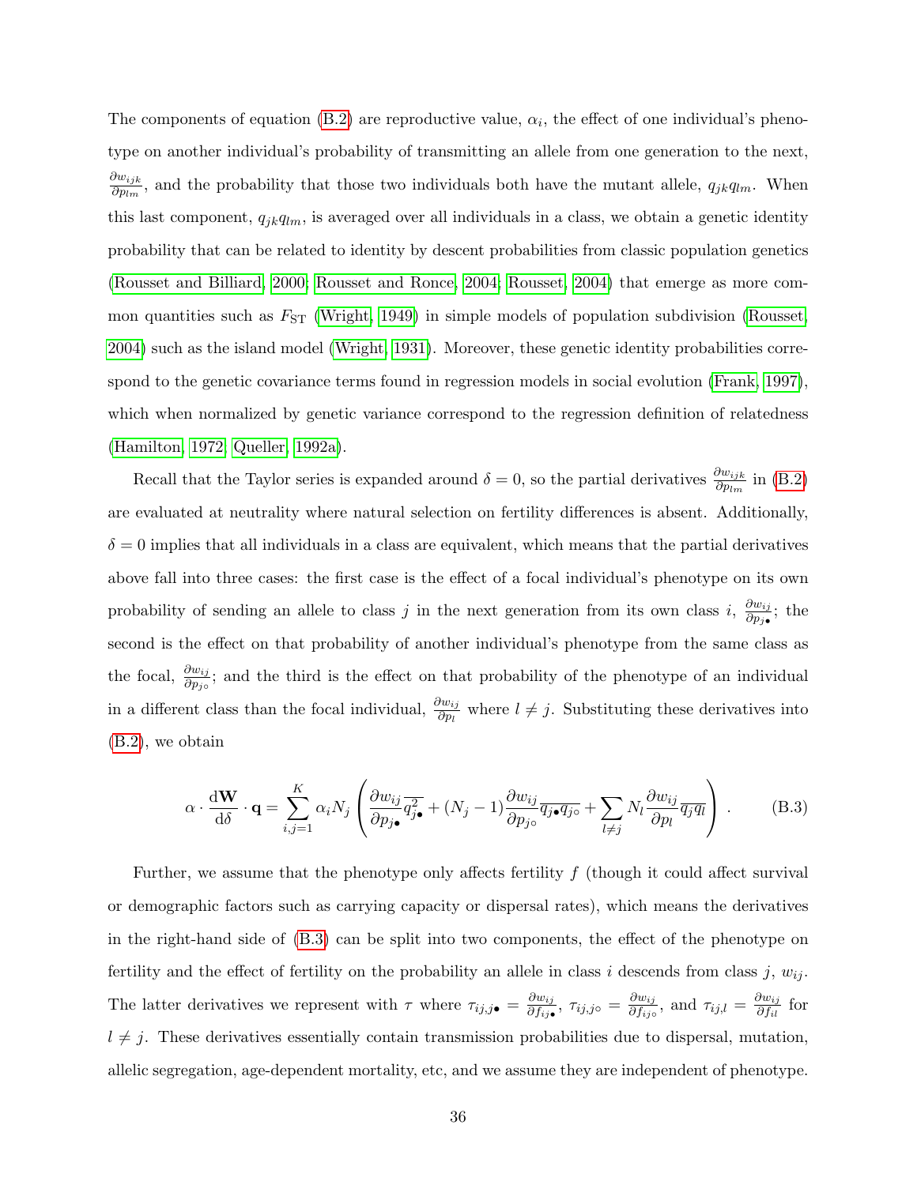The components of equation (B.2) are reproductive value, $\alpha_i$, the effect of one individual's phenotype on another individual's probability of transmitting an allele from one generation to the next, $\frac{\partial w_{ijk}}{\partial p_{lm}}$, and the probability that those two individuals both have the mutant allele, $q_{jk}q_{lm}$. When this last component, $q_{jk}q_{lm}$, is averaged over all individuals in a class, we obtain a genetic identity probability that can be related to identity by descent probabilities from classic population genetics (Rousset and Billiard, 2000; Rousset and Ronce, 2004; Rousset, 2004) that emerge as more common quantities such as $F_{\mathrm{ST}}$ (Wright, 1949) in simple models of population subdivision (Rousset, 2004) such as the island model (Wright, 1931). Moreover, these genetic identity probabilities correspond to the genetic covariance terms found in regression models in social evolution (Frank, 1997), which when normalized by genetic variance correspond to the regression definition of relatedness (Hamilton, 1972; Queller, 1992a).

Recall that the Taylor series is expanded around $\delta = 0$, so the partial derivatives $\frac{\partial w_{ijk}}{\partial p_{lm}}$ in (B.2) are evaluated at neutrality where natural selection on fertility differences is absent. Additionally, $\delta = 0$ implies that all individuals in a class are equivalent, which means that the partial derivatives above fall into three cases: the first case is the effect of a focal individual's phenotype on its own probability of sending an allele to class $j$ in the next generation from its own class $i$, $\frac{\partial w_{ij}}{\partial p_{j\bullet}}$; the second is the effect on that probability of another individual's phenotype from the same class as the focal, $\frac{\partial w_{ij}}{\partial p_{j\circ}}$; and the third is the effect on that probability of the phenotype of an individual in a different class than the focal individual, $\frac{\partial w_{ij}}{\partial p_{l}}$ where $l \neq j$. Substituting these derivatives into (B.2), we obtain

$$\alpha \cdot \frac{\mathrm{d}\mathbf{W}}{\mathrm{d}\delta} \cdot \mathbf{q} = \sum_{i,j=1}^{K} \alpha_i N_j \left( \frac{\partial w_{ij}}{\partial p_{j\bullet}} \overline{q_{j\bullet}^2} + (N_j - 1) \frac{\partial w_{ij}}{\partial p_{j\circ}} \overline{q_{j\bullet} q_{j\circ}} + \sum_{l \neq j} N_l \frac{\partial w_{ij}}{\partial p_l} \overline{q_j q_l} \right) . \tag{B.3}$$

Further, we assume that the phenotype only affects fertility $f$ (though it could affect survival or demographic factors such as carrying capacity or dispersal rates), which means the derivatives in the right-hand side of (B.3) can be split into two components, the effect of the phenotype on fertility and the effect of fertility on the probability an allele in class $i$ descends from class $j$, $w_{ij}$. The latter derivatives we represent with $\tau$ where $\tau_{ij,j\bullet} = \frac{\partial w_{ij}}{\partial f_{ij\bullet}}$, $\tau_{ij,j\circ} = \frac{\partial w_{ij}}{\partial f_{ij\circ}}$, and $\tau_{ij,l} = \frac{\partial w_{ij}}{\partial f_{il}}$ for $l \neq j$. These derivatives essentially contain transmission probabilities due to dispersal, mutation, allelic segregation, age-dependent mortality, etc, and we assume they are independent of phenotype.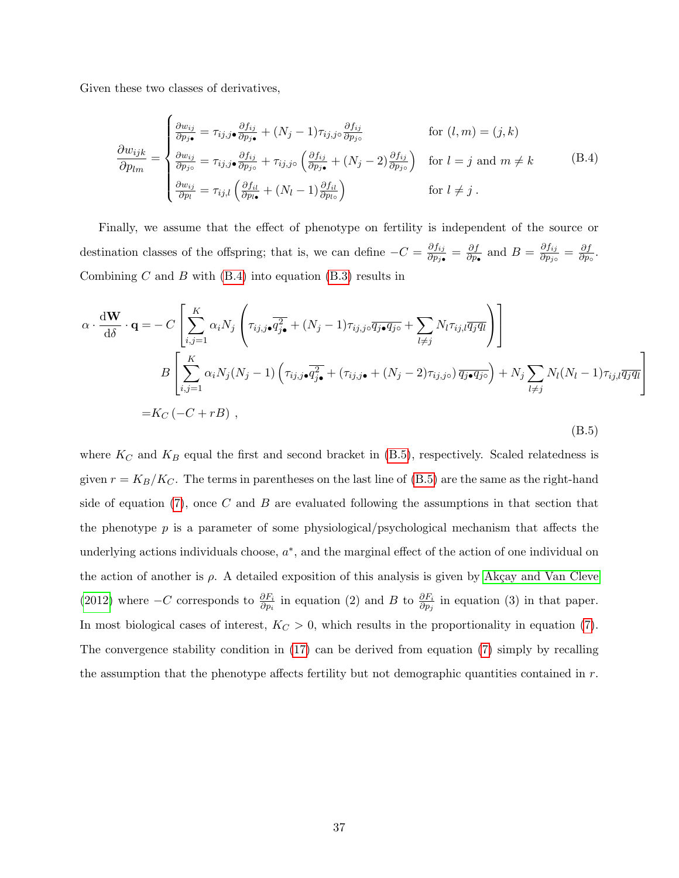Given these two classes of derivatives,

$$
\frac{\partial w_{ijk}}{\partial p_{lm}} = \begin{cases} \frac{\partial w_{ij}}{\partial p_{j\bullet}} = \tau_{ij,j\bullet} \frac{\partial f_{ij}}{\partial p_{j\bullet}} + (N_j - 1)\tau_{ij,j\circ} \frac{\partial f_{ij}}{\partial p_{j\circ}} & \text{for } (l,m) = (j,k) \\ \frac{\partial w_{ij}}{\partial p_{j\circ}} = \tau_{ij,j\bullet} \frac{\partial f_{ij}}{\partial p_{j\circ}} + \tau_{ij,j\circ} \left( \frac{\partial f_{ij}}{\partial p_{j\bullet}} + (N_j - 2) \frac{\partial f_{ij}}{\partial p_{j\circ}} \right) & \text{for } l = j \text{ and } m \neq k \\ \frac{\partial w_{ij}}{\partial p_{l}} = \tau_{ij,l} \left( \frac{\partial f_{il}}{\partial p_{l\bullet}} + (N_l - 1) \frac{\partial f_{il}}{\partial p_{l\circ}} \right) & \text{for } l \neq j \,. \end{cases} \tag{B.4}
$$

Finally, we assume that the effect of phenotype on fertility is independent of the source or destination classes of the offspring; that is, we can define $-C = \frac{\partial f_{ij}}{\partial p_{j\bullet}} = \frac{\partial f}{\partial p_{\bullet}}$ and $B = \frac{\partial f_{ij}}{\partial p_{j\circ}} = \frac{\partial f}{\partial p_{\circ}}$. Combining $C$ and $B$ with (B.4) into equation (B.3) results in

$$
\begin{aligned}
\alpha \cdot \frac{\mathrm{d}\mathbf{W}}{\mathrm{d}\delta} \cdot \mathbf{q} = & - C \left[ \sum_{i,j=1}^{K} \alpha_i N_j \left( \tau_{ij,j\bullet} \overline{q_{j\bullet}^2} + (N_j - 1)\tau_{ij,j\circ} \overline{q_{j\bullet} q_{j\circ}} + \sum_{l \neq j} N_l \tau_{ij,l} \overline{q_j q_l} \right) \right] \\
& B \left[ \sum_{i,j=1}^{K} \alpha_i N_j (N_j - 1) \left( \tau_{ij,j\bullet} \overline{q_{j\bullet}^2} + (\tau_{ij,j\bullet} + (N_j - 2)\tau_{ij,j\circ}) \, \overline{q_{j\bullet} q_{j\circ}} \right) + N_j \sum_{l \neq j} N_l (N_l - 1) \tau_{ij,l} \overline{q_j q_l} \right] \\
= & K_C \left( -C + rB \right) ,
\end{aligned} \tag{B.5}
$$

where $K_C$ and $K_B$ equal the first and second bracket in (B.5), respectively. Scaled relatedness is given $r = K_B/K_C$. The terms in parentheses on the last line of (B.5) are the same as the right-hand side of equation (7), once $C$ and $B$ are evaluated following the assumptions in that section that the phenotype $p$ is a parameter of some physiological/psychological mechanism that affects the underlying actions individuals choose, $a^*$, and the marginal effect of the action of one individual on the action of another is $\rho$. A detailed exposition of this analysis is given by Akçay and Van Cleve (2012) where $-C$ corresponds to $\frac{\partial F_i}{\partial p_i}$ in equation (2) and $B$ to $\frac{\partial F_i}{\partial p_j}$ in equation (3) in that paper. In most biological cases of interest, $K_C > 0$, which results in the proportionality in equation (7). The convergence stability condition in (17) can be derived from equation (7) simply by recalling the assumption that the phenotype affects fertility but not demographic quantities contained in $r$.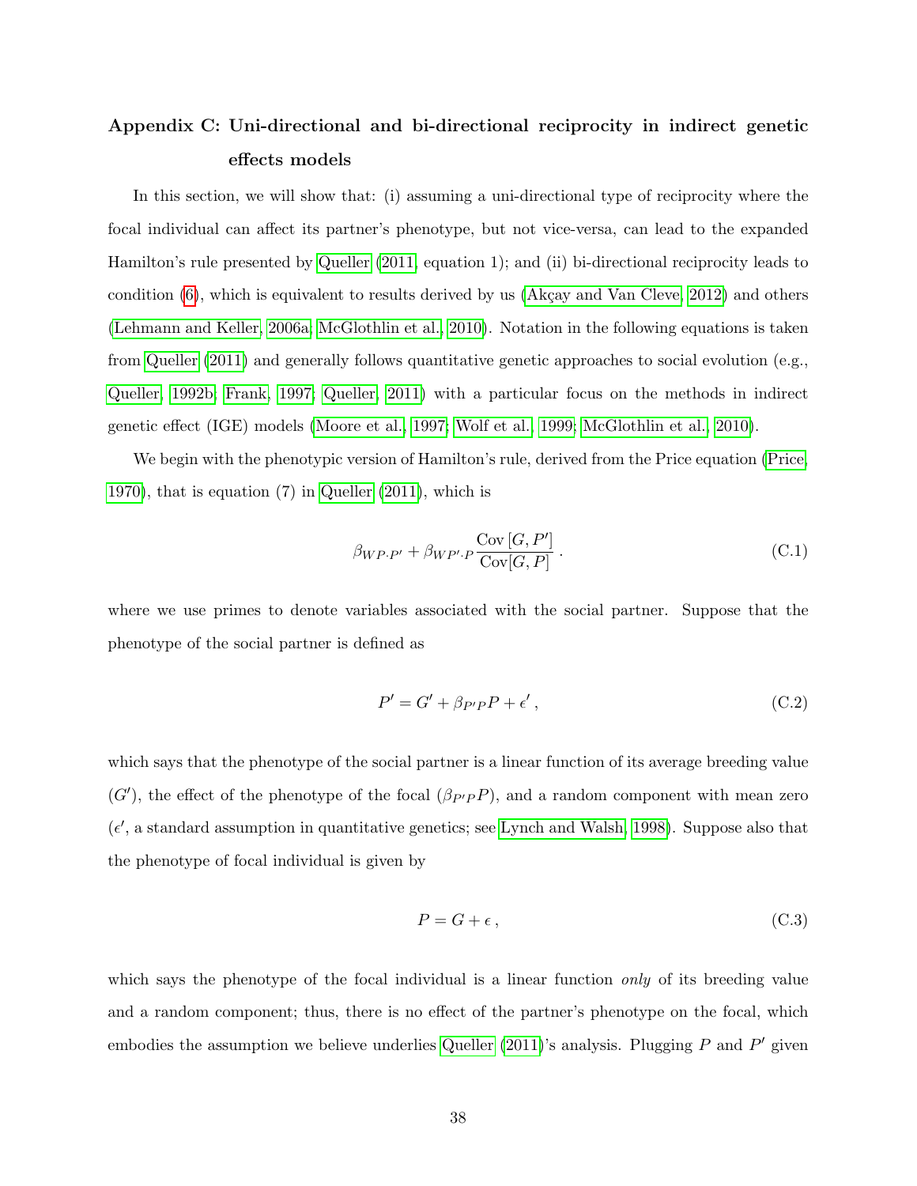## Appendix C: Uni-directional and bi-directional reciprocity in indirect genetic effects models

In this section, we will show that: (i) assuming a uni-directional type of reciprocity where the focal individual can affect its partner's phenotype, but not vice-versa, can lead to the expanded Hamilton's rule presented by Queller (2011, equation 1); and (ii) bi-directional reciprocity leads to condition (6), which is equivalent to results derived by us (Akçay and Van Cleve, 2012) and others (Lehmann and Keller, 2006a; McGlothlin et al., 2010). Notation in the following equations is taken from Queller (2011) and generally follows quantitative genetic approaches to social evolution (e.g., Queller, 1992b; Frank, 1997; Queller, 2011) with a particular focus on the methods in indirect genetic effect (IGE) models (Moore et al., 1997; Wolf et al., 1999; McGlothlin et al., 2010).

We begin with the phenotypic version of Hamilton's rule, derived from the Price equation (Price, 1970), that is equation (7) in Queller (2011), which is

$$\beta_{WP \cdot P'} + \beta_{WP' \cdot P} \frac{\text{Cov}\,[G, P']}{\text{Cov}[G, P]} \,. \tag{C.1}$$

where we use primes to denote variables associated with the social partner. Suppose that the phenotype of the social partner is defined as

$$P' = G' + \beta_{P'P} P + \epsilon' \,, \tag{C.2}$$

which says that the phenotype of the social partner is a linear function of its average breeding value ($G'$), the effect of the phenotype of the focal ($\beta_{P'P} P$), and a random component with mean zero ($\epsilon'$, a standard assumption in quantitative genetics; see Lynch and Walsh, 1998). Suppose also that the phenotype of focal individual is given by

$$P = G + \epsilon \,, \tag{C.3}$$

which says the phenotype of the focal individual is a linear function *only* of its breeding value and a random component; thus, there is no effect of the partner's phenotype on the focal, which embodies the assumption we believe underlies Queller (2011)'s analysis. Plugging $P$ and $P'$ given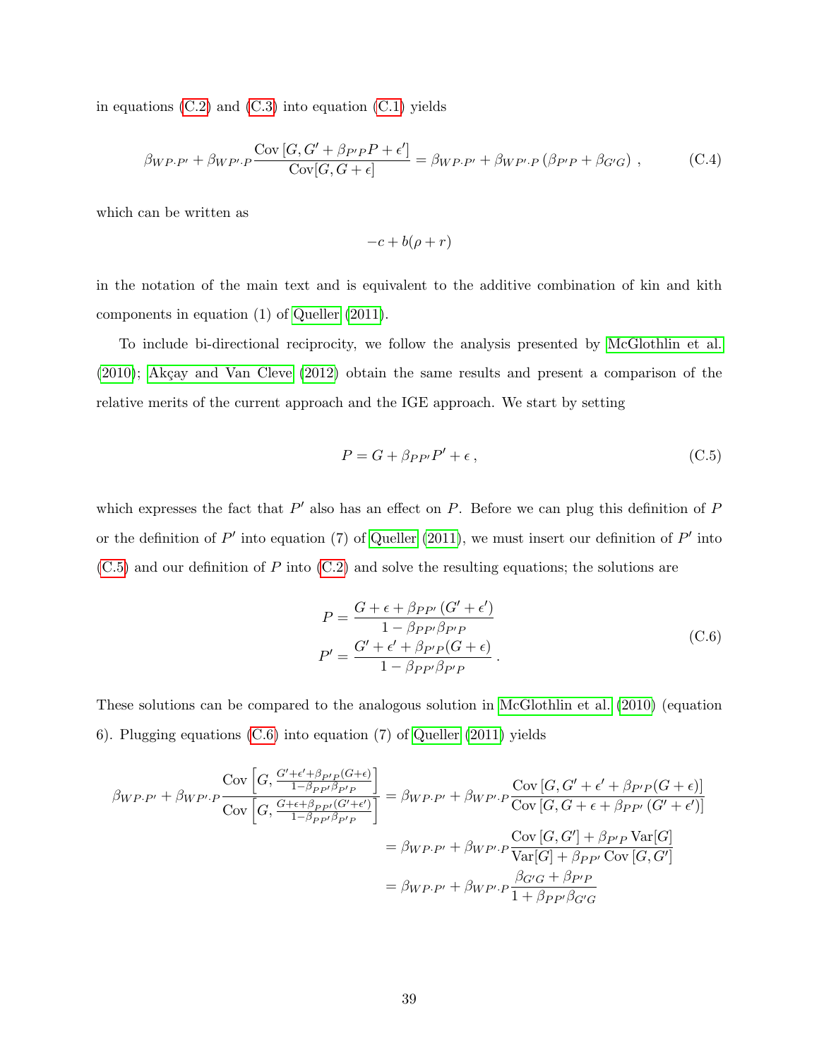in equations (C.2) and (C.3) into equation (C.1) yields

$$\beta_{WP \cdot P'} + \beta_{WP' \cdot P} \frac{\mathrm{Cov}\left[G, G' + \beta_{P'P} P + \epsilon'\right]}{\mathrm{Cov}[G, G + \epsilon]} = \beta_{WP \cdot P'} + \beta_{WP' \cdot P} \left(\beta_{P'P} + \beta_{G'G}\right) , \tag{C.4}$$

which can be written as

$$-c + b(\rho + r)$$

in the notation of the main text and is equivalent to the additive combination of kin and kith components in equation (1) of Queller (2011).

To include bi-directional reciprocity, we follow the analysis presented by McGlothlin et al. (2010); Akçay and Van Cleve (2012) obtain the same results and present a comparison of the relative merits of the current approach and the IGE approach. We start by setting

$$P = G + \beta_{PP'} P' + \epsilon , \tag{C.5}$$

which expresses the fact that $P'$ also has an effect on $P$. Before we can plug this definition of $P$ or the definition of $P'$ into equation (7) of Queller (2011), we must insert our definition of $P'$ into (C.5) and our definition of $P$ into (C.2) and solve the resulting equations; the solutions are

$$\begin{aligned} P &= \frac{G + \epsilon + \beta_{PP'} \left(G' + \epsilon'\right)}{1 - \beta_{PP'} \beta_{P'P}} \\ P' &= \frac{G' + \epsilon' + \beta_{P'P} (G + \epsilon)}{1 - \beta_{PP'} \beta_{P'P}} . \end{aligned} \tag{C.6}$$

These solutions can be compared to the analogous solution in McGlothlin et al. (2010) (equation 6). Plugging equations (C.6) into equation (7) of Queller (2011) yields

$$\begin{aligned} \beta_{WP \cdot P'} + \beta_{WP' \cdot P} \frac{\mathrm{Cov}\left[G, \frac{G' + \epsilon' + \beta_{P'P}(G + \epsilon)}{1 - \beta_{PP'}\beta_{P'P}}\right]}{\mathrm{Cov}\left[G, \frac{G + \epsilon + \beta_{PP'}(G' + \epsilon')}{1 - \beta_{PP'}\beta_{P'P}}\right]} &= \beta_{WP \cdot P'} + \beta_{WP' \cdot P} \frac{\mathrm{Cov}\left[G, G' + \epsilon' + \beta_{P'P}(G + \epsilon)\right]}{\mathrm{Cov}\left[G, G + \epsilon + \beta_{PP'}\left(G' + \epsilon'\right)\right]} \\ &= \beta_{WP \cdot P'} + \beta_{WP' \cdot P} \frac{\mathrm{Cov}\left[G, G'\right] + \beta_{P'P} \, \mathrm{Var}[G]}{\mathrm{Var}[G] + \beta_{PP'} \, \mathrm{Cov}\left[G, G'\right]} \\ &= \beta_{WP \cdot P'} + \beta_{WP' \cdot P} \frac{\beta_{G'G} + \beta_{P'P}}{1 + \beta_{PP'} \beta_{G'G}} \end{aligned}$$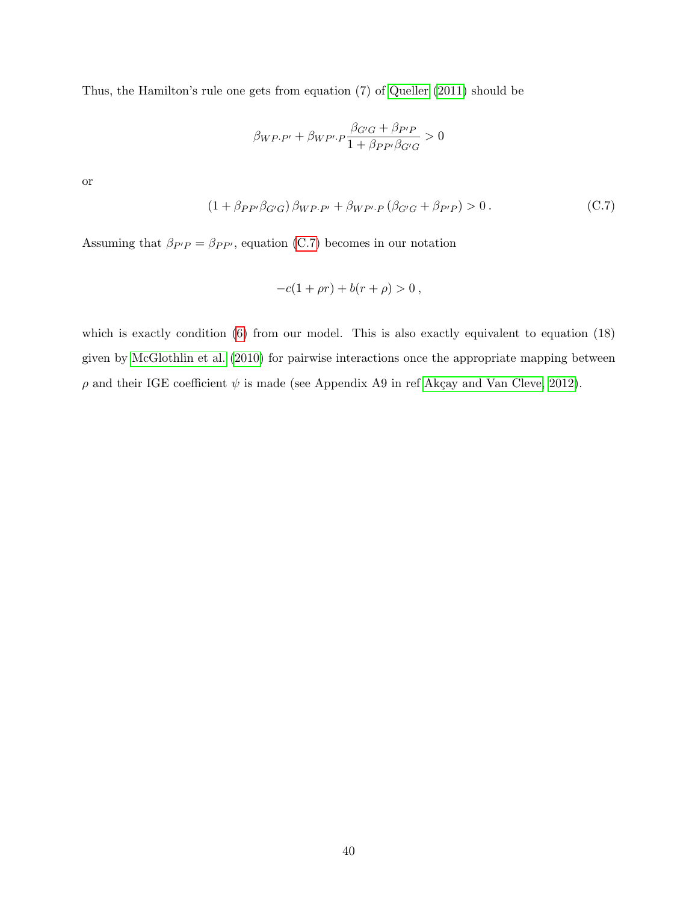Thus, the Hamilton's rule one gets from equation (7) of Queller (2011) should be

$$\beta_{WP \cdot P'} + \beta_{WP' \cdot P} \frac{\beta_{G'G} + \beta_{P'P}}{1 + \beta_{PP'}\beta_{G'G}} > 0$$

or

$$\left(1 + \beta_{PP'}\beta_{G'G}\right)\beta_{WP \cdot P'} + \beta_{WP' \cdot P}\left(\beta_{G'G} + \beta_{P'P}\right) > 0 \,. \tag{C.7}$$

Assuming that $\beta_{P'P} = \beta_{PP'}$, equation (C.7) becomes in our notation

$$-c(1 + \rho r) + b(r + \rho) > 0 \,,$$

which is exactly condition (6) from our model. This is also exactly equivalent to equation (18) given by McGlothlin et al. (2010) for pairwise interactions once the appropriate mapping between $\rho$ and their IGE coefficient $\psi$ is made (see Appendix A9 in ref Akçay and Van Cleve, 2012).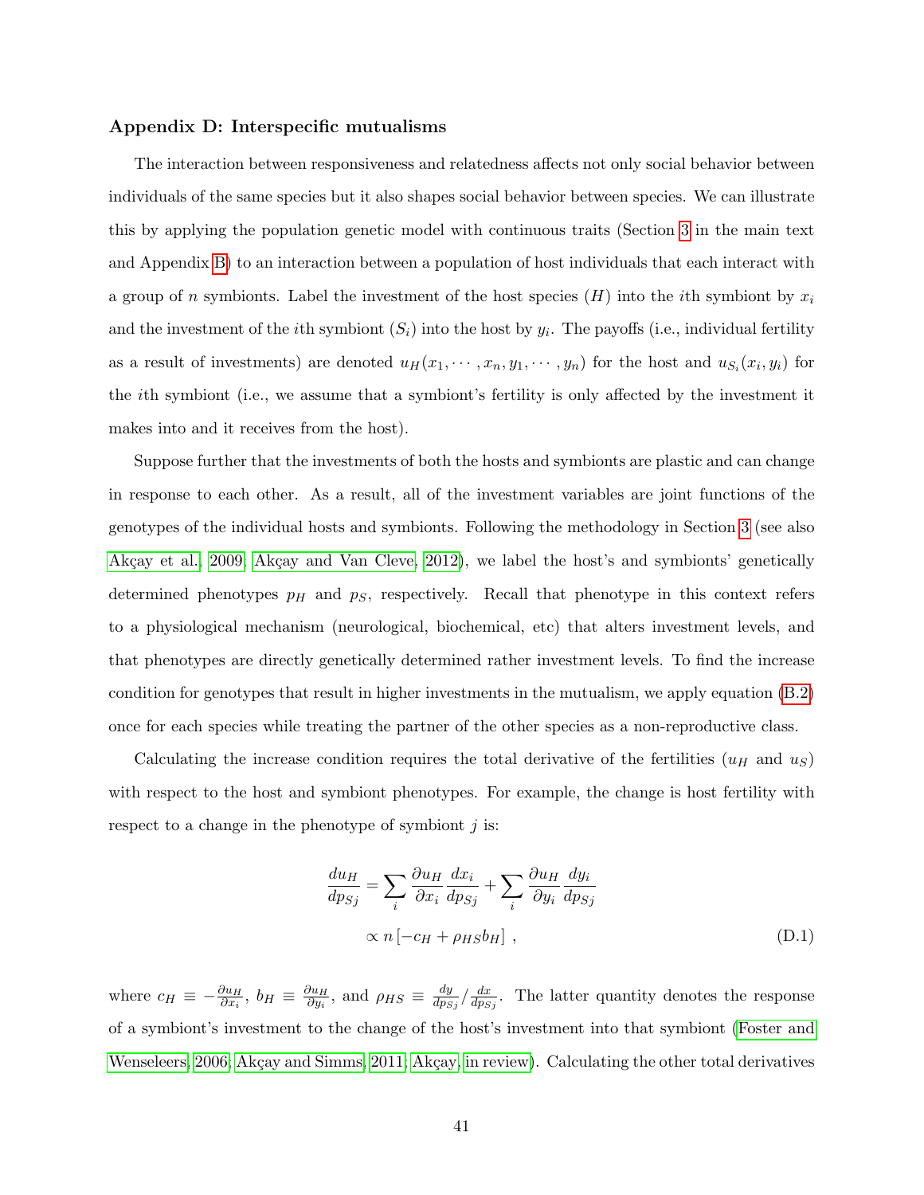### Appendix D: Interspecific mutualisms

The interaction between responsiveness and relatedness affects not only social behavior between individuals of the same species but it also shapes social behavior between species. We can illustrate this by applying the population genetic model with continuous traits (Section 3 in the main text and Appendix B) to an interaction between a population of host individuals that each interact with a group of $n$ symbionts. Label the investment of the host species ($H$) into the $i$th symbiont by $x_i$ and the investment of the $i$th symbiont ($S_i$) into the host by $y_i$. The payoffs (i.e., individual fertility as a result of investments) are denoted $u_H(x_1, \cdots, x_n, y_1, \cdots, y_n)$ for the host and $u_{S_i}(x_i, y_i)$ for the $i$th symbiont (i.e., we assume that a symbiont's fertility is only affected by the investment it makes into and it receives from the host).

Suppose further that the investments of both the hosts and symbionts are plastic and can change in response to each other. As a result, all of the investment variables are joint functions of the genotypes of the individual hosts and symbionts. Following the methodology in Section 3 (see also Akçay et al., 2009; Akçay and Van Cleve, 2012), we label the host's and symbionts' genetically determined phenotypes $p_H$ and $p_S$, respectively. Recall that phenotype in this context refers to a physiological mechanism (neurological, biochemical, etc) that alters investment levels, and that phenotypes are directly genetically determined rather investment levels. To find the increase condition for genotypes that result in higher investments in the mutualism, we apply equation (B.2) once for each species while treating the partner of the other species as a non-reproductive class.

Calculating the increase condition requires the total derivative of the fertilities ($u_H$ and $u_S$) with respect to the host and symbiont phenotypes. For example, the change is host fertility with respect to a change in the phenotype of symbiont $j$ is:

$$
\begin{aligned}
\frac{du_H}{dp_{Sj}} &= \sum_i \frac{\partial u_H}{\partial x_i}\frac{dx_i}{dp_{Sj}} + \sum_i \frac{\partial u_H}{\partial y_i}\frac{dy_i}{dp_{Sj}} \\
&\propto n\left[-c_H + \rho_{HS} b_H\right] \, ,
\end{aligned}
\tag{D.1}
$$

where $c_H \equiv -\frac{\partial u_H}{\partial x_i}$, $b_H \equiv \frac{\partial u_H}{\partial y_i}$, and $\rho_{HS} \equiv \frac{dy}{dp_{Sj}} / \frac{dx}{dp_{Sj}}$. The latter quantity denotes the response of a symbiont's investment to the change of the host's investment into that symbiont (Foster and Wenseleers, 2006; Akçay and Simms, 2011; Akçay, in review). Calculating the other total derivatives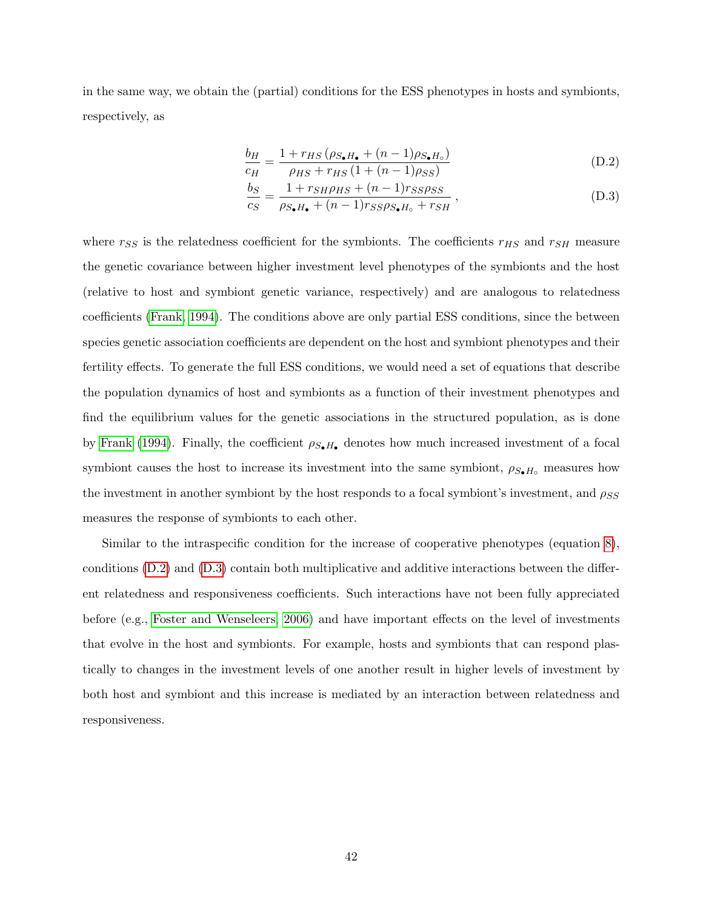in the same way, we obtain the (partial) conditions for the ESS phenotypes in hosts and symbionts, respectively, as

$$\frac{b_H}{c_H} = \frac{1 + r_{HS}\left(\rho_{S_\bullet H_\bullet} + (n-1)\rho_{S_\bullet H_\circ}\right)}{\rho_{HS} + r_{HS}\left(1 + (n-1)\rho_{SS}\right)} \tag{D.2}$$

$$\frac{b_S}{c_S} = \frac{1 + r_{SH}\rho_{HS} + (n-1)r_{SS}\rho_{SS}}{\rho_{S_\bullet H_\bullet} + (n-1)r_{SS}\rho_{S_\bullet H_\circ} + r_{SH}}\,, \tag{D.3}$$

where $r_{SS}$ is the relatedness coefficient for the symbionts. The coefficients $r_{HS}$ and $r_{SH}$ measure the genetic covariance between higher investment level phenotypes of the symbionts and the host (relative to host and symbiont genetic variance, respectively) and are analogous to relatedness coefficients (Frank, 1994). The conditions above are only partial ESS conditions, since the between species genetic association coefficients are dependent on the host and symbiont phenotypes and their fertility effects. To generate the full ESS conditions, we would need a set of equations that describe the population dynamics of host and symbionts as a function of their investment phenotypes and find the equilibrium values for the genetic associations in the structured population, as is done by Frank (1994). Finally, the coefficient $\rho_{S_\bullet H_\bullet}$ denotes how much increased investment of a focal symbiont causes the host to increase its investment into the same symbiont, $\rho_{S_\bullet H_\circ}$ measures how the investment in another symbiont by the host responds to a focal symbiont's investment, and $\rho_{SS}$ measures the response of symbionts to each other.

Similar to the intraspecific condition for the increase of cooperative phenotypes (equation 8), conditions (D.2) and (D.3) contain both multiplicative and additive interactions between the different relatedness and responsiveness coefficients. Such interactions have not been fully appreciated before (e.g., Foster and Wenseleers, 2006) and have important effects on the level of investments that evolve in the host and symbionts. For example, hosts and symbionts that can respond plastically to changes in the investment levels of one another result in higher levels of investment by both host and symbiont and this increase is mediated by an interaction between relatedness and responsiveness.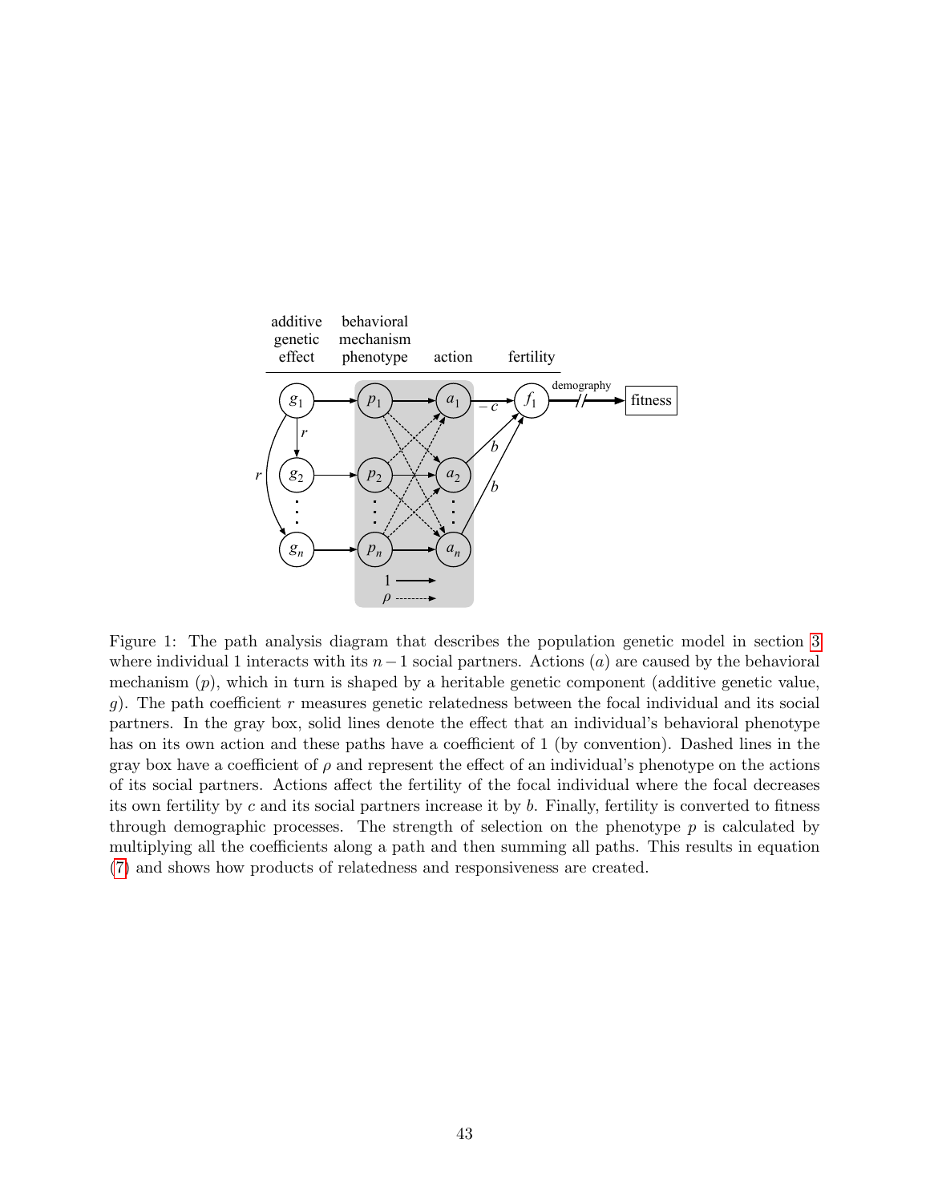Figure 1: The path analysis diagram that describes the population genetic model in section 3 where individual 1 interacts with its $n-1$ social partners. Actions ($a$) are caused by the behavioral mechanism ($p$), which in turn is shaped by a heritable genetic component (additive genetic value, $g$). The path coefficient $r$ measures genetic relatedness between the focal individual and its social partners. In the gray box, solid lines denote the effect that an individual's behavioral phenotype has on its own action and these paths have a coefficient of 1 (by convention). Dashed lines in the gray box have a coefficient of $\rho$ and represent the effect of an individual's phenotype on the actions of its social partners. Actions affect the fertility of the focal individual where the focal decreases its own fertility by $c$ and its social partners increase it by $b$. Finally, fertility is converted to fitness through demographic processes. The strength of selection on the phenotype $p$ is calculated by multiplying all the coefficients along a path and then summing all paths. This results in equation (7) and shows how products of relatedness and responsiveness are created.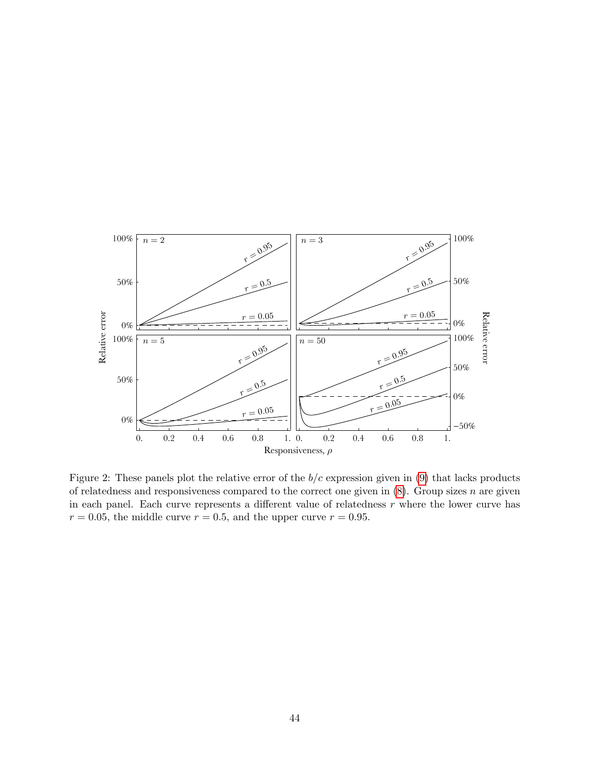Figure 2: These panels plot the relative error of the $b/c$ expression given in (9) that lacks products of relatedness and responsiveness compared to the correct one given in (8). Group sizes $n$ are given in each panel. Each curve represents a different value of relatedness $r$ where the lower curve has $r = 0.05$, the middle curve $r = 0.5$, and the upper curve $r = 0.95$.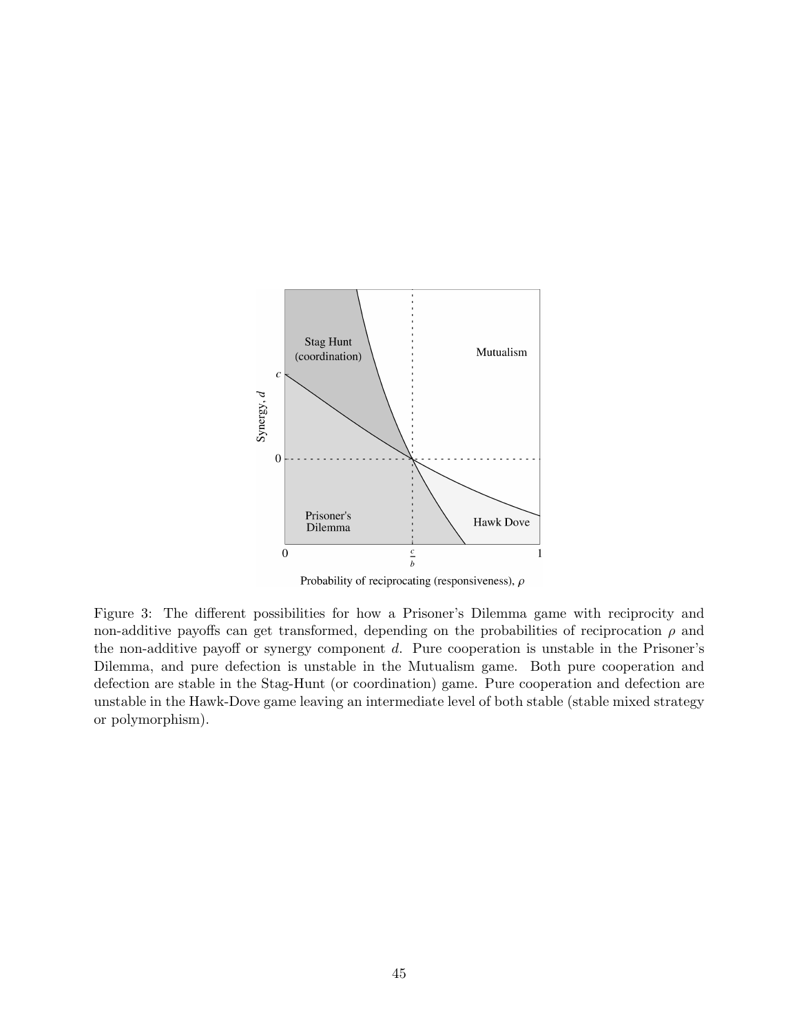Figure 3: The different possibilities for how a Prisoner's Dilemma game with reciprocity and non-additive payoffs can get transformed, depending on the probabilities of reciprocation $\rho$ and the non-additive payoff or synergy component $d$. Pure cooperation is unstable in the Prisoner's Dilemma, and pure defection is unstable in the Mutualism game. Both pure cooperation and defection are stable in the Stag-Hunt (or coordination) game. Pure cooperation and defection are unstable in the Hawk-Dove game leaving an intermediate level of both stable (stable mixed strategy or polymorphism).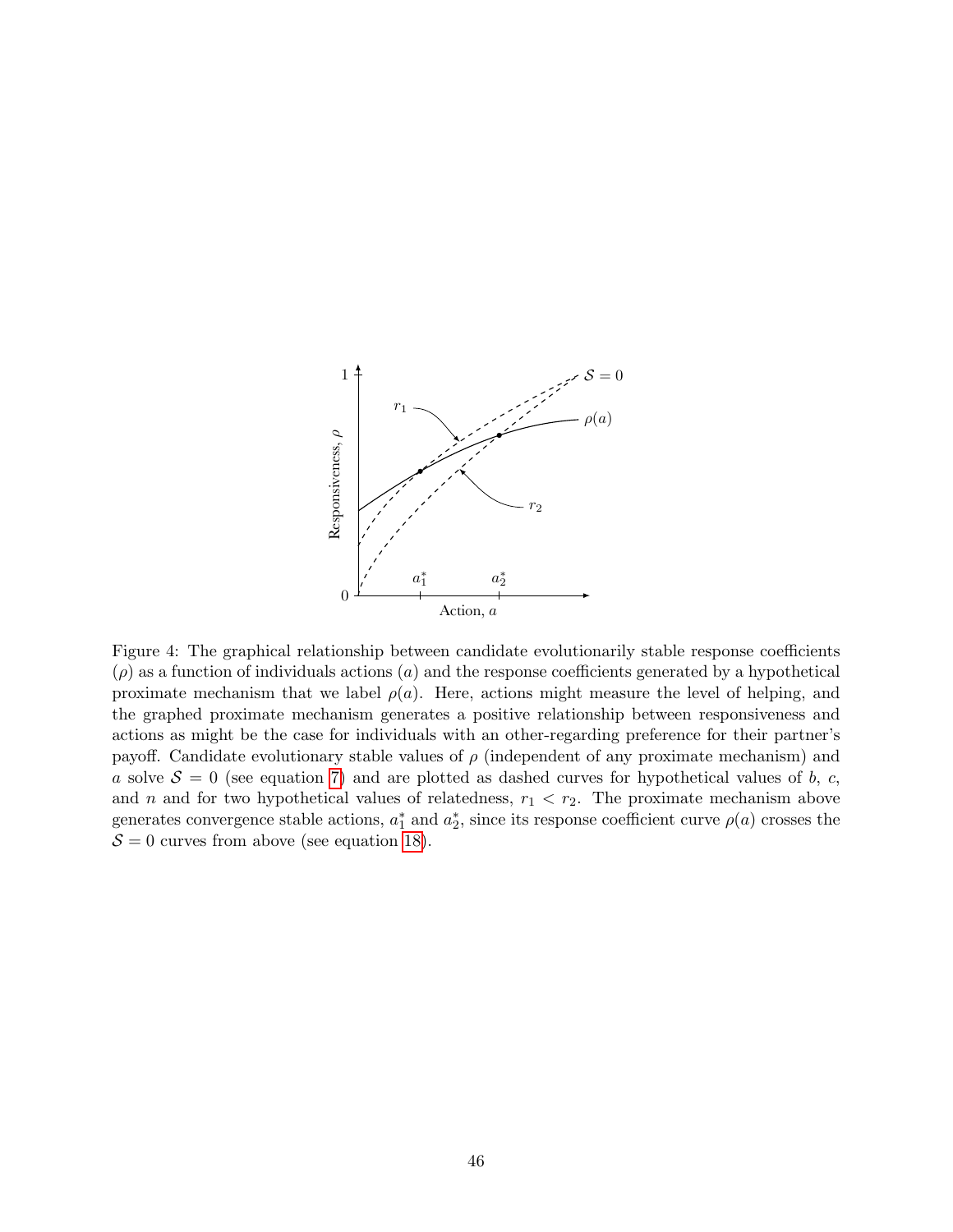1

0

Responsiveness, $\rho$

$r_1$

$r_2$

$\mathcal{S} = 0$

$\rho(a)$

$a_1^*$

$a_2^*$

Action, $a$

Figure 4: The graphical relationship between candidate evolutionarily stable response coefficients ($\rho$) as a function of individuals actions ($a$) and the response coefficients generated by a hypothetical proximate mechanism that we label $\rho(a)$. Here, actions might measure the level of helping, and the graphed proximate mechanism generates a positive relationship between responsiveness and actions as might be the case for individuals with an other-regarding preference for their partner's payoff. Candidate evolutionary stable values of $\rho$ (independent of any proximate mechanism) and $a$ solve $\mathcal{S} = 0$ (see equation 7) and are plotted as dashed curves for hypothetical values of $b$, $c$, and $n$ and for two hypothetical values of relatedness, $r_1 < r_2$. The proximate mechanism above generates convergence stable actions, $a_1^*$ and $a_2^*$, since its response coefficient curve $\rho(a)$ crosses the $\mathcal{S} = 0$ curves from above (see equation 18).